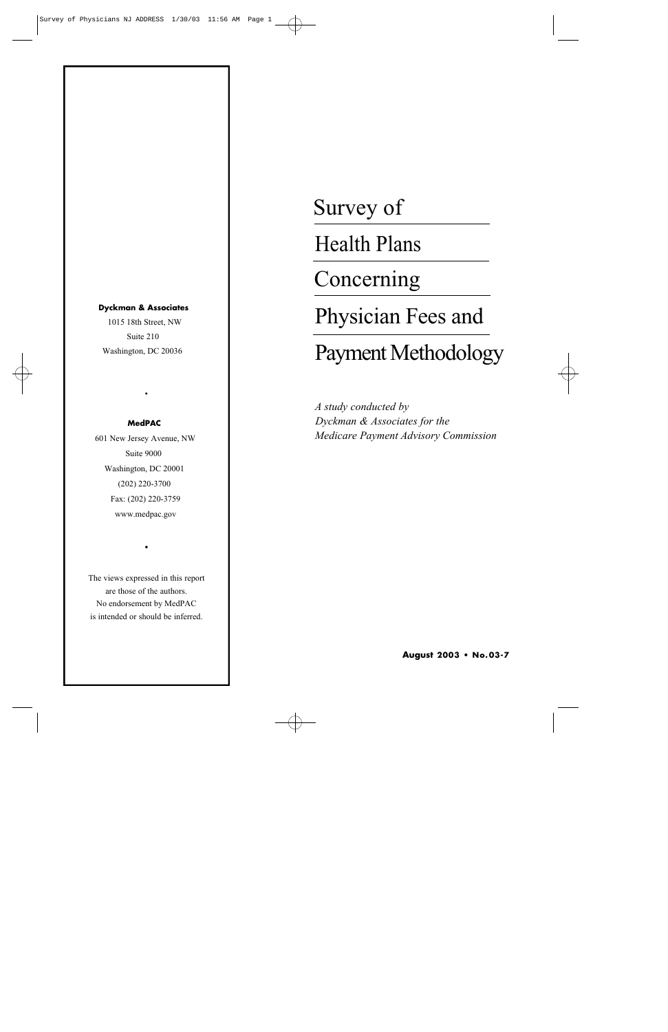# Survey of Health Plans Concerning Physician Fees and Payment Methodology

*A study conducted by Dyckman & Associates for the Medicare Payment Advisory Commission*

**August 2003 • No. 03-7**

**Dyckman & Associates**
1015 18th Street, NW
Suite 210
Washington, DC 20036

•

**MedPAC**
601 New Jersey Avenue, NW
Suite 9000
Washington, DC 20001
(202) 220-3700
Fax: (202) 220-3759
www.medpac.gov

•

The views expressed in this report are those of the authors. No endorsement by MedPAC is intended or should be inferred.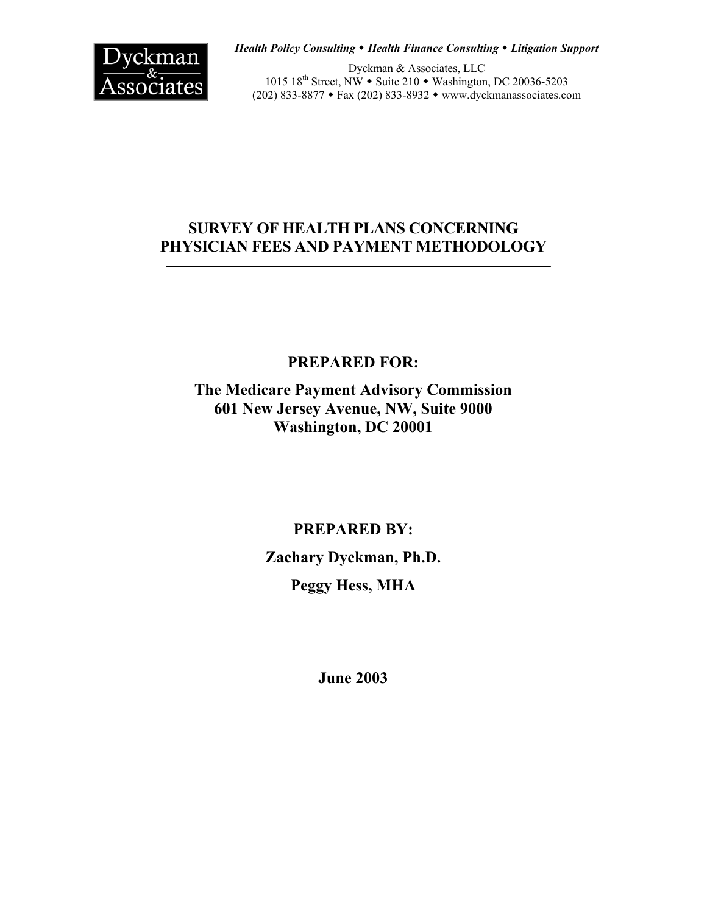Dyckman & Associates

*Health Policy Consulting ◆ Health Finance Consulting ◆ Litigation Support*

Dyckman & Associates, LLC
1015 18th Street, NW ◆ Suite 210 ◆ Washington, DC 20036-5203
(202) 833-8877 ◆ Fax (202) 833-8932 ◆ www.dyckmanassociates.com

# SURVEY OF HEALTH PLANS CONCERNING PHYSICIAN FEES AND PAYMENT METHODOLOGY

**PREPARED FOR:**

**The Medicare Payment Advisory Commission**
**601 New Jersey Avenue, NW, Suite 9000**
**Washington, DC 20001**

**PREPARED BY:**

**Zachary Dyckman, Ph.D.**

**Peggy Hess, MHA**

**June 2003**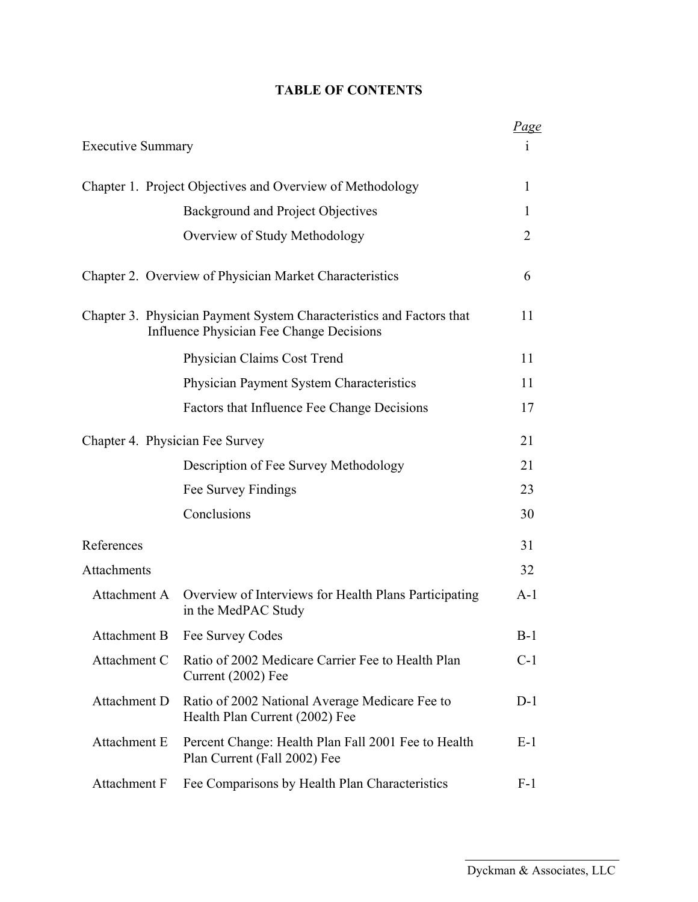# TABLE OF CONTENTS

| | | *Page* |
|---|---|---|
| Executive Summary | | i |
| Chapter 1. Project Objectives and Overview of Methodology | | 1 |
| | Background and Project Objectives | 1 |
| | Overview of Study Methodology | 2 |
| Chapter 2. Overview of Physician Market Characteristics | | 6 |
| Chapter 3. Physician Payment System Characteristics and Factors that Influence Physician Fee Change Decisions | | 11 |
| | Physician Claims Cost Trend | 11 |
| | Physician Payment System Characteristics | 11 |
| | Factors that Influence Fee Change Decisions | 17 |
| Chapter 4. Physician Fee Survey | | 21 |
| | Description of Fee Survey Methodology | 21 |
| | Fee Survey Findings | 23 |
| | Conclusions | 30 |
| References | | 31 |
| Attachments | | 32 |
| Attachment A | Overview of Interviews for Health Plans Participating in the MedPAC Study | A-1 |
| Attachment B | Fee Survey Codes | B-1 |
| Attachment C | Ratio of 2002 Medicare Carrier Fee to Health Plan Current (2002) Fee | C-1 |
| Attachment D | Ratio of 2002 National Average Medicare Fee to Health Plan Current (2002) Fee | D-1 |
| Attachment E | Percent Change: Health Plan Fall 2001 Fee to Health Plan Current (Fall 2002) Fee | E-1 |
| Attachment F | Fee Comparisons by Health Plan Characteristics | F-1 |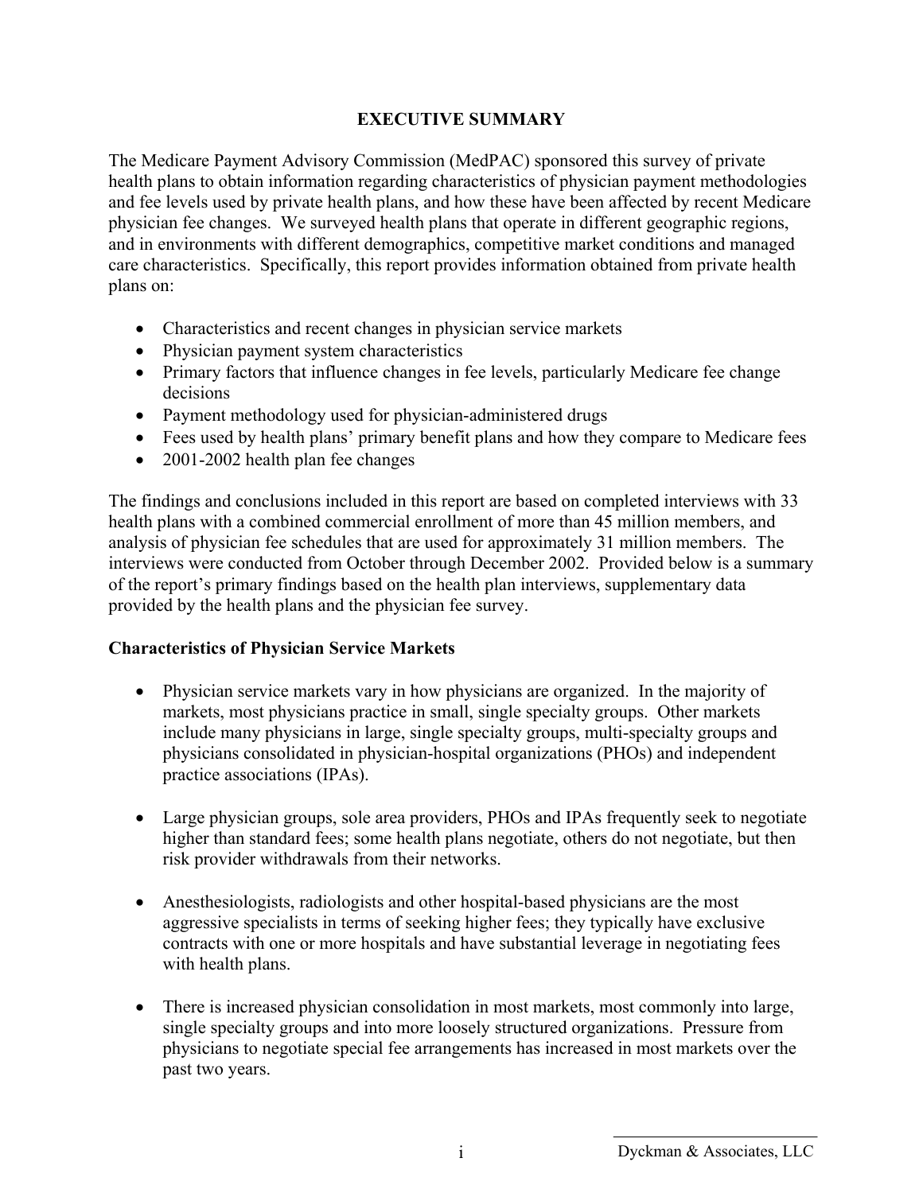## EXECUTIVE SUMMARY

The Medicare Payment Advisory Commission (MedPAC) sponsored this survey of private health plans to obtain information regarding characteristics of physician payment methodologies and fee levels used by private health plans, and how these have been affected by recent Medicare physician fee changes. We surveyed health plans that operate in different geographic regions, and in environments with different demographics, competitive market conditions and managed care characteristics. Specifically, this report provides information obtained from private health plans on:

- Characteristics and recent changes in physician service markets
- Physician payment system characteristics
- Primary factors that influence changes in fee levels, particularly Medicare fee change decisions
- Payment methodology used for physician-administered drugs
- Fees used by health plans' primary benefit plans and how they compare to Medicare fees
- 2001-2002 health plan fee changes

The findings and conclusions included in this report are based on completed interviews with 33 health plans with a combined commercial enrollment of more than 45 million members, and analysis of physician fee schedules that are used for approximately 31 million members. The interviews were conducted from October through December 2002. Provided below is a summary of the report's primary findings based on the health plan interviews, supplementary data provided by the health plans and the physician fee survey.

### Characteristics of Physician Service Markets

- Physician service markets vary in how physicians are organized. In the majority of markets, most physicians practice in small, single specialty groups. Other markets include many physicians in large, single specialty groups, multi-specialty groups and physicians consolidated in physician-hospital organizations (PHOs) and independent practice associations (IPAs).

- Large physician groups, sole area providers, PHOs and IPAs frequently seek to negotiate higher than standard fees; some health plans negotiate, others do not negotiate, but then risk provider withdrawals from their networks.

- Anesthesiologists, radiologists and other hospital-based physicians are the most aggressive specialists in terms of seeking higher fees; they typically have exclusive contracts with one or more hospitals and have substantial leverage in negotiating fees with health plans.

- There is increased physician consolidation in most markets, most commonly into large, single specialty groups and into more loosely structured organizations. Pressure from physicians to negotiate special fee arrangements has increased in most markets over the past two years.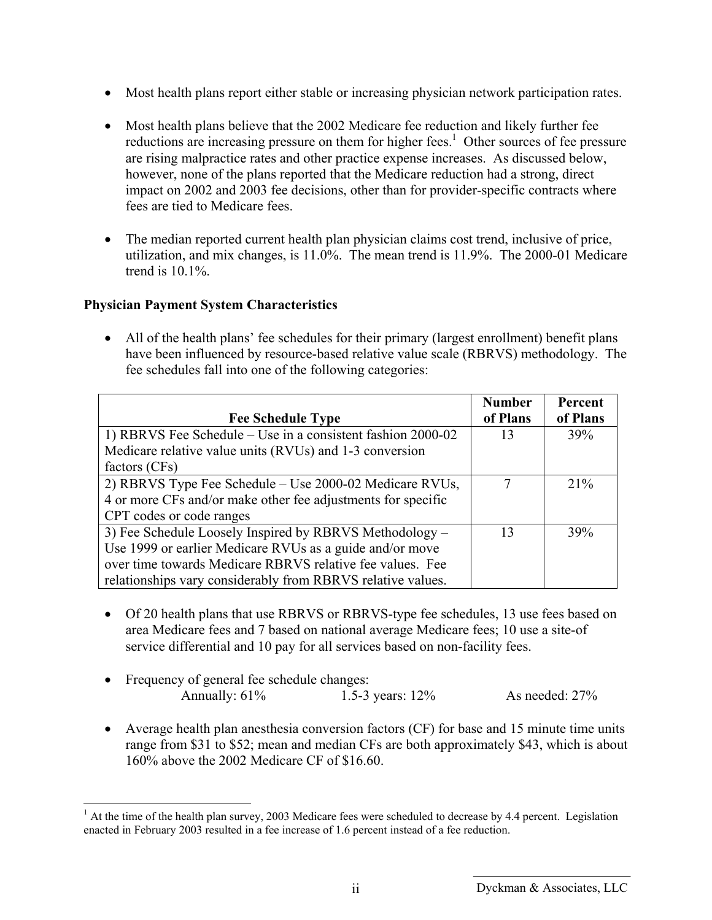- Most health plans report either stable or increasing physician network participation rates.

- Most health plans believe that the 2002 Medicare fee reduction and likely further fee reductions are increasing pressure on them for higher fees.[1] Other sources of fee pressure are rising malpractice rates and other practice expense increases. As discussed below, however, none of the plans reported that the Medicare reduction had a strong, direct impact on 2002 and 2003 fee decisions, other than for provider-specific contracts where fees are tied to Medicare fees.

- The median reported current health plan physician claims cost trend, inclusive of price, utilization, and mix changes, is 11.0%. The mean trend is 11.9%. The 2000-01 Medicare trend is 10.1%.

**Physician Payment System Characteristics**

- All of the health plans' fee schedules for their primary (largest enrollment) benefit plans have been influenced by resource-based relative value scale (RBRVS) methodology. The fee schedules fall into one of the following categories:

| Fee Schedule Type | Number of Plans | Percent of Plans |
|---|---|---|
| 1) RBRVS Fee Schedule – Use in a consistent fashion 2000-02 Medicare relative value units (RVUs) and 1-3 conversion factors (CFs) | 13 | 39% |
| 2) RBRVS Type Fee Schedule – Use 2000-02 Medicare RVUs, 4 or more CFs and/or make other fee adjustments for specific CPT codes or code ranges | 7 | 21% |
| 3) Fee Schedule Loosely Inspired by RBRVS Methodology – Use 1999 or earlier Medicare RVUs as a guide and/or move over time towards Medicare RBRVS relative fee values. Fee relationships vary considerably from RBRVS relative values. | 13 | 39% |

- Of 20 health plans that use RBRVS or RBRVS-type fee schedules, 13 use fees based on area Medicare fees and 7 based on national average Medicare fees; 10 use a site-of service differential and 10 pay for all services based on non-facility fees.

- Frequency of general fee schedule changes:
  Annually: 61%  1.5-3 years: 12%  As needed: 27%

- Average health plan anesthesia conversion factors (CF) for base and 15 minute time units range from \$31 to \$52; mean and median CFs are both approximately \$43, which is about 160% above the 2002 Medicare CF of \$16.60.

[1] At the time of the health plan survey, 2003 Medicare fees were scheduled to decrease by 4.4 percent. Legislation enacted in February 2003 resulted in a fee increase of 1.6 percent instead of a fee reduction.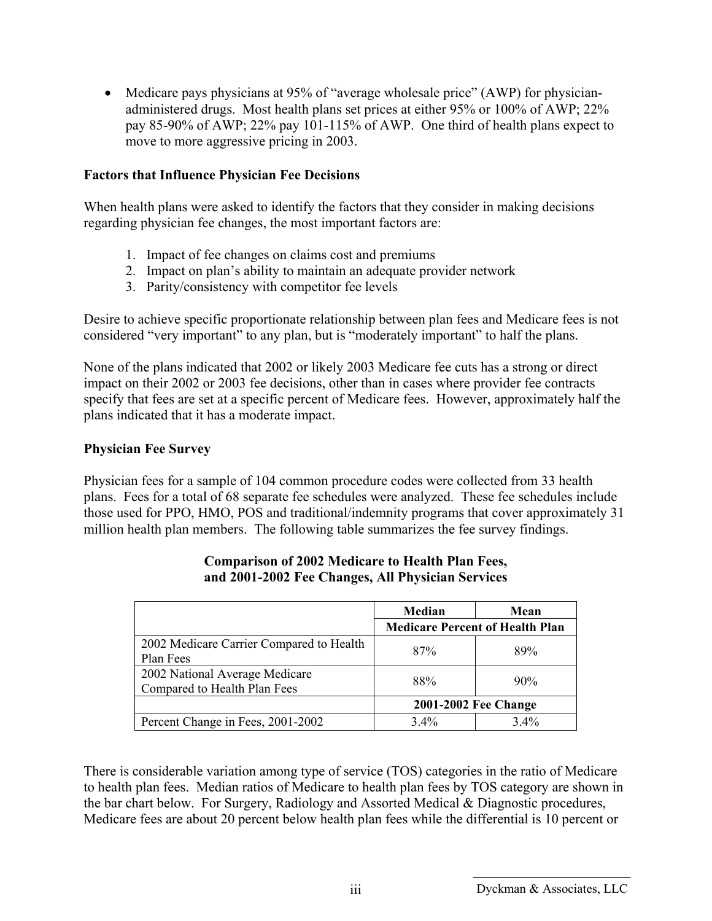- Medicare pays physicians at 95% of "average wholesale price" (AWP) for physician-administered drugs. Most health plans set prices at either 95% or 100% of AWP; 22% pay 85-90% of AWP; 22% pay 101-115% of AWP. One third of health plans expect to move to more aggressive pricing in 2003.

### Factors that Influence Physician Fee Decisions

When health plans were asked to identify the factors that they consider in making decisions regarding physician fee changes, the most important factors are:

1. Impact of fee changes on claims cost and premiums
2. Impact on plan's ability to maintain an adequate provider network
3. Parity/consistency with competitor fee levels

Desire to achieve specific proportionate relationship between plan fees and Medicare fees is not considered "very important" to any plan, but is "moderately important" to half the plans.

None of the plans indicated that 2002 or likely 2003 Medicare fee cuts has a strong or direct impact on their 2002 or 2003 fee decisions, other than in cases where provider fee contracts specify that fees are set at a specific percent of Medicare fees. However, approximately half the plans indicated that it has a moderate impact.

### Physician Fee Survey

Physician fees for a sample of 104 common procedure codes were collected from 33 health plans. Fees for a total of 68 separate fee schedules were analyzed. These fee schedules include those used for PPO, HMO, POS and traditional/indemnity programs that cover approximately 31 million health plan members. The following table summarizes the fee survey findings.

**Comparison of 2002 Medicare to Health Plan Fees, and 2001-2002 Fee Changes, All Physician Services**

| | Median | Mean |
|---|---|---|
| | **Medicare Percent of Health Plan** | |
| 2002 Medicare Carrier Compared to Health Plan Fees | 87% | 89% |
| 2002 National Average Medicare Compared to Health Plan Fees | 88% | 90% |
| | **2001-2002 Fee Change** | |
| Percent Change in Fees, 2001-2002 | 3.4% | 3.4% |

There is considerable variation among type of service (TOS) categories in the ratio of Medicare to health plan fees. Median ratios of Medicare to health plan fees by TOS category are shown in the bar chart below. For Surgery, Radiology and Assorted Medical & Diagnostic procedures, Medicare fees are about 20 percent below health plan fees while the differential is 10 percent or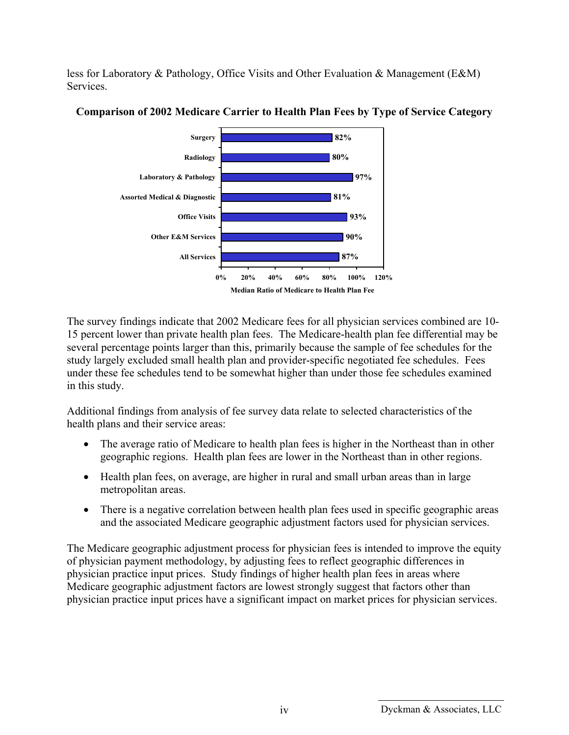less for Laboratory & Pathology, Office Visits and Other Evaluation & Management (E&M) Services.

**Comparison of 2002 Medicare Carrier to Health Plan Fees by Type of Service Category**

| Service Category | Median Ratio of Medicare to Health Plan Fee |
|---|---|
| Surgery | 82% |
| Radiology | 80% |
| Laboratory & Pathology | 97% |
| Assorted Medical & Diagnostic | 81% |
| Office Visits | 93% |
| Other E&M Services | 90% |
| All Services | 87% |

The survey findings indicate that 2002 Medicare fees for all physician services combined are 10-15 percent lower than private health plan fees. The Medicare-health plan fee differential may be several percentage points larger than this, primarily because the sample of fee schedules for the study largely excluded small health plan and provider-specific negotiated fee schedules. Fees under these fee schedules tend to be somewhat higher than under those fee schedules examined in this study.

Additional findings from analysis of fee survey data relate to selected characteristics of the health plans and their service areas:

- The average ratio of Medicare to health plan fees is higher in the Northeast than in other geographic regions. Health plan fees are lower in the Northeast than in other regions.
- Health plan fees, on average, are higher in rural and small urban areas than in large metropolitan areas.
- There is a negative correlation between health plan fees used in specific geographic areas and the associated Medicare geographic adjustment factors used for physician services.

The Medicare geographic adjustment process for physician fees is intended to improve the equity of physician payment methodology, by adjusting fees to reflect geographic differences in physician practice input prices. Study findings of higher health plan fees in areas where Medicare geographic adjustment factors are lowest strongly suggest that factors other than physician practice input prices have a significant impact on market prices for physician services.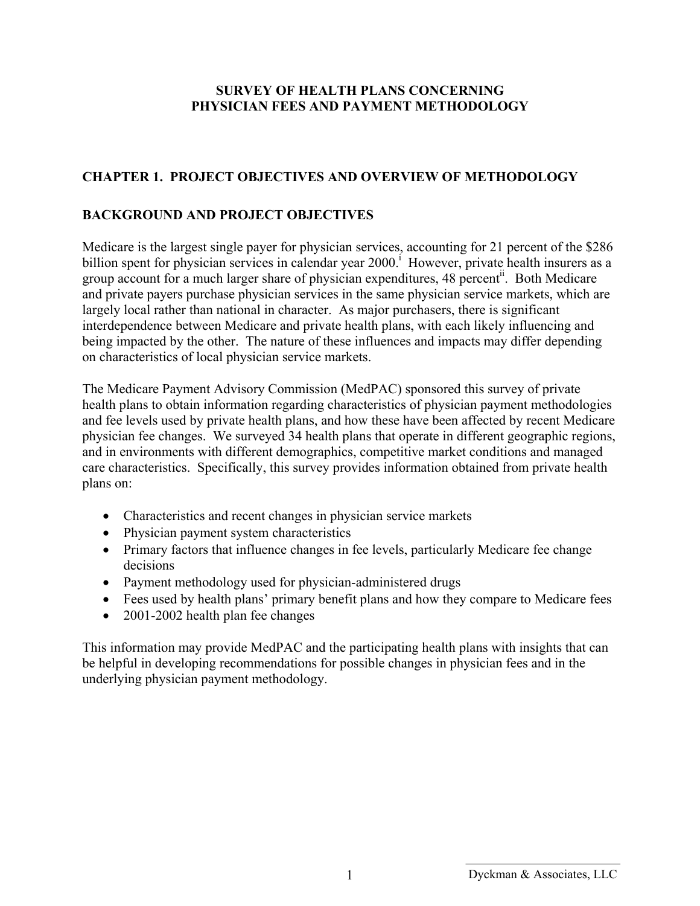# SURVEY OF HEALTH PLANS CONCERNING PHYSICIAN FEES AND PAYMENT METHODOLOGY

## CHAPTER 1. PROJECT OBJECTIVES AND OVERVIEW OF METHODOLOGY

### BACKGROUND AND PROJECT OBJECTIVES

Medicare is the largest single payer for physician services, accounting for 21 percent of the $286 billion spent for physician services in calendar year 2000.[i] However, private health insurers as a group account for a much larger share of physician expenditures, 48 percent[ii]. Both Medicare and private payers purchase physician services in the same physician service markets, which are largely local rather than national in character. As major purchasers, there is significant interdependence between Medicare and private health plans, with each likely influencing and being impacted by the other. The nature of these influences and impacts may differ depending on characteristics of local physician service markets.

The Medicare Payment Advisory Commission (MedPAC) sponsored this survey of private health plans to obtain information regarding characteristics of physician payment methodologies and fee levels used by private health plans, and how these have been affected by recent Medicare physician fee changes. We surveyed 34 health plans that operate in different geographic regions, and in environments with different demographics, competitive market conditions and managed care characteristics. Specifically, this survey provides information obtained from private health plans on:

- Characteristics and recent changes in physician service markets
- Physician payment system characteristics
- Primary factors that influence changes in fee levels, particularly Medicare fee change decisions
- Payment methodology used for physician-administered drugs
- Fees used by health plans' primary benefit plans and how they compare to Medicare fees
- 2001-2002 health plan fee changes

This information may provide MedPAC and the participating health plans with insights that can be helpful in developing recommendations for possible changes in physician fees and in the underlying physician payment methodology.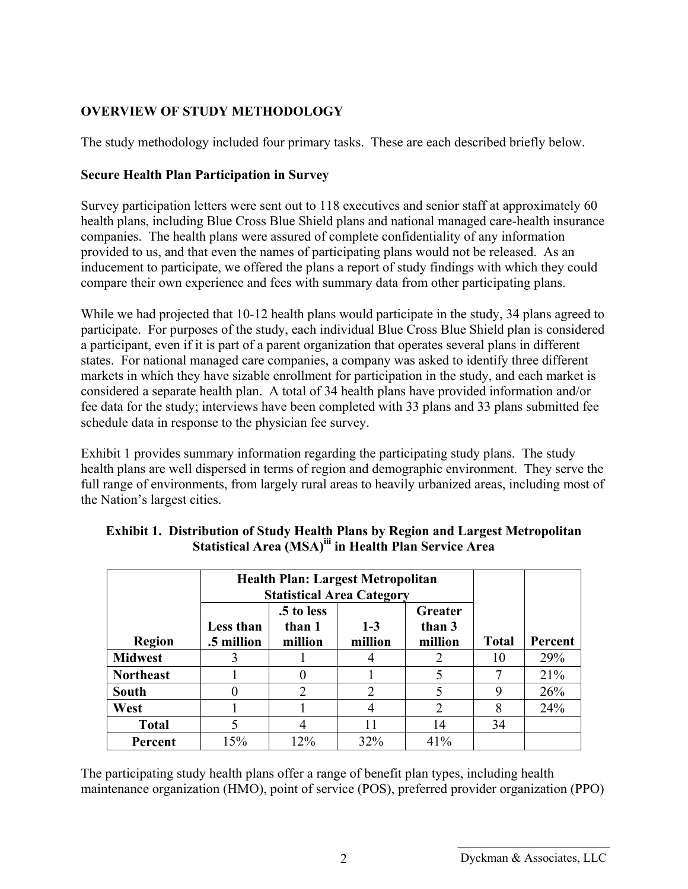## OVERVIEW OF STUDY METHODOLOGY

The study methodology included four primary tasks. These are each described briefly below.

### Secure Health Plan Participation in Survey

Survey participation letters were sent out to 118 executives and senior staff at approximately 60 health plans, including Blue Cross Blue Shield plans and national managed care-health insurance companies. The health plans were assured of complete confidentiality of any information provided to us, and that even the names of participating plans would not be released. As an inducement to participate, we offered the plans a report of study findings with which they could compare their own experience and fees with summary data from other participating plans.

While we had projected that 10-12 health plans would participate in the study, 34 plans agreed to participate. For purposes of the study, each individual Blue Cross Blue Shield plan is considered a participant, even if it is part of a parent organization that operates several plans in different states. For national managed care companies, a company was asked to identify three different markets in which they have sizable enrollment for participation in the study, and each market is considered a separate health plan. A total of 34 health plans have provided information and/or fee data for the study; interviews have been completed with 33 plans and 33 plans submitted fee schedule data in response to the physician fee survey.

Exhibit 1 provides summary information regarding the participating study plans. The study health plans are well dispersed in terms of region and demographic environment. They serve the full range of environments, from largely rural areas to heavily urbanized areas, including most of the Nation's largest cities.

**Exhibit 1. Distribution of Study Health Plans by Region and Largest Metropolitan Statistical Area (MSA)[iii] in Health Plan Service Area**

| | Health Plan: Largest Metropolitan Statistical Area Category | | | | | |
|---|---|---|---|---|---|---|
| **Region** | **Less than .5 million** | **.5 to less than 1 million** | **1-3 million** | **Greater than 3 million** | **Total** | **Percent** |
| **Midwest** | 3 | 1 | 4 | 2 | 10 | 29% |
| **Northeast** | 1 | 0 | 1 | 5 | 7 | 21% |
| **South** | 0 | 2 | 2 | 5 | 9 | 26% |
| **West** | 1 | 1 | 4 | 2 | 8 | 24% |
| **Total** | 5 | 4 | 11 | 14 | 34 | |
| **Percent** | 15% | 12% | 32% | 41% | | |

The participating study health plans offer a range of benefit plan types, including health maintenance organization (HMO), point of service (POS), preferred provider organization (PPO)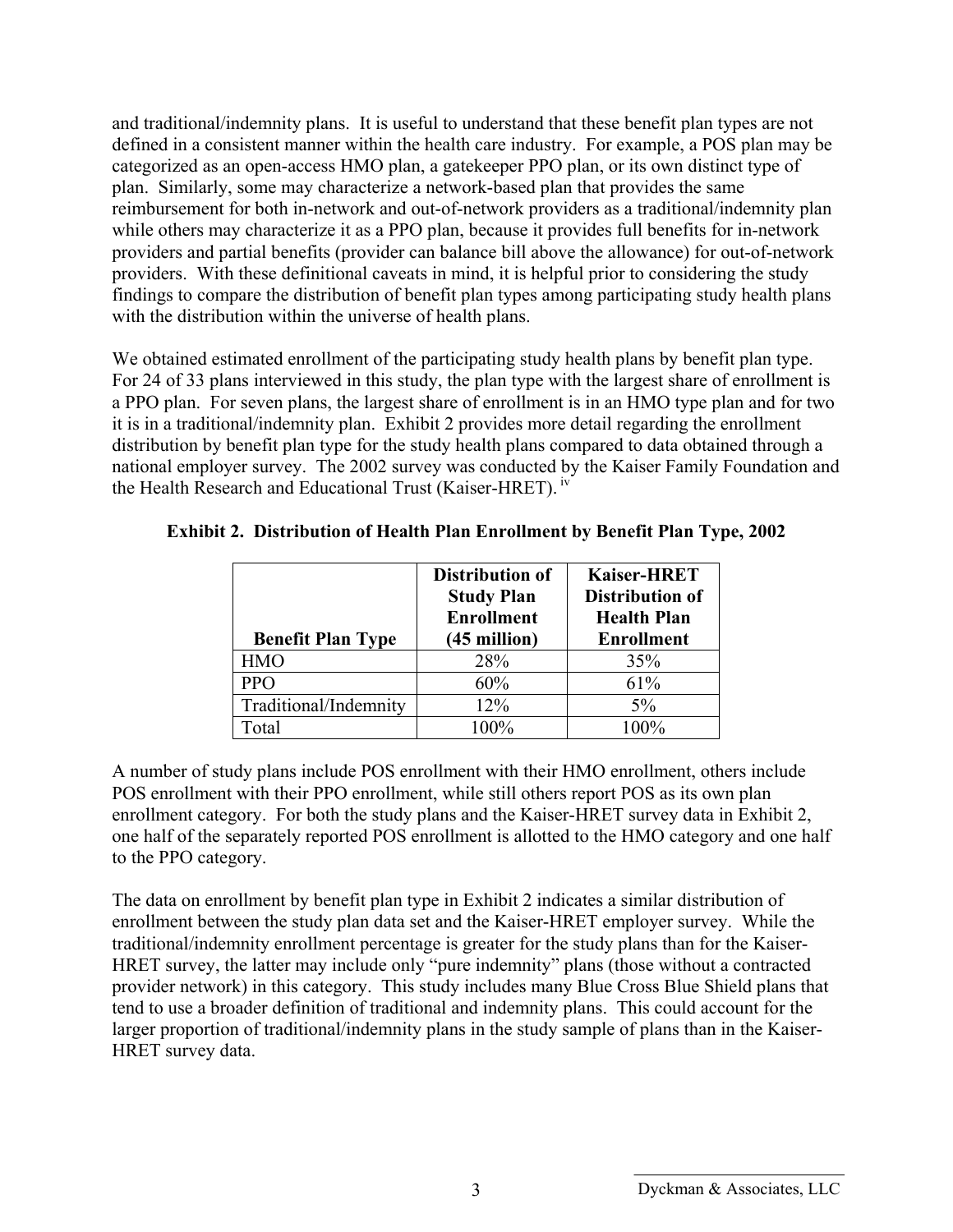and traditional/indemnity plans. It is useful to understand that these benefit plan types are not defined in a consistent manner within the health care industry. For example, a POS plan may be categorized as an open-access HMO plan, a gatekeeper PPO plan, or its own distinct type of plan. Similarly, some may characterize a network-based plan that provides the same reimbursement for both in-network and out-of-network providers as a traditional/indemnity plan while others may characterize it as a PPO plan, because it provides full benefits for in-network providers and partial benefits (provider can balance bill above the allowance) for out-of-network providers. With these definitional caveats in mind, it is helpful prior to considering the study findings to compare the distribution of benefit plan types among participating study health plans with the distribution within the universe of health plans.

We obtained estimated enrollment of the participating study health plans by benefit plan type. For 24 of 33 plans interviewed in this study, the plan type with the largest share of enrollment is a PPO plan. For seven plans, the largest share of enrollment is in an HMO type plan and for two it is in a traditional/indemnity plan. Exhibit 2 provides more detail regarding the enrollment distribution by benefit plan type for the study health plans compared to data obtained through a national employer survey. The 2002 survey was conducted by the Kaiser Family Foundation and the Health Research and Educational Trust (Kaiser-HRET).[iv]

**Exhibit 2. Distribution of Health Plan Enrollment by Benefit Plan Type, 2002**

| Benefit Plan Type | Distribution of Study Plan Enrollment (45 million) | Kaiser-HRET Distribution of Health Plan Enrollment |
|---|---|---|
| HMO | 28% | 35% |
| PPO | 60% | 61% |
| Traditional/Indemnity | 12% | 5% |
| Total | 100% | 100% |

A number of study plans include POS enrollment with their HMO enrollment, others include POS enrollment with their PPO enrollment, while still others report POS as its own plan enrollment category. For both the study plans and the Kaiser-HRET survey data in Exhibit 2, one half of the separately reported POS enrollment is allotted to the HMO category and one half to the PPO category.

The data on enrollment by benefit plan type in Exhibit 2 indicates a similar distribution of enrollment between the study plan data set and the Kaiser-HRET employer survey. While the traditional/indemnity enrollment percentage is greater for the study plans than for the Kaiser-HRET survey, the latter may include only "pure indemnity" plans (those without a contracted provider network) in this category. This study includes many Blue Cross Blue Shield plans that tend to use a broader definition of traditional and indemnity plans. This could account for the larger proportion of traditional/indemnity plans in the study sample of plans than in the Kaiser-HRET survey data.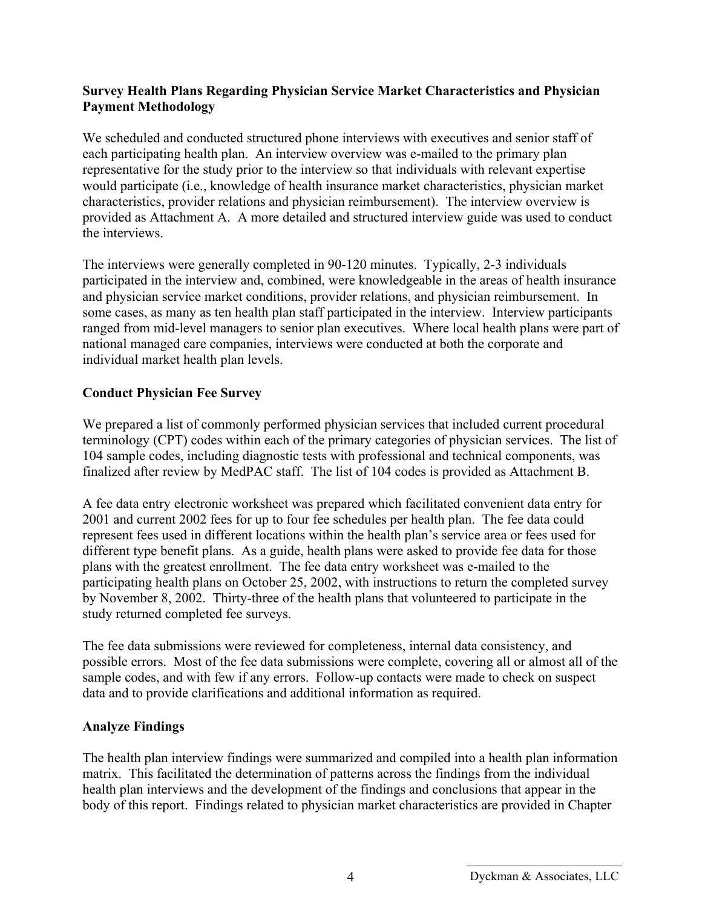**Survey Health Plans Regarding Physician Service Market Characteristics and Physician Payment Methodology**

We scheduled and conducted structured phone interviews with executives and senior staff of each participating health plan. An interview overview was e-mailed to the primary plan representative for the study prior to the interview so that individuals with relevant expertise would participate (i.e., knowledge of health insurance market characteristics, physician market characteristics, provider relations and physician reimbursement). The interview overview is provided as Attachment A. A more detailed and structured interview guide was used to conduct the interviews.

The interviews were generally completed in 90-120 minutes. Typically, 2-3 individuals participated in the interview and, combined, were knowledgeable in the areas of health insurance and physician service market conditions, provider relations, and physician reimbursement. In some cases, as many as ten health plan staff participated in the interview. Interview participants ranged from mid-level managers to senior plan executives. Where local health plans were part of national managed care companies, interviews were conducted at both the corporate and individual market health plan levels.

**Conduct Physician Fee Survey**

We prepared a list of commonly performed physician services that included current procedural terminology (CPT) codes within each of the primary categories of physician services. The list of 104 sample codes, including diagnostic tests with professional and technical components, was finalized after review by MedPAC staff. The list of 104 codes is provided as Attachment B.

A fee data entry electronic worksheet was prepared which facilitated convenient data entry for 2001 and current 2002 fees for up to four fee schedules per health plan. The fee data could represent fees used in different locations within the health plan's service area or fees used for different type benefit plans. As a guide, health plans were asked to provide fee data for those plans with the greatest enrollment. The fee data entry worksheet was e-mailed to the participating health plans on October 25, 2002, with instructions to return the completed survey by November 8, 2002. Thirty-three of the health plans that volunteered to participate in the study returned completed fee surveys.

The fee data submissions were reviewed for completeness, internal data consistency, and possible errors. Most of the fee data submissions were complete, covering all or almost all of the sample codes, and with few if any errors. Follow-up contacts were made to check on suspect data and to provide clarifications and additional information as required.

**Analyze Findings**

The health plan interview findings were summarized and compiled into a health plan information matrix. This facilitated the determination of patterns across the findings from the individual health plan interviews and the development of the findings and conclusions that appear in the body of this report. Findings related to physician market characteristics are provided in Chapter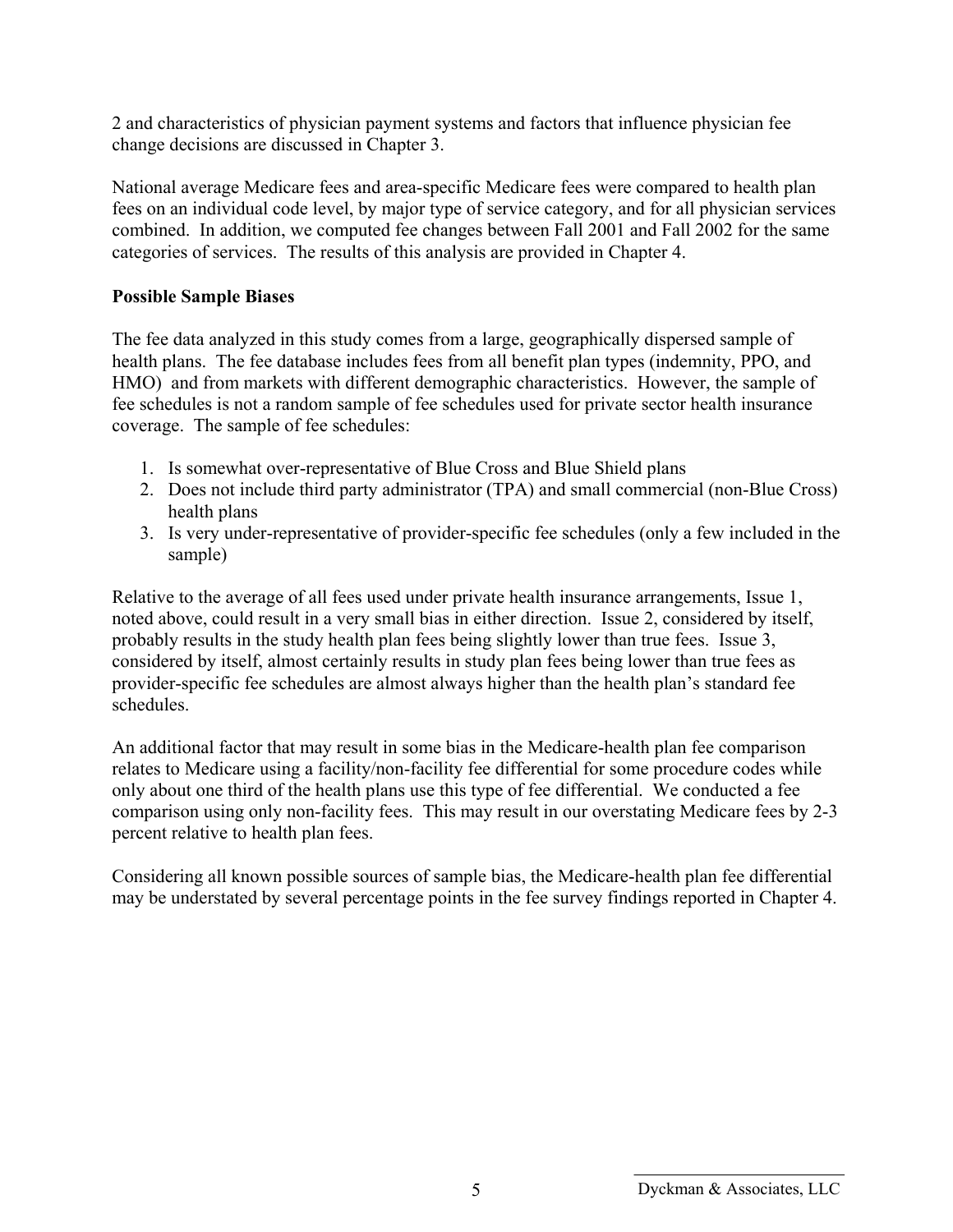2 and characteristics of physician payment systems and factors that influence physician fee change decisions are discussed in Chapter 3.

National average Medicare fees and area-specific Medicare fees were compared to health plan fees on an individual code level, by major type of service category, and for all physician services combined. In addition, we computed fee changes between Fall 2001 and Fall 2002 for the same categories of services. The results of this analysis are provided in Chapter 4.

**Possible Sample Biases**

The fee data analyzed in this study comes from a large, geographically dispersed sample of health plans. The fee database includes fees from all benefit plan types (indemnity, PPO, and HMO) and from markets with different demographic characteristics. However, the sample of fee schedules is not a random sample of fee schedules used for private sector health insurance coverage. The sample of fee schedules:

1. Is somewhat over-representative of Blue Cross and Blue Shield plans
2. Does not include third party administrator (TPA) and small commercial (non-Blue Cross) health plans
3. Is very under-representative of provider-specific fee schedules (only a few included in the sample)

Relative to the average of all fees used under private health insurance arrangements, Issue 1, noted above, could result in a very small bias in either direction. Issue 2, considered by itself, probably results in the study health plan fees being slightly lower than true fees. Issue 3, considered by itself, almost certainly results in study plan fees being lower than true fees as provider-specific fee schedules are almost always higher than the health plan's standard fee schedules.

An additional factor that may result in some bias in the Medicare-health plan fee comparison relates to Medicare using a facility/non-facility fee differential for some procedure codes while only about one third of the health plans use this type of fee differential. We conducted a fee comparison using only non-facility fees. This may result in our overstating Medicare fees by 2-3 percent relative to health plan fees.

Considering all known possible sources of sample bias, the Medicare-health plan fee differential may be understated by several percentage points in the fee survey findings reported in Chapter 4.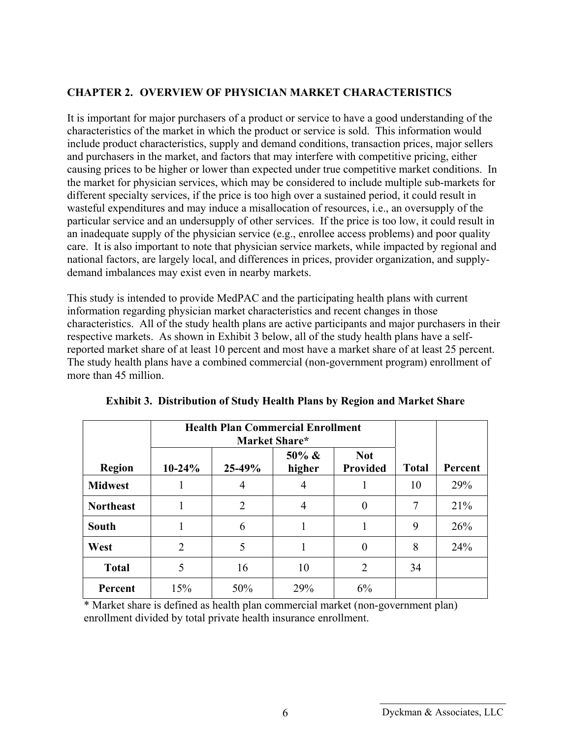## CHAPTER 2. OVERVIEW OF PHYSICIAN MARKET CHARACTERISTICS

It is important for major purchasers of a product or service to have a good understanding of the characteristics of the market in which the product or service is sold. This information would include product characteristics, supply and demand conditions, transaction prices, major sellers and purchasers in the market, and factors that may interfere with competitive pricing, either causing prices to be higher or lower than expected under true competitive market conditions. In the market for physician services, which may be considered to include multiple sub-markets for different specialty services, if the price is too high over a sustained period, it could result in wasteful expenditures and may induce a misallocation of resources, i.e., an oversupply of the particular service and an undersupply of other services. If the price is too low, it could result in an inadequate supply of the physician service (e.g., enrollee access problems) and poor quality care. It is also important to note that physician service markets, while impacted by regional and national factors, are largely local, and differences in prices, provider organization, and supply-demand imbalances may exist even in nearby markets.

This study is intended to provide MedPAC and the participating health plans with current information regarding physician market characteristics and recent changes in those characteristics. All of the study health plans are active participants and major purchasers in their respective markets. As shown in Exhibit 3 below, all of the study health plans have a self-reported market share of at least 10 percent and most have a market share of at least 25 percent. The study health plans have a combined commercial (non-government program) enrollment of more than 45 million.

**Exhibit 3. Distribution of Study Health Plans by Region and Market Share**

| | Health Plan Commercial Enrollment Market Share* | | | | | |
|---|---|---|---|---|---|---|
| **Region** | **10-24%** | **25-49%** | **50% & higher** | **Not Provided** | **Total** | **Percent** |
| **Midwest** | 1 | 4 | 4 | 1 | 10 | 29% |
| **Northeast** | 1 | 2 | 4 | 0 | 7 | 21% |
| **South** | 1 | 6 | 1 | 1 | 9 | 26% |
| **West** | 2 | 5 | 1 | 0 | 8 | 24% |
| **Total** | 5 | 16 | 10 | 2 | 34 | |
| **Percent** | 15% | 50% | 29% | 6% | | |

* Market share is defined as health plan commercial market (non-government plan) enrollment divided by total private health insurance enrollment.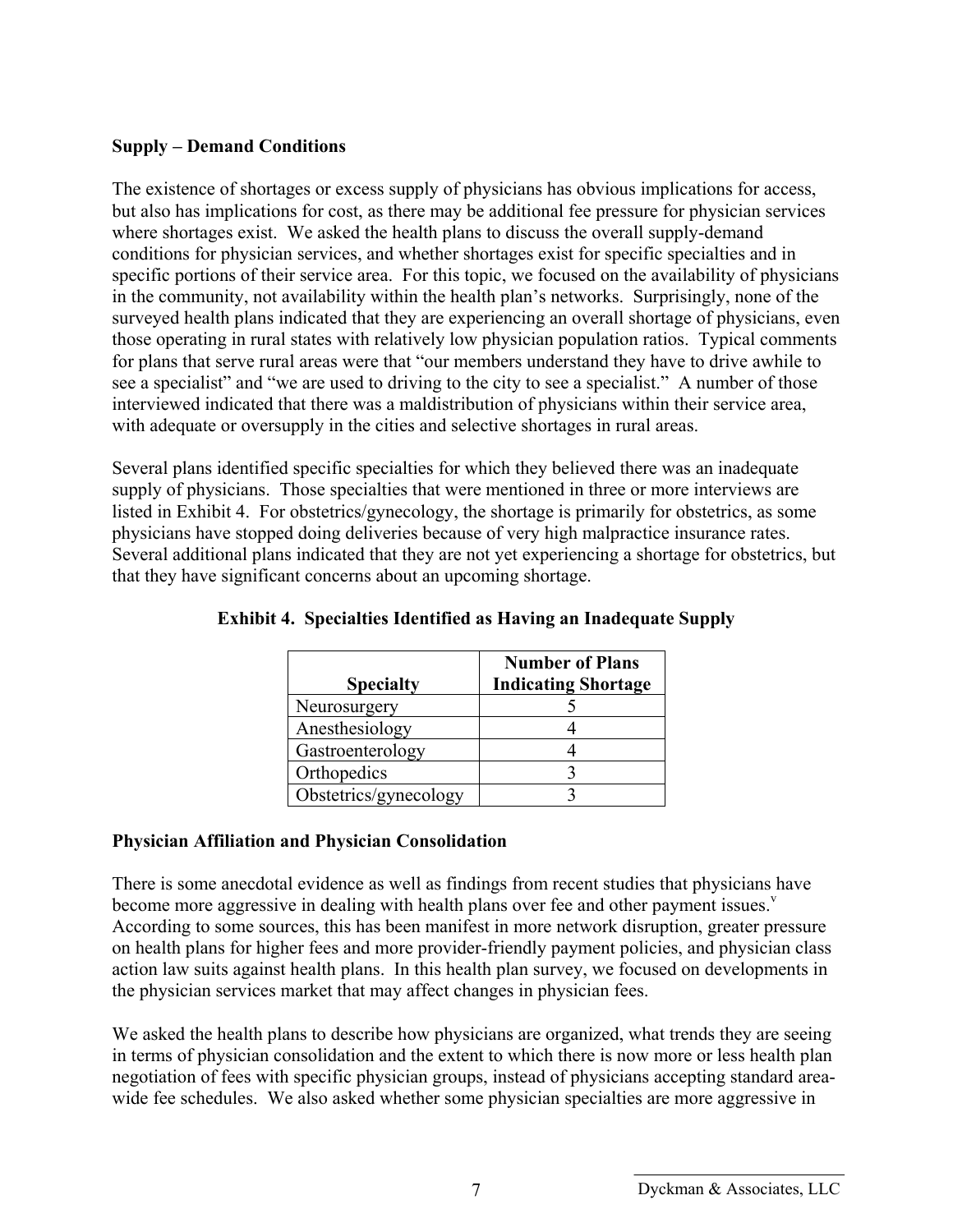## Supply – Demand Conditions

The existence of shortages or excess supply of physicians has obvious implications for access, but also has implications for cost, as there may be additional fee pressure for physician services where shortages exist. We asked the health plans to discuss the overall supply-demand conditions for physician services, and whether shortages exist for specific specialties and in specific portions of their service area. For this topic, we focused on the availability of physicians in the community, not availability within the health plan's networks. Surprisingly, none of the surveyed health plans indicated that they are experiencing an overall shortage of physicians, even those operating in rural states with relatively low physician population ratios. Typical comments for plans that serve rural areas were that "our members understand they have to drive awhile to see a specialist" and "we are used to driving to the city to see a specialist." A number of those interviewed indicated that there was a maldistribution of physicians within their service area, with adequate or oversupply in the cities and selective shortages in rural areas.

Several plans identified specific specialties for which they believed there was an inadequate supply of physicians. Those specialties that were mentioned in three or more interviews are listed in Exhibit 4. For obstetrics/gynecology, the shortage is primarily for obstetrics, as some physicians have stopped doing deliveries because of very high malpractice insurance rates. Several additional plans indicated that they are not yet experiencing a shortage for obstetrics, but that they have significant concerns about an upcoming shortage.

**Exhibit 4. Specialties Identified as Having an Inadequate Supply**

| Specialty | Number of Plans Indicating Shortage |
|---|---|
| Neurosurgery | 5 |
| Anesthesiology | 4 |
| Gastroenterology | 4 |
| Orthopedics | 3 |
| Obstetrics/gynecology | 3 |

## Physician Affiliation and Physician Consolidation

There is some anecdotal evidence as well as findings from recent studies that physicians have become more aggressive in dealing with health plans over fee and other payment issues.[v] According to some sources, this has been manifest in more network disruption, greater pressure on health plans for higher fees and more provider-friendly payment policies, and physician class action law suits against health plans. In this health plan survey, we focused on developments in the physician services market that may affect changes in physician fees.

We asked the health plans to describe how physicians are organized, what trends they are seeing in terms of physician consolidation and the extent to which there is now more or less health plan negotiation of fees with specific physician groups, instead of physicians accepting standard area-wide fee schedules. We also asked whether some physician specialties are more aggressive in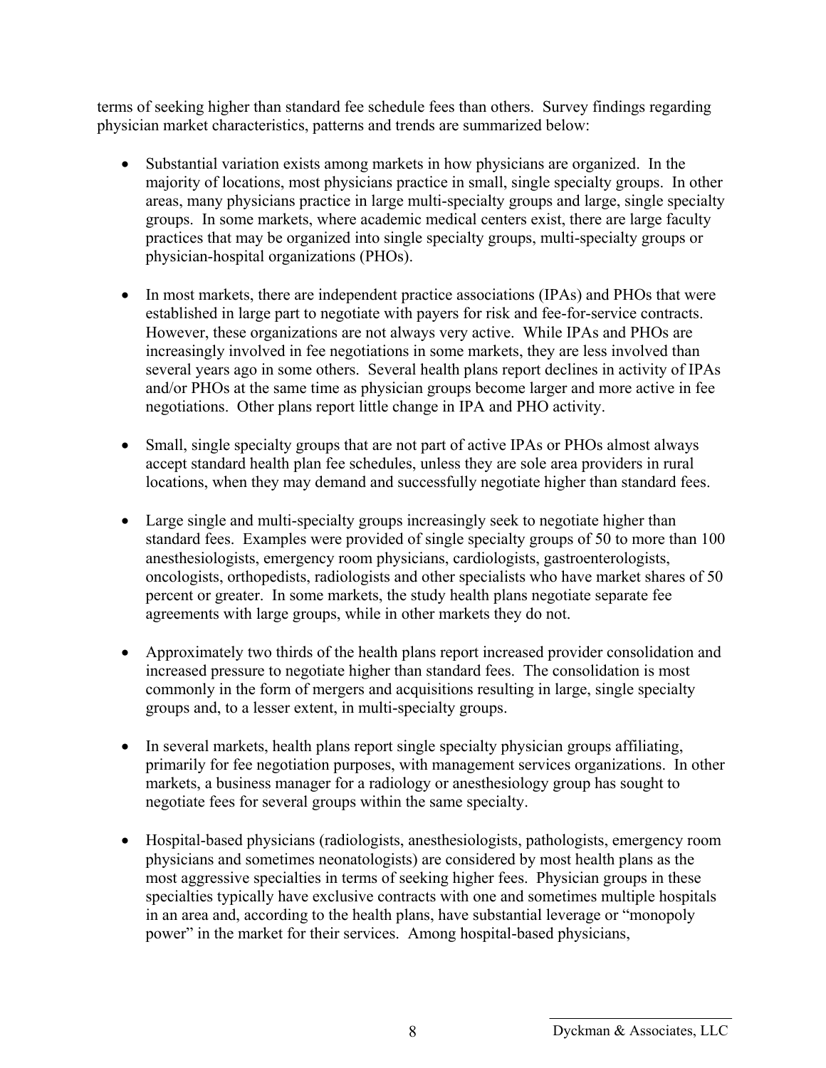terms of seeking higher than standard fee schedule fees than others. Survey findings regarding physician market characteristics, patterns and trends are summarized below:

- Substantial variation exists among markets in how physicians are organized. In the majority of locations, most physicians practice in small, single specialty groups. In other areas, many physicians practice in large multi-specialty groups and large, single specialty groups. In some markets, where academic medical centers exist, there are large faculty practices that may be organized into single specialty groups, multi-specialty groups or physician-hospital organizations (PHOs).

- In most markets, there are independent practice associations (IPAs) and PHOs that were established in large part to negotiate with payers for risk and fee-for-service contracts. However, these organizations are not always very active. While IPAs and PHOs are increasingly involved in fee negotiations in some markets, they are less involved than several years ago in some others. Several health plans report declines in activity of IPAs and/or PHOs at the same time as physician groups become larger and more active in fee negotiations. Other plans report little change in IPA and PHO activity.

- Small, single specialty groups that are not part of active IPAs or PHOs almost always accept standard health plan fee schedules, unless they are sole area providers in rural locations, when they may demand and successfully negotiate higher than standard fees.

- Large single and multi-specialty groups increasingly seek to negotiate higher than standard fees. Examples were provided of single specialty groups of 50 to more than 100 anesthesiologists, emergency room physicians, cardiologists, gastroenterologists, oncologists, orthopedists, radiologists and other specialists who have market shares of 50 percent or greater. In some markets, the study health plans negotiate separate fee agreements with large groups, while in other markets they do not.

- Approximately two thirds of the health plans report increased provider consolidation and increased pressure to negotiate higher than standard fees. The consolidation is most commonly in the form of mergers and acquisitions resulting in large, single specialty groups and, to a lesser extent, in multi-specialty groups.

- In several markets, health plans report single specialty physician groups affiliating, primarily for fee negotiation purposes, with management services organizations. In other markets, a business manager for a radiology or anesthesiology group has sought to negotiate fees for several groups within the same specialty.

- Hospital-based physicians (radiologists, anesthesiologists, pathologists, emergency room physicians and sometimes neonatologists) are considered by most health plans as the most aggressive specialties in terms of seeking higher fees. Physician groups in these specialties typically have exclusive contracts with one and sometimes multiple hospitals in an area and, according to the health plans, have substantial leverage or "monopoly power" in the market for their services. Among hospital-based physicians,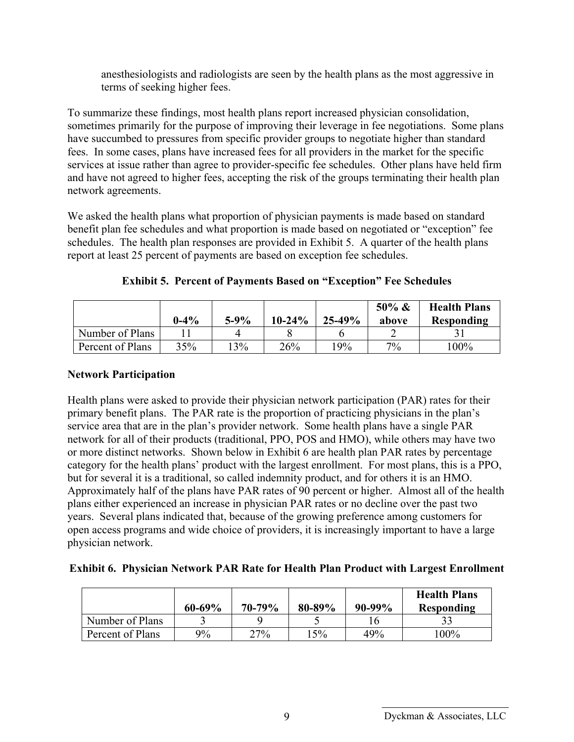anesthesiologists and radiologists are seen by the health plans as the most aggressive in terms of seeking higher fees.

To summarize these findings, most health plans report increased physician consolidation, sometimes primarily for the purpose of improving their leverage in fee negotiations. Some plans have succumbed to pressures from specific provider groups to negotiate higher than standard fees. In some cases, plans have increased fees for all providers in the market for the specific services at issue rather than agree to provider-specific fee schedules. Other plans have held firm and have not agreed to higher fees, accepting the risk of the groups terminating their health plan network agreements.

We asked the health plans what proportion of physician payments is made based on standard benefit plan fee schedules and what proportion is made based on negotiated or "exception" fee schedules. The health plan responses are provided in Exhibit 5. A quarter of the health plans report at least 25 percent of payments are based on exception fee schedules.

**Exhibit 5. Percent of Payments Based on "Exception" Fee Schedules**

| | 0-4% | 5-9% | 10-24% | 25-49% | 50% & above | Health Plans Responding |
|---|---|---|---|---|---|---|
| Number of Plans | 11 | 4 | 8 | 6 | 2 | 31 |
| Percent of Plans | 35% | 13% | 26% | 19% | 7% | 100% |

**Network Participation**

Health plans were asked to provide their physician network participation (PAR) rates for their primary benefit plans. The PAR rate is the proportion of practicing physicians in the plan's service area that are in the plan's provider network. Some health plans have a single PAR network for all of their products (traditional, PPO, POS and HMO), while others may have two or more distinct networks. Shown below in Exhibit 6 are health plan PAR rates by percentage category for the health plans' product with the largest enrollment. For most plans, this is a PPO, but for several it is a traditional, so called indemnity product, and for others it is an HMO. Approximately half of the plans have PAR rates of 90 percent or higher. Almost all of the health plans either experienced an increase in physician PAR rates or no decline over the past two years. Several plans indicated that, because of the growing preference among customers for open access programs and wide choice of providers, it is increasingly important to have a large physician network.

**Exhibit 6. Physician Network PAR Rate for Health Plan Product with Largest Enrollment**

| | 60-69% | 70-79% | 80-89% | 90-99% | Health Plans Responding |
|---|---|---|---|---|---|
| Number of Plans | 3 | 9 | 5 | 16 | 33 |
| Percent of Plans | 9% | 27% | 15% | 49% | 100% |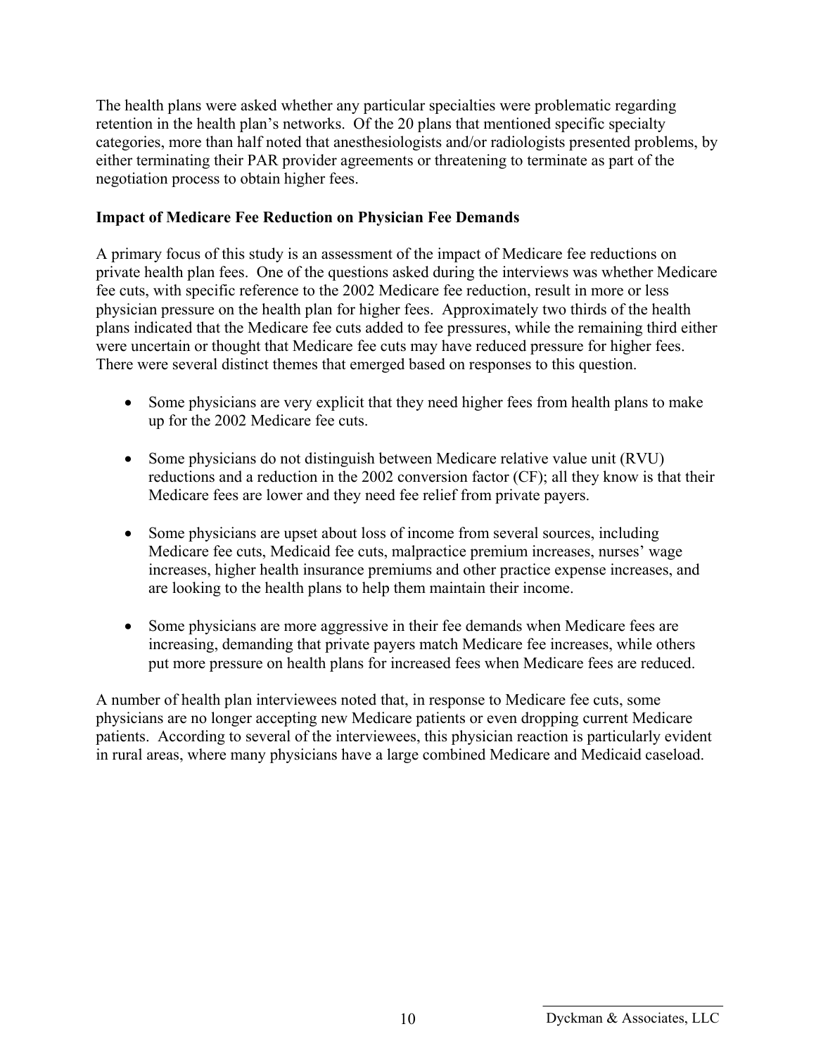The health plans were asked whether any particular specialties were problematic regarding retention in the health plan's networks. Of the 20 plans that mentioned specific specialty categories, more than half noted that anesthesiologists and/or radiologists presented problems, by either terminating their PAR provider agreements or threatening to terminate as part of the negotiation process to obtain higher fees.

**Impact of Medicare Fee Reduction on Physician Fee Demands**

A primary focus of this study is an assessment of the impact of Medicare fee reductions on private health plan fees. One of the questions asked during the interviews was whether Medicare fee cuts, with specific reference to the 2002 Medicare fee reduction, result in more or less physician pressure on the health plan for higher fees. Approximately two thirds of the health plans indicated that the Medicare fee cuts added to fee pressures, while the remaining third either were uncertain or thought that Medicare fee cuts may have reduced pressure for higher fees. There were several distinct themes that emerged based on responses to this question.

- Some physicians are very explicit that they need higher fees from health plans to make up for the 2002 Medicare fee cuts.
- Some physicians do not distinguish between Medicare relative value unit (RVU) reductions and a reduction in the 2002 conversion factor (CF); all they know is that their Medicare fees are lower and they need fee relief from private payers.
- Some physicians are upset about loss of income from several sources, including Medicare fee cuts, Medicaid fee cuts, malpractice premium increases, nurses' wage increases, higher health insurance premiums and other practice expense increases, and are looking to the health plans to help them maintain their income.
- Some physicians are more aggressive in their fee demands when Medicare fees are increasing, demanding that private payers match Medicare fee increases, while others put more pressure on health plans for increased fees when Medicare fees are reduced.

A number of health plan interviewees noted that, in response to Medicare fee cuts, some physicians are no longer accepting new Medicare patients or even dropping current Medicare patients. According to several of the interviewees, this physician reaction is particularly evident in rural areas, where many physicians have a large combined Medicare and Medicaid caseload.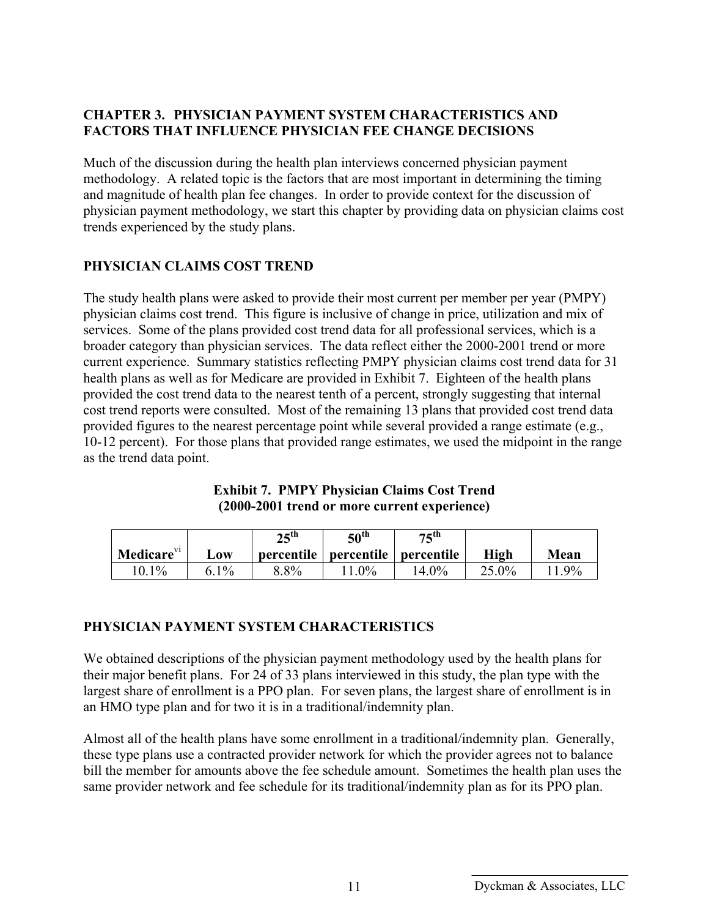## CHAPTER 3. PHYSICIAN PAYMENT SYSTEM CHARACTERISTICS AND FACTORS THAT INFLUENCE PHYSICIAN FEE CHANGE DECISIONS

Much of the discussion during the health plan interviews concerned physician payment methodology. A related topic is the factors that are most important in determining the timing and magnitude of health plan fee changes. In order to provide context for the discussion of physician payment methodology, we start this chapter by providing data on physician claims cost trends experienced by the study plans.

### PHYSICIAN CLAIMS COST TREND

The study health plans were asked to provide their most current per member per year (PMPY) physician claims cost trend. This figure is inclusive of change in price, utilization and mix of services. Some of the plans provided cost trend data for all professional services, which is a broader category than physician services. The data reflect either the 2000-2001 trend or more current experience. Summary statistics reflecting PMPY physician claims cost trend data for 31 health plans as well as for Medicare are provided in Exhibit 7. Eighteen of the health plans provided the cost trend data to the nearest tenth of a percent, strongly suggesting that internal cost trend reports were consulted. Most of the remaining 13 plans that provided cost trend data provided figures to the nearest percentage point while several provided a range estimate (e.g., 10-12 percent). For those plans that provided range estimates, we used the midpoint in the range as the trend data point.

**Exhibit 7. PMPY Physician Claims Cost Trend**
**(2000-2001 trend or more current experience)**

| Medicare[vi] | Low | 25th percentile | 50th percentile | 75th percentile | High | Mean |
|---|---|---|---|---|---|---|
| 10.1% | 6.1% | 8.8% | 11.0% | 14.0% | 25.0% | 11.9% |

### PHYSICIAN PAYMENT SYSTEM CHARACTERISTICS

We obtained descriptions of the physician payment methodology used by the health plans for their major benefit plans. For 24 of 33 plans interviewed in this study, the plan type with the largest share of enrollment is a PPO plan. For seven plans, the largest share of enrollment is in an HMO type plan and for two it is in a traditional/indemnity plan.

Almost all of the health plans have some enrollment in a traditional/indemnity plan. Generally, these type plans use a contracted provider network for which the provider agrees not to balance bill the member for amounts above the fee schedule amount. Sometimes the health plan uses the same provider network and fee schedule for its traditional/indemnity plan as for its PPO plan.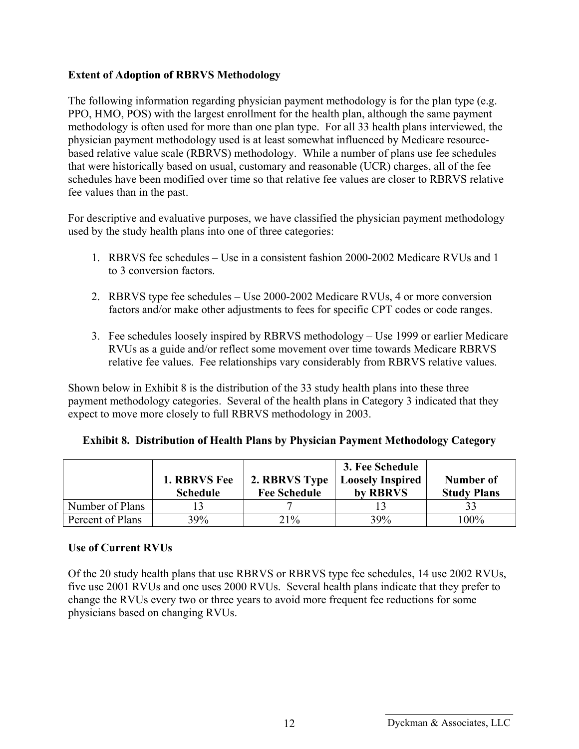### Extent of Adoption of RBRVS Methodology

The following information regarding physician payment methodology is for the plan type (e.g. PPO, HMO, POS) with the largest enrollment for the health plan, although the same payment methodology is often used for more than one plan type. For all 33 health plans interviewed, the physician payment methodology used is at least somewhat influenced by Medicare resource-based relative value scale (RBRVS) methodology. While a number of plans use fee schedules that were historically based on usual, customary and reasonable (UCR) charges, all of the fee schedules have been modified over time so that relative fee values are closer to RBRVS relative fee values than in the past.

For descriptive and evaluative purposes, we have classified the physician payment methodology used by the study health plans into one of three categories:

1. RBRVS fee schedules – Use in a consistent fashion 2000-2002 Medicare RVUs and 1 to 3 conversion factors.

2. RBRVS type fee schedules – Use 2000-2002 Medicare RVUs, 4 or more conversion factors and/or make other adjustments to fees for specific CPT codes or code ranges.

3. Fee schedules loosely inspired by RBRVS methodology – Use 1999 or earlier Medicare RVUs as a guide and/or reflect some movement over time towards Medicare RBRVS relative fee values. Fee relationships vary considerably from RBRVS relative values.

Shown below in Exhibit 8 is the distribution of the 33 study health plans into these three payment methodology categories. Several of the health plans in Category 3 indicated that they expect to move more closely to full RBRVS methodology in 2003.

**Exhibit 8. Distribution of Health Plans by Physician Payment Methodology Category**

| | 1. RBRVS Fee Schedule | 2. RBRVS Type Fee Schedule | 3. Fee Schedule Loosely Inspired by RBRVS | Number of Study Plans |
|---|---|---|---|---|
| Number of Plans | 13 | 7 | 13 | 33 |
| Percent of Plans | 39% | 21% | 39% | 100% |

### Use of Current RVUs

Of the 20 study health plans that use RBRVS or RBRVS type fee schedules, 14 use 2002 RVUs, five use 2001 RVUs and one uses 2000 RVUs. Several health plans indicate that they prefer to change the RVUs every two or three years to avoid more frequent fee reductions for some physicians based on changing RVUs.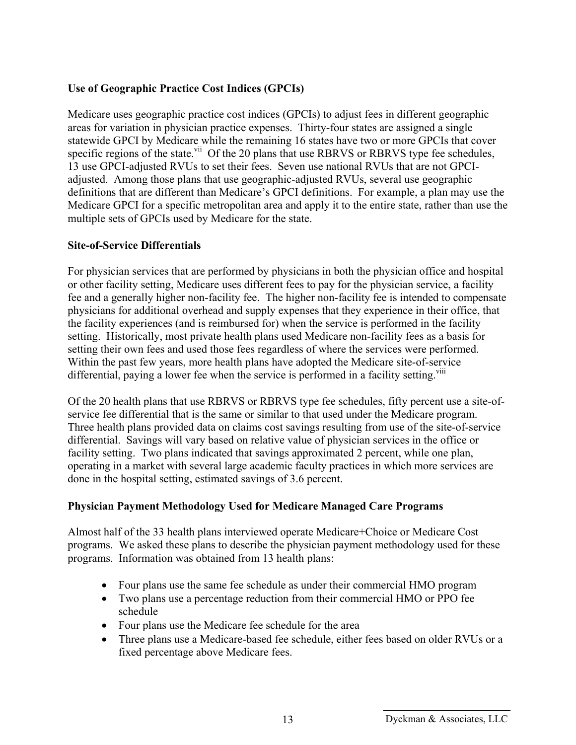### Use of Geographic Practice Cost Indices (GPCIs)

Medicare uses geographic practice cost indices (GPCIs) to adjust fees in different geographic areas for variation in physician practice expenses. Thirty-four states are assigned a single statewide GPCI by Medicare while the remaining 16 states have two or more GPCIs that cover specific regions of the state.[vii] Of the 20 plans that use RBRVS or RBRVS type fee schedules, 13 use GPCI-adjusted RVUs to set their fees. Seven use national RVUs that are not GPCI-adjusted. Among those plans that use geographic-adjusted RVUs, several use geographic definitions that are different than Medicare's GPCI definitions. For example, a plan may use the Medicare GPCI for a specific metropolitan area and apply it to the entire state, rather than use the multiple sets of GPCIs used by Medicare for the state.

### Site-of-Service Differentials

For physician services that are performed by physicians in both the physician office and hospital or other facility setting, Medicare uses different fees to pay for the physician service, a facility fee and a generally higher non-facility fee. The higher non-facility fee is intended to compensate physicians for additional overhead and supply expenses that they experience in their office, that the facility experiences (and is reimbursed for) when the service is performed in the facility setting. Historically, most private health plans used Medicare non-facility fees as a basis for setting their own fees and used those fees regardless of where the services were performed. Within the past few years, more health plans have adopted the Medicare site-of-service differential, paying a lower fee when the service is performed in a facility setting.[viii]

Of the 20 health plans that use RBRVS or RBRVS type fee schedules, fifty percent use a site-of-service fee differential that is the same or similar to that used under the Medicare program. Three health plans provided data on claims cost savings resulting from use of the site-of-service differential. Savings will vary based on relative value of physician services in the office or facility setting. Two plans indicated that savings approximated 2 percent, while one plan, operating in a market with several large academic faculty practices in which more services are done in the hospital setting, estimated savings of 3.6 percent.

### Physician Payment Methodology Used for Medicare Managed Care Programs

Almost half of the 33 health plans interviewed operate Medicare+Choice or Medicare Cost programs. We asked these plans to describe the physician payment methodology used for these programs. Information was obtained from 13 health plans:

- Four plans use the same fee schedule as under their commercial HMO program
- Two plans use a percentage reduction from their commercial HMO or PPO fee schedule
- Four plans use the Medicare fee schedule for the area
- Three plans use a Medicare-based fee schedule, either fees based on older RVUs or a fixed percentage above Medicare fees.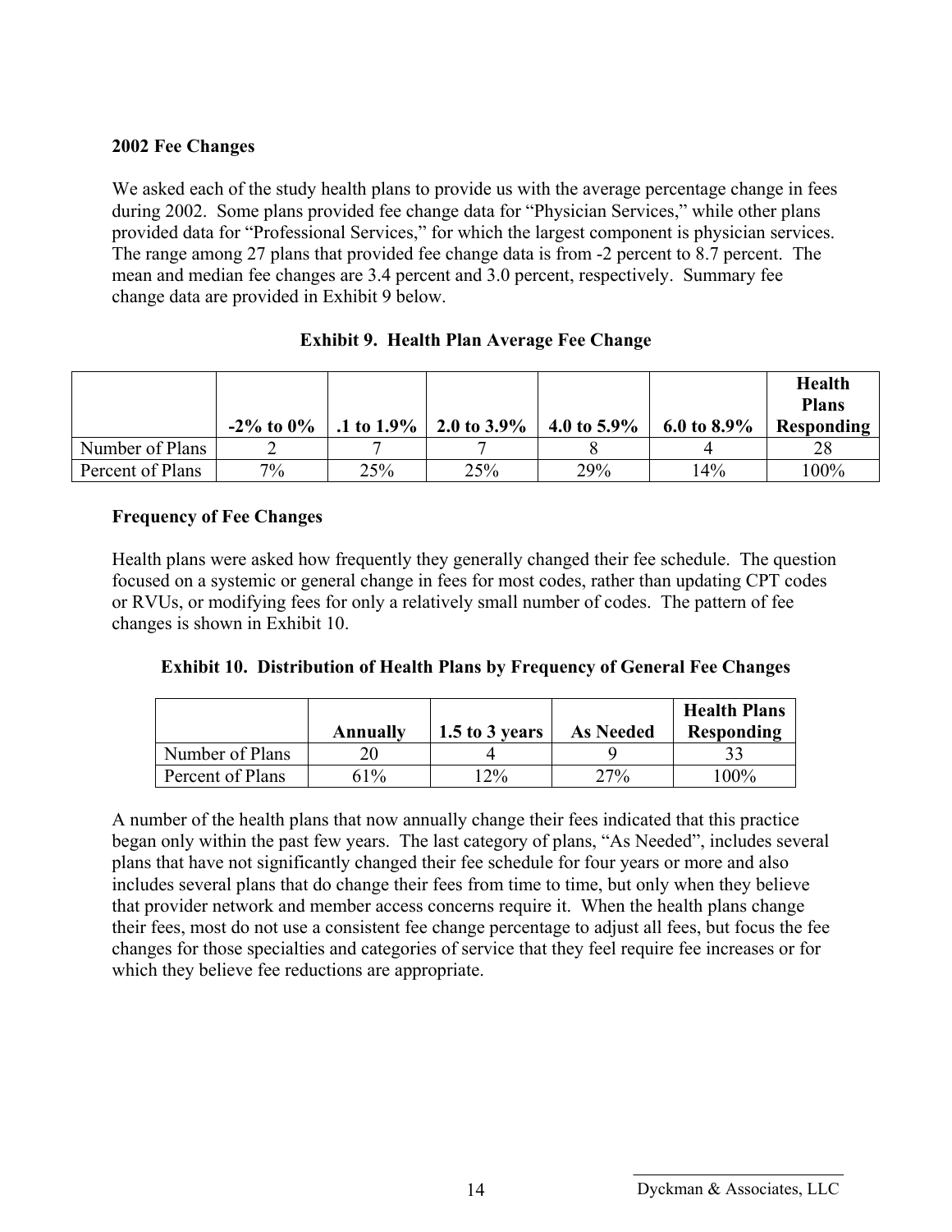### 2002 Fee Changes

We asked each of the study health plans to provide us with the average percentage change in fees during 2002. Some plans provided fee change data for "Physician Services," while other plans provided data for "Professional Services," for which the largest component is physician services. The range among 27 plans that provided fee change data is from -2 percent to 8.7 percent. The mean and median fee changes are 3.4 percent and 3.0 percent, respectively. Summary fee change data are provided in Exhibit 9 below.

**Exhibit 9. Health Plan Average Fee Change**

| | -2% to 0% | .1 to 1.9% | 2.0 to 3.9% | 4.0 to 5.9% | 6.0 to 8.9% | Health Plans Responding |
|---|---|---|---|---|---|---|
| Number of Plans | 2 | 7 | 7 | 8 | 4 | 28 |
| Percent of Plans | 7% | 25% | 25% | 29% | 14% | 100% |

### Frequency of Fee Changes

Health plans were asked how frequently they generally changed their fee schedule. The question focused on a systemic or general change in fees for most codes, rather than updating CPT codes or RVUs, or modifying fees for only a relatively small number of codes. The pattern of fee changes is shown in Exhibit 10.

**Exhibit 10. Distribution of Health Plans by Frequency of General Fee Changes**

| | Annually | 1.5 to 3 years | As Needed | Health Plans Responding |
|---|---|---|---|---|
| Number of Plans | 20 | 4 | 9 | 33 |
| Percent of Plans | 61% | 12% | 27% | 100% |

A number of the health plans that now annually change their fees indicated that this practice began only within the past few years. The last category of plans, "As Needed", includes several plans that have not significantly changed their fee schedule for four years or more and also includes several plans that do change their fees from time to time, but only when they believe that provider network and member access concerns require it. When the health plans change their fees, most do not use a consistent fee change percentage to adjust all fees, but focus the fee changes for those specialties and categories of service that they feel require fee increases or for which they believe fee reductions are appropriate.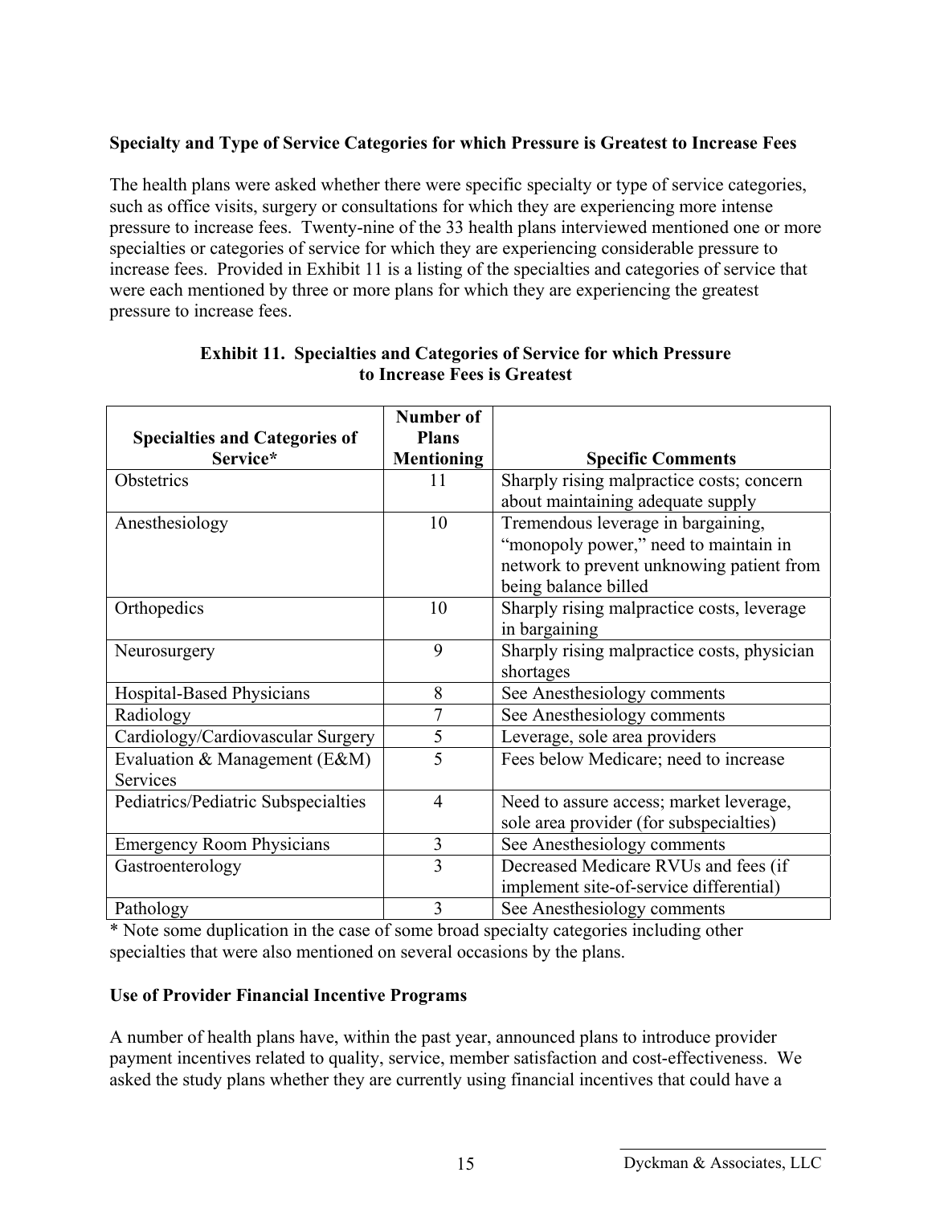### Specialty and Type of Service Categories for which Pressure is Greatest to Increase Fees

The health plans were asked whether there were specific specialty or type of service categories, such as office visits, surgery or consultations for which they are experiencing more intense pressure to increase fees. Twenty-nine of the 33 health plans interviewed mentioned one or more specialties or categories of service for which they are experiencing considerable pressure to increase fees. Provided in Exhibit 11 is a listing of the specialties and categories of service that were each mentioned by three or more plans for which they are experiencing the greatest pressure to increase fees.

**Exhibit 11. Specialties and Categories of Service for which Pressure to Increase Fees is Greatest**

| Specialties and Categories of Service* | Number of Plans Mentioning | Specific Comments |
|---|---|---|
| Obstetrics | 11 | Sharply rising malpractice costs; concern about maintaining adequate supply |
| Anesthesiology | 10 | Tremendous leverage in bargaining, "monopoly power," need to maintain in network to prevent unknowing patient from being balance billed |
| Orthopedics | 10 | Sharply rising malpractice costs, leverage in bargaining |
| Neurosurgery | 9 | Sharply rising malpractice costs, physician shortages |
| Hospital-Based Physicians | 8 | See Anesthesiology comments |
| Radiology | 7 | See Anesthesiology comments |
| Cardiology/Cardiovascular Surgery | 5 | Leverage, sole area providers |
| Evaluation & Management (E&M) Services | 5 | Fees below Medicare; need to increase |
| Pediatrics/Pediatric Subspecialties | 4 | Need to assure access; market leverage, sole area provider (for subspecialties) |
| Emergency Room Physicians | 3 | See Anesthesiology comments |
| Gastroenterology | 3 | Decreased Medicare RVUs and fees (if implement site-of-service differential) |
| Pathology | 3 | See Anesthesiology comments |

* Note some duplication in the case of some broad specialty categories including other specialties that were also mentioned on several occasions by the plans.

### Use of Provider Financial Incentive Programs

A number of health plans have, within the past year, announced plans to introduce provider payment incentives related to quality, service, member satisfaction and cost-effectiveness. We asked the study plans whether they are currently using financial incentives that could have a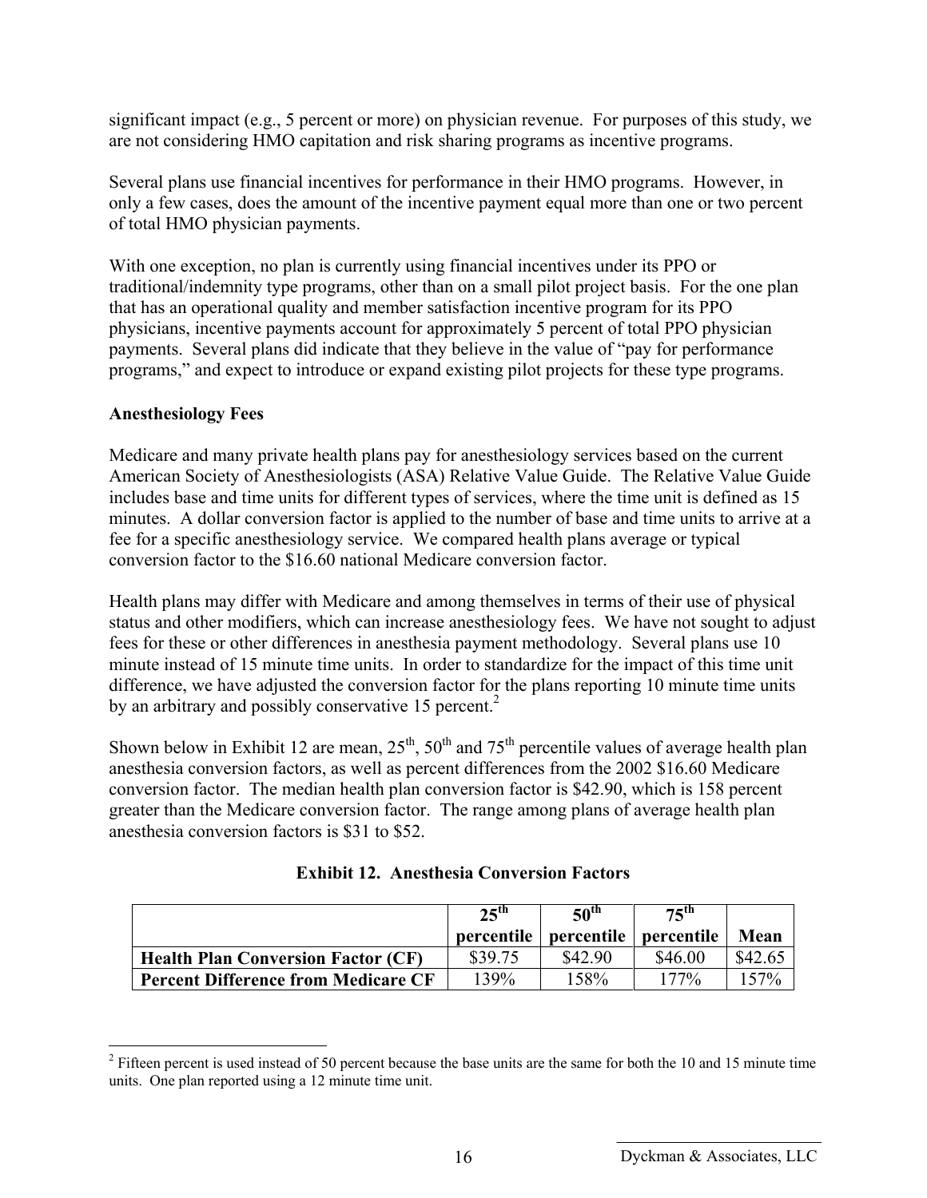significant impact (e.g., 5 percent or more) on physician revenue. For purposes of this study, we are not considering HMO capitation and risk sharing programs as incentive programs.

Several plans use financial incentives for performance in their HMO programs. However, in only a few cases, does the amount of the incentive payment equal more than one or two percent of total HMO physician payments.

With one exception, no plan is currently using financial incentives under its PPO or traditional/indemnity type programs, other than on a small pilot project basis. For the one plan that has an operational quality and member satisfaction incentive program for its PPO physicians, incentive payments account for approximately 5 percent of total PPO physician payments. Several plans did indicate that they believe in the value of "pay for performance programs," and expect to introduce or expand existing pilot projects for these type programs.

**Anesthesiology Fees**

Medicare and many private health plans pay for anesthesiology services based on the current American Society of Anesthesiologists (ASA) Relative Value Guide. The Relative Value Guide includes base and time units for different types of services, where the time unit is defined as 15 minutes. A dollar conversion factor is applied to the number of base and time units to arrive at a fee for a specific anesthesiology service. We compared health plans average or typical conversion factor to the $16.60 national Medicare conversion factor.

Health plans may differ with Medicare and among themselves in terms of their use of physical status and other modifiers, which can increase anesthesiology fees. We have not sought to adjust fees for these or other differences in anesthesia payment methodology. Several plans use 10 minute instead of 15 minute time units. In order to standardize for the impact of this time unit difference, we have adjusted the conversion factor for the plans reporting 10 minute time units by an arbitrary and possibly conservative 15 percent.[2]

Shown below in Exhibit 12 are mean, 25th, 50th and 75th percentile values of average health plan anesthesia conversion factors, as well as percent differences from the 2002 $16.60 Medicare conversion factor. The median health plan conversion factor is $42.90, which is 158 percent greater than the Medicare conversion factor. The range among plans of average health plan anesthesia conversion factors is $31 to $52.

**Exhibit 12. Anesthesia Conversion Factors**

| | 25th percentile | 50th percentile | 75th percentile | Mean |
|---|---|---|---|---|
| **Health Plan Conversion Factor (CF)** | $39.75 | $42.90 | $46.00 | $42.65 |
| **Percent Difference from Medicare CF** | 139% | 158% | 177% | 157% |

[2] Fifteen percent is used instead of 50 percent because the base units are the same for both the 10 and 15 minute time units. One plan reported using a 12 minute time unit.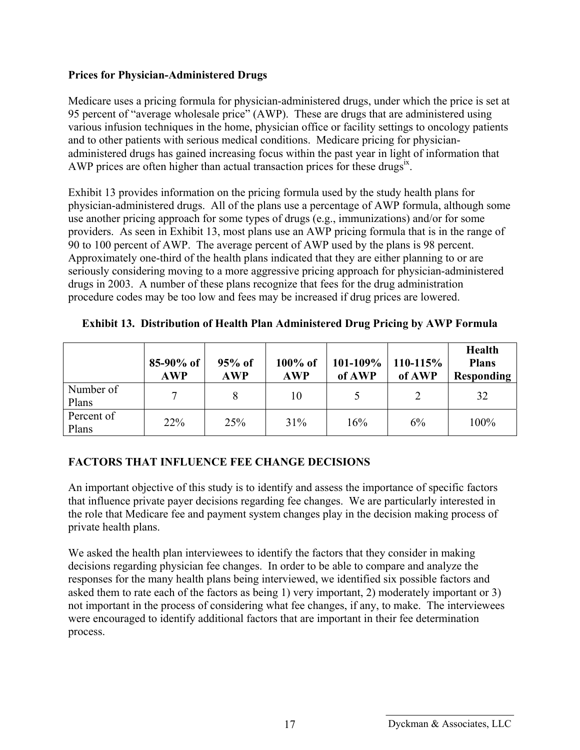## Prices for Physician-Administered Drugs

Medicare uses a pricing formula for physician-administered drugs, under which the price is set at 95 percent of "average wholesale price" (AWP). These are drugs that are administered using various infusion techniques in the home, physician office or facility settings to oncology patients and to other patients with serious medical conditions. Medicare pricing for physician-administered drugs has gained increasing focus within the past year in light of information that AWP prices are often higher than actual transaction prices for these drugs[ix].

Exhibit 13 provides information on the pricing formula used by the study health plans for physician-administered drugs. All of the plans use a percentage of AWP formula, although some use another pricing approach for some types of drugs (e.g., immunizations) and/or for some providers. As seen in Exhibit 13, most plans use an AWP pricing formula that is in the range of 90 to 100 percent of AWP. The average percent of AWP used by the plans is 98 percent. Approximately one-third of the health plans indicated that they are either planning to or are seriously considering moving to a more aggressive pricing approach for physician-administered drugs in 2003. A number of these plans recognize that fees for the drug administration procedure codes may be too low and fees may be increased if drug prices are lowered.

**Exhibit 13. Distribution of Health Plan Administered Drug Pricing by AWP Formula**

| | 85-90% of AWP | 95% of AWP | 100% of AWP | 101-109% of AWP | 110-115% of AWP | Health Plans Responding |
|---|---|---|---|---|---|---|
| Number of Plans | 7 | 8 | 10 | 5 | 2 | 32 |
| Percent of Plans | 22% | 25% | 31% | 16% | 6% | 100% |

## FACTORS THAT INFLUENCE FEE CHANGE DECISIONS

An important objective of this study is to identify and assess the importance of specific factors that influence private payer decisions regarding fee changes. We are particularly interested in the role that Medicare fee and payment system changes play in the decision making process of private health plans.

We asked the health plan interviewees to identify the factors that they consider in making decisions regarding physician fee changes. In order to be able to compare and analyze the responses for the many health plans being interviewed, we identified six possible factors and asked them to rate each of the factors as being 1) very important, 2) moderately important or 3) not important in the process of considering what fee changes, if any, to make. The interviewees were encouraged to identify additional factors that are important in their fee determination process.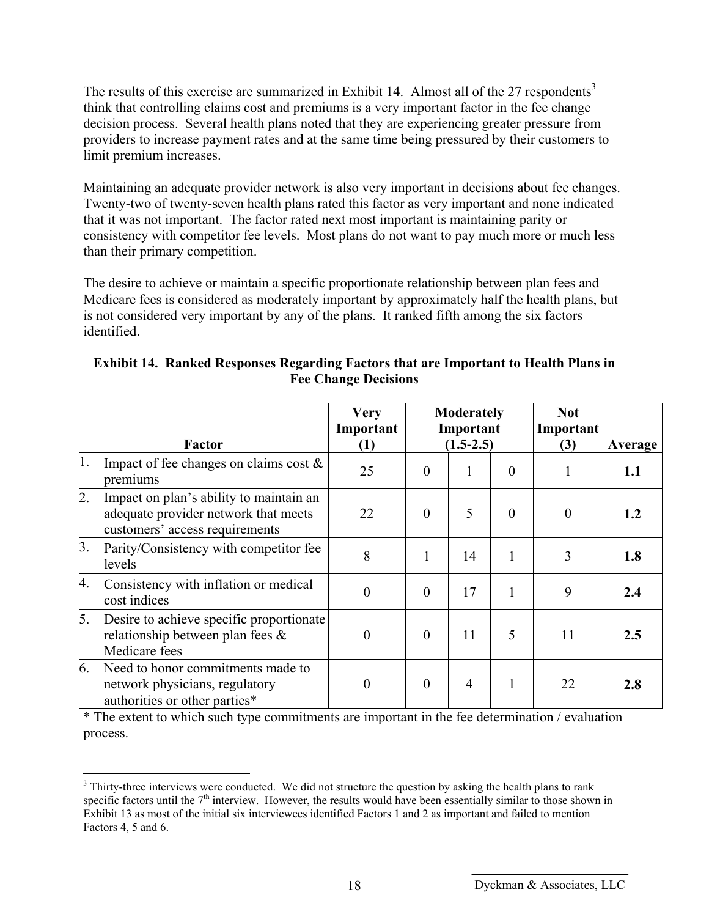The results of this exercise are summarized in Exhibit 14. Almost all of the 27 respondents[3] think that controlling claims cost and premiums is a very important factor in the fee change decision process. Several health plans noted that they are experiencing greater pressure from providers to increase payment rates and at the same time being pressured by their customers to limit premium increases.

Maintaining an adequate provider network is also very important in decisions about fee changes. Twenty-two of twenty-seven health plans rated this factor as very important and none indicated that it was not important. The factor rated next most important is maintaining parity or consistency with competitor fee levels. Most plans do not want to pay much more or much less than their primary competition.

The desire to achieve or maintain a specific proportionate relationship between plan fees and Medicare fees is considered as moderately important by approximately half the health plans, but is not considered very important by any of the plans. It ranked fifth among the six factors identified.

**Exhibit 14. Ranked Responses Regarding Factors that are Important to Health Plans in Fee Change Decisions**

| | Factor | Very Important (1) | Moderately Important (1.5-2.5) | | | Not Important (3) | Average |
|---|---|---|---|---|---|---|---|
| 1. | Impact of fee changes on claims cost & premiums | 25 | 0 | 1 | 0 | 1 | **1.1** |
| 2. | Impact on plan's ability to maintain an adequate provider network that meets customers' access requirements | 22 | 0 | 5 | 0 | 0 | **1.2** |
| 3. | Parity/Consistency with competitor fee levels | 8 | 1 | 14 | 1 | 3 | **1.8** |
| 4. | Consistency with inflation or medical cost indices | 0 | 0 | 17 | 1 | 9 | **2.4** |
| 5. | Desire to achieve specific proportionate relationship between plan fees & Medicare fees | 0 | 0 | 11 | 5 | 11 | **2.5** |
| 6. | Need to honor commitments made to network physicians, regulatory authorities or other parties* | 0 | 0 | 4 | 1 | 22 | **2.8** |

* The extent to which such type commitments are important in the fee determination / evaluation process.

[3] Thirty-three interviews were conducted. We did not structure the question by asking the health plans to rank specific factors until the 7th interview. However, the results would have been essentially similar to those shown in Exhibit 13 as most of the initial six interviewees identified Factors 1 and 2 as important and failed to mention Factors 4, 5 and 6.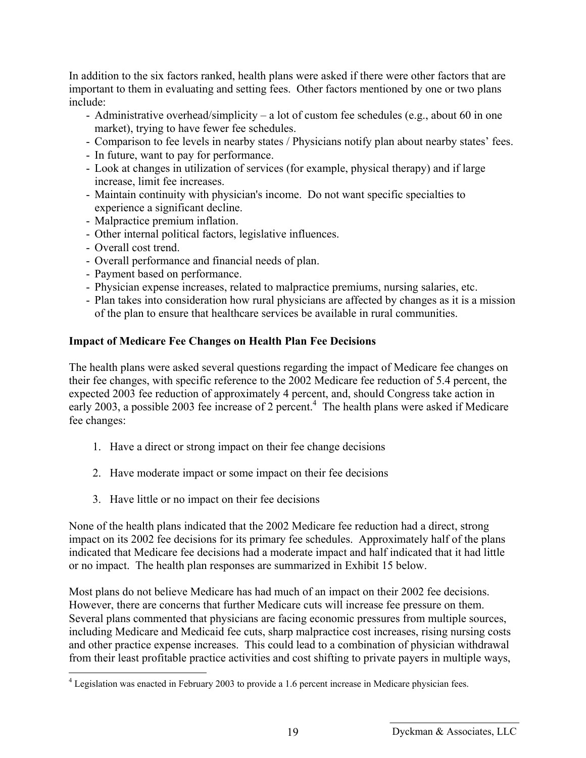In addition to the six factors ranked, health plans were asked if there were other factors that are important to them in evaluating and setting fees. Other factors mentioned by one or two plans include:

- Administrative overhead/simplicity – a lot of custom fee schedules (e.g., about 60 in one market), trying to have fewer fee schedules.
- Comparison to fee levels in nearby states / Physicians notify plan about nearby states' fees.
- In future, want to pay for performance.
- Look at changes in utilization of services (for example, physical therapy) and if large increase, limit fee increases.
- Maintain continuity with physician's income. Do not want specific specialties to experience a significant decline.
- Malpractice premium inflation.
- Other internal political factors, legislative influences.
- Overall cost trend.
- Overall performance and financial needs of plan.
- Payment based on performance.
- Physician expense increases, related to malpractice premiums, nursing salaries, etc.
- Plan takes into consideration how rural physicians are affected by changes as it is a mission of the plan to ensure that healthcare services be available in rural communities.

**Impact of Medicare Fee Changes on Health Plan Fee Decisions**

The health plans were asked several questions regarding the impact of Medicare fee changes on their fee changes, with specific reference to the 2002 Medicare fee reduction of 5.4 percent, the expected 2003 fee reduction of approximately 4 percent, and, should Congress take action in early 2003, a possible 2003 fee increase of 2 percent.[4] The health plans were asked if Medicare fee changes:

1. Have a direct or strong impact on their fee change decisions
2. Have moderate impact or some impact on their fee decisions
3. Have little or no impact on their fee decisions

None of the health plans indicated that the 2002 Medicare fee reduction had a direct, strong impact on its 2002 fee decisions for its primary fee schedules. Approximately half of the plans indicated that Medicare fee decisions had a moderate impact and half indicated that it had little or no impact. The health plan responses are summarized in Exhibit 15 below.

Most plans do not believe Medicare has had much of an impact on their 2002 fee decisions. However, there are concerns that further Medicare cuts will increase fee pressure on them. Several plans commented that physicians are facing economic pressures from multiple sources, including Medicare and Medicaid fee cuts, sharp malpractice cost increases, rising nursing costs and other practice expense increases. This could lead to a combination of physician withdrawal from their least profitable practice activities and cost shifting to private payers in multiple ways,

[4] Legislation was enacted in February 2003 to provide a 1.6 percent increase in Medicare physician fees.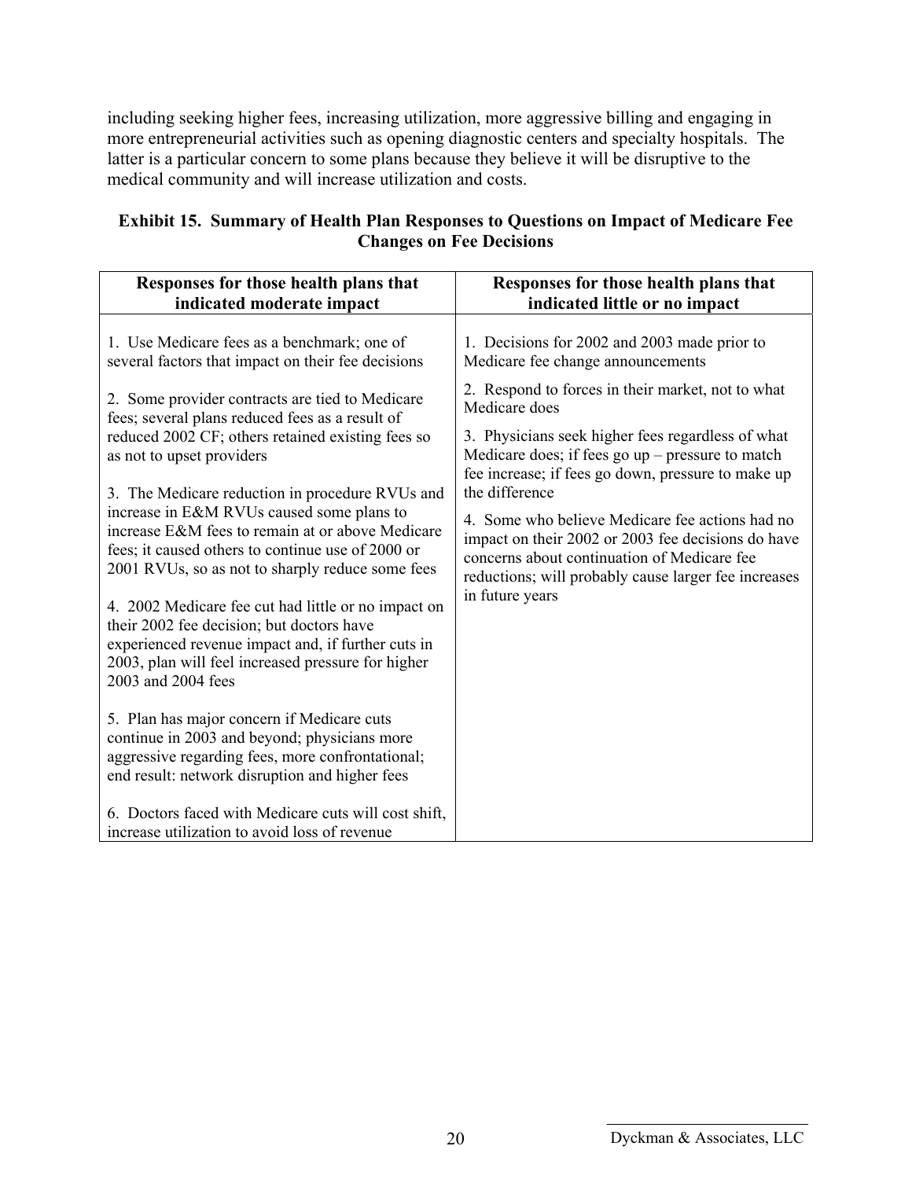including seeking higher fees, increasing utilization, more aggressive billing and engaging in more entrepreneurial activities such as opening diagnostic centers and specialty hospitals. The latter is a particular concern to some plans because they believe it will be disruptive to the medical community and will increase utilization and costs.

**Exhibit 15. Summary of Health Plan Responses to Questions on Impact of Medicare Fee Changes on Fee Decisions**

| Responses for those health plans that indicated moderate impact | Responses for those health plans that indicated little or no impact |
|---|---|
| 1. Use Medicare fees as a benchmark; one of several factors that impact on their fee decisions | 1. Decisions for 2002 and 2003 made prior to Medicare fee change announcements |
| 2. Some provider contracts are tied to Medicare fees; several plans reduced fees as a result of reduced 2002 CF; others retained existing fees so as not to upset providers | 2. Respond to forces in their market, not to what Medicare does |
| 3. The Medicare reduction in procedure RVUs and increase in E&M RVUs caused some plans to increase E&M fees to remain at or above Medicare fees; it caused others to continue use of 2000 or 2001 RVUs, so as not to sharply reduce some fees | 3. Physicians seek higher fees regardless of what Medicare does; if fees go up – pressure to match fee increase; if fees go down, pressure to make up the difference |
| 4. 2002 Medicare fee cut had little or no impact on their 2002 fee decision; but doctors have experienced revenue impact and, if further cuts in 2003, plan will feel increased pressure for higher 2003 and 2004 fees | 4. Some who believe Medicare fee actions had no impact on their 2002 or 2003 fee decisions do have concerns about continuation of Medicare fee reductions; will probably cause larger fee increases in future years |
| 5. Plan has major concern if Medicare cuts continue in 2003 and beyond; physicians more aggressive regarding fees, more confrontational; end result: network disruption and higher fees | |
| 6. Doctors faced with Medicare cuts will cost shift, increase utilization to avoid loss of revenue | |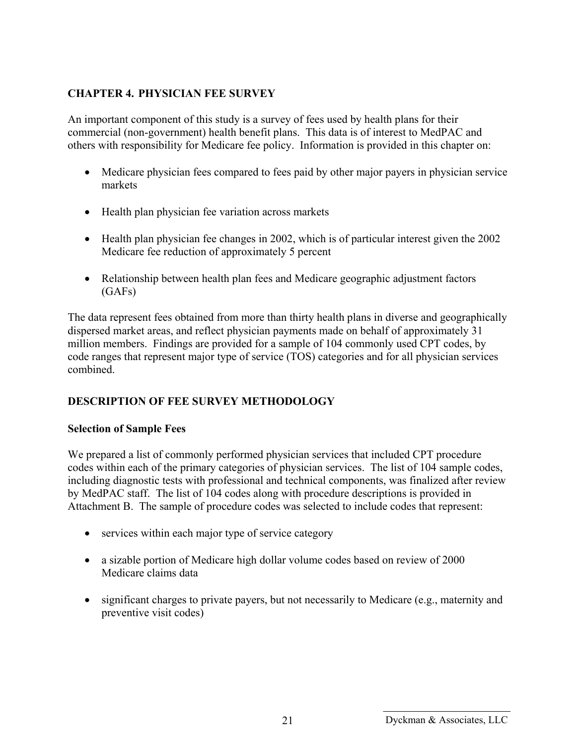## CHAPTER 4. PHYSICIAN FEE SURVEY

An important component of this study is a survey of fees used by health plans for their commercial (non-government) health benefit plans. This data is of interest to MedPAC and others with responsibility for Medicare fee policy. Information is provided in this chapter on:

- Medicare physician fees compared to fees paid by other major payers in physician service markets
- Health plan physician fee variation across markets
- Health plan physician fee changes in 2002, which is of particular interest given the 2002 Medicare fee reduction of approximately 5 percent
- Relationship between health plan fees and Medicare geographic adjustment factors (GAFs)

The data represent fees obtained from more than thirty health plans in diverse and geographically dispersed market areas, and reflect physician payments made on behalf of approximately 31 million members. Findings are provided for a sample of 104 commonly used CPT codes, by code ranges that represent major type of service (TOS) categories and for all physician services combined.

## DESCRIPTION OF FEE SURVEY METHODOLOGY

### Selection of Sample Fees

We prepared a list of commonly performed physician services that included CPT procedure codes within each of the primary categories of physician services. The list of 104 sample codes, including diagnostic tests with professional and technical components, was finalized after review by MedPAC staff. The list of 104 codes along with procedure descriptions is provided in Attachment B. The sample of procedure codes was selected to include codes that represent:

- services within each major type of service category
- a sizable portion of Medicare high dollar volume codes based on review of 2000 Medicare claims data
- significant charges to private payers, but not necessarily to Medicare (e.g., maternity and preventive visit codes)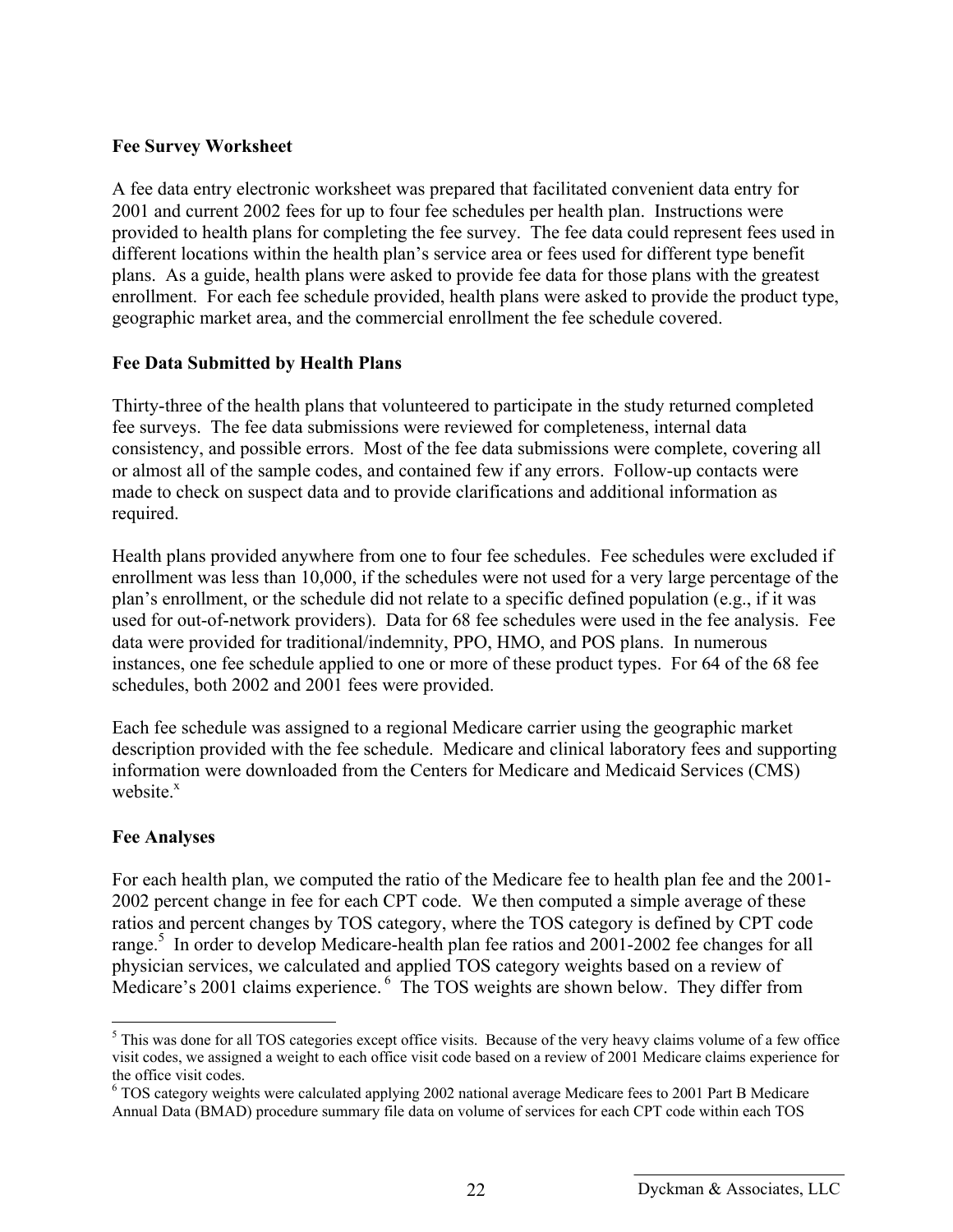**Fee Survey Worksheet**

A fee data entry electronic worksheet was prepared that facilitated convenient data entry for 2001 and current 2002 fees for up to four fee schedules per health plan. Instructions were provided to health plans for completing the fee survey. The fee data could represent fees used in different locations within the health plan's service area or fees used for different type benefit plans. As a guide, health plans were asked to provide fee data for those plans with the greatest enrollment. For each fee schedule provided, health plans were asked to provide the product type, geographic market area, and the commercial enrollment the fee schedule covered.

**Fee Data Submitted by Health Plans**

Thirty-three of the health plans that volunteered to participate in the study returned completed fee surveys. The fee data submissions were reviewed for completeness, internal data consistency, and possible errors. Most of the fee data submissions were complete, covering all or almost all of the sample codes, and contained few if any errors. Follow-up contacts were made to check on suspect data and to provide clarifications and additional information as required.

Health plans provided anywhere from one to four fee schedules. Fee schedules were excluded if enrollment was less than 10,000, if the schedules were not used for a very large percentage of the plan's enrollment, or the schedule did not relate to a specific defined population (e.g., if it was used for out-of-network providers). Data for 68 fee schedules were used in the fee analysis. Fee data were provided for traditional/indemnity, PPO, HMO, and POS plans. In numerous instances, one fee schedule applied to one or more of these product types. For 64 of the 68 fee schedules, both 2002 and 2001 fees were provided.

Each fee schedule was assigned to a regional Medicare carrier using the geographic market description provided with the fee schedule. Medicare and clinical laboratory fees and supporting information were downloaded from the Centers for Medicare and Medicaid Services (CMS) website.[x]

**Fee Analyses**

For each health plan, we computed the ratio of the Medicare fee to health plan fee and the 2001-2002 percent change in fee for each CPT code. We then computed a simple average of these ratios and percent changes by TOS category, where the TOS category is defined by CPT code range.[5] In order to develop Medicare-health plan fee ratios and 2001-2002 fee changes for all physician services, we calculated and applied TOS category weights based on a review of Medicare's 2001 claims experience.[6] The TOS weights are shown below. They differ from

---

[5] This was done for all TOS categories except office visits. Because of the very heavy claims volume of a few office visit codes, we assigned a weight to each office visit code based on a review of 2001 Medicare claims experience for the office visit codes.

[6] TOS category weights were calculated applying 2002 national average Medicare fees to 2001 Part B Medicare Annual Data (BMAD) procedure summary file data on volume of services for each CPT code within each TOS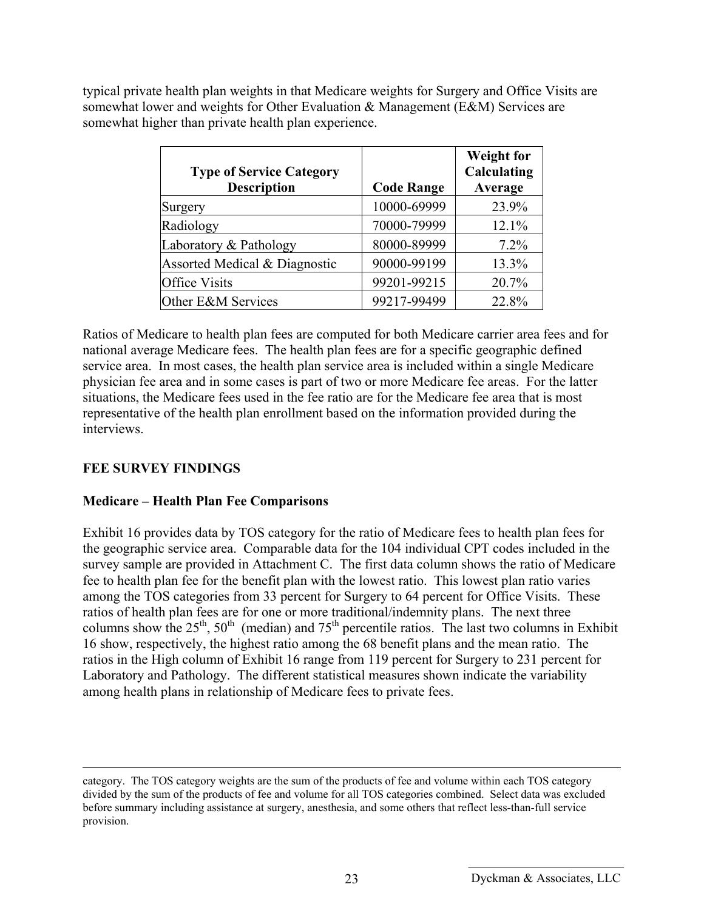typical private health plan weights in that Medicare weights for Surgery and Office Visits are somewhat lower and weights for Other Evaluation & Management (E&M) Services are somewhat higher than private health plan experience.

| Type of Service Category Description | Code Range | Weight for Calculating Average |
|---|---|---|
| Surgery | 10000-69999 | 23.9% |
| Radiology | 70000-79999 | 12.1% |
| Laboratory & Pathology | 80000-89999 | 7.2% |
| Assorted Medical & Diagnostic | 90000-99199 | 13.3% |
| Office Visits | 99201-99215 | 20.7% |
| Other E&M Services | 99217-99499 | 22.8% |

Ratios of Medicare to health plan fees are computed for both Medicare carrier area fees and for national average Medicare fees. The health plan fees are for a specific geographic defined service area. In most cases, the health plan service area is included within a single Medicare physician fee area and in some cases is part of two or more Medicare fee areas. For the latter situations, the Medicare fees used in the fee ratio are for the Medicare fee area that is most representative of the health plan enrollment based on the information provided during the interviews.

## FEE SURVEY FINDINGS

### Medicare – Health Plan Fee Comparisons

Exhibit 16 provides data by TOS category for the ratio of Medicare fees to health plan fees for the geographic service area. Comparable data for the 104 individual CPT codes included in the survey sample are provided in Attachment C. The first data column shows the ratio of Medicare fee to health plan fee for the benefit plan with the lowest ratio. This lowest plan ratio varies among the TOS categories from 33 percent for Surgery to 64 percent for Office Visits. These ratios of health plan fees are for one or more traditional/indemnity plans. The next three columns show the 25th, 50th (median) and 75th percentile ratios. The last two columns in Exhibit 16 show, respectively, the highest ratio among the 68 benefit plans and the mean ratio. The ratios in the High column of Exhibit 16 range from 119 percent for Surgery to 231 percent for Laboratory and Pathology. The different statistical measures shown indicate the variability among health plans in relationship of Medicare fees to private fees.

---

category. The TOS category weights are the sum of the products of fee and volume within each TOS category divided by the sum of the products of fee and volume for all TOS categories combined. Select data was excluded before summary including assistance at surgery, anesthesia, and some others that reflect less-than-full service provision.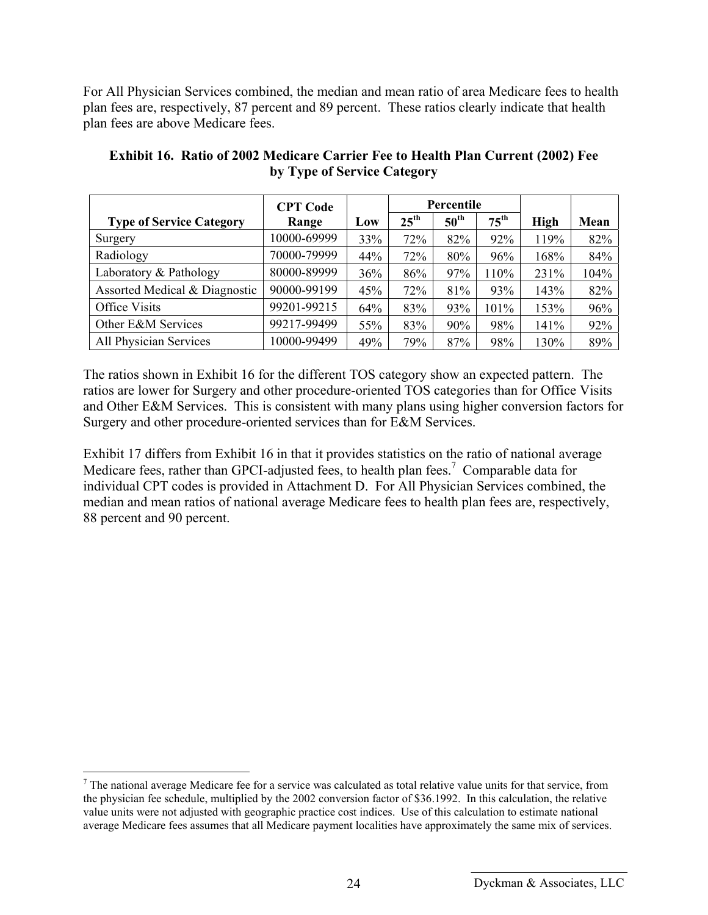For All Physician Services combined, the median and mean ratio of area Medicare fees to health plan fees are, respectively, 87 percent and 89 percent. These ratios clearly indicate that health plan fees are above Medicare fees.

**Exhibit 16. Ratio of 2002 Medicare Carrier Fee to Health Plan Current (2002) Fee by Type of Service Category**

| Type of Service Category | CPT Code Range | Low | Percentile 25th | 50th | 75th | High | Mean |
|---|---|---|---|---|---|---|---|
| Surgery | 10000-69999 | 33% | 72% | 82% | 92% | 119% | 82% |
| Radiology | 70000-79999 | 44% | 72% | 80% | 96% | 168% | 84% |
| Laboratory & Pathology | 80000-89999 | 36% | 86% | 97% | 110% | 231% | 104% |
| Assorted Medical & Diagnostic | 90000-99199 | 45% | 72% | 81% | 93% | 143% | 82% |
| Office Visits | 99201-99215 | 64% | 83% | 93% | 101% | 153% | 96% |
| Other E&M Services | 99217-99499 | 55% | 83% | 90% | 98% | 141% | 92% |
| All Physician Services | 10000-99499 | 49% | 79% | 87% | 98% | 130% | 89% |

The ratios shown in Exhibit 16 for the different TOS category show an expected pattern. The ratios are lower for Surgery and other procedure-oriented TOS categories than for Office Visits and Other E&M Services. This is consistent with many plans using higher conversion factors for Surgery and other procedure-oriented services than for E&M Services.

Exhibit 17 differs from Exhibit 16 in that it provides statistics on the ratio of national average Medicare fees, rather than GPCI-adjusted fees, to health plan fees.[7] Comparable data for individual CPT codes is provided in Attachment D. For All Physician Services combined, the median and mean ratios of national average Medicare fees to health plan fees are, respectively, 88 percent and 90 percent.

[7] The national average Medicare fee for a service was calculated as total relative value units for that service, from the physician fee schedule, multiplied by the 2002 conversion factor of $36.1992. In this calculation, the relative value units were not adjusted with geographic practice cost indices. Use of this calculation to estimate national average Medicare fees assumes that all Medicare payment localities have approximately the same mix of services.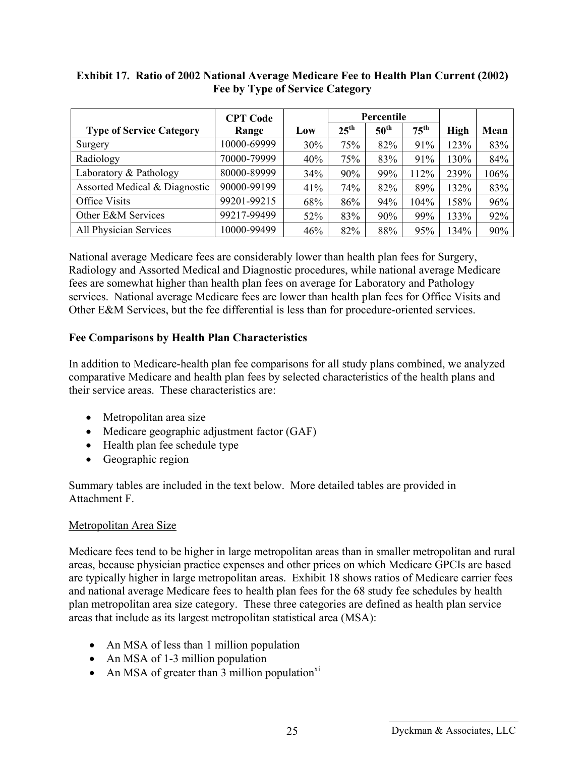**Exhibit 17. Ratio of 2002 National Average Medicare Fee to Health Plan Current (2002) Fee by Type of Service Category**

| Type of Service Category | CPT Code Range | Low | Percentile | | | High | Mean |
|---|---|---|---|---|---|---|---|
| | | | 25th | 50th | 75th | | |
| Surgery | 10000-69999 | 30% | 75% | 82% | 91% | 123% | 83% |
| Radiology | 70000-79999 | 40% | 75% | 83% | 91% | 130% | 84% |
| Laboratory & Pathology | 80000-89999 | 34% | 90% | 99% | 112% | 239% | 106% |
| Assorted Medical & Diagnostic | 90000-99199 | 41% | 74% | 82% | 89% | 132% | 83% |
| Office Visits | 99201-99215 | 68% | 86% | 94% | 104% | 158% | 96% |
| Other E&M Services | 99217-99499 | 52% | 83% | 90% | 99% | 133% | 92% |
| All Physician Services | 10000-99499 | 46% | 82% | 88% | 95% | 134% | 90% |

National average Medicare fees are considerably lower than health plan fees for Surgery, Radiology and Assorted Medical and Diagnostic procedures, while national average Medicare fees are somewhat higher than health plan fees on average for Laboratory and Pathology services. National average Medicare fees are lower than health plan fees for Office Visits and Other E&M Services, but the fee differential is less than for procedure-oriented services.

### Fee Comparisons by Health Plan Characteristics

In addition to Medicare-health plan fee comparisons for all study plans combined, we analyzed comparative Medicare and health plan fees by selected characteristics of the health plans and their service areas. These characteristics are:

- Metropolitan area size
- Medicare geographic adjustment factor (GAF)
- Health plan fee schedule type
- Geographic region

Summary tables are included in the text below. More detailed tables are provided in Attachment F.

#### Metropolitan Area Size

Medicare fees tend to be higher in large metropolitan areas than in smaller metropolitan and rural areas, because physician practice expenses and other prices on which Medicare GPCIs are based are typically higher in large metropolitan areas. Exhibit 18 shows ratios of Medicare carrier fees and national average Medicare fees to health plan fees for the 68 study fee schedules by health plan metropolitan area size category. These three categories are defined as health plan service areas that include as its largest metropolitan statistical area (MSA):

- An MSA of less than 1 million population
- An MSA of 1-3 million population
- An MSA of greater than 3 million population[xi]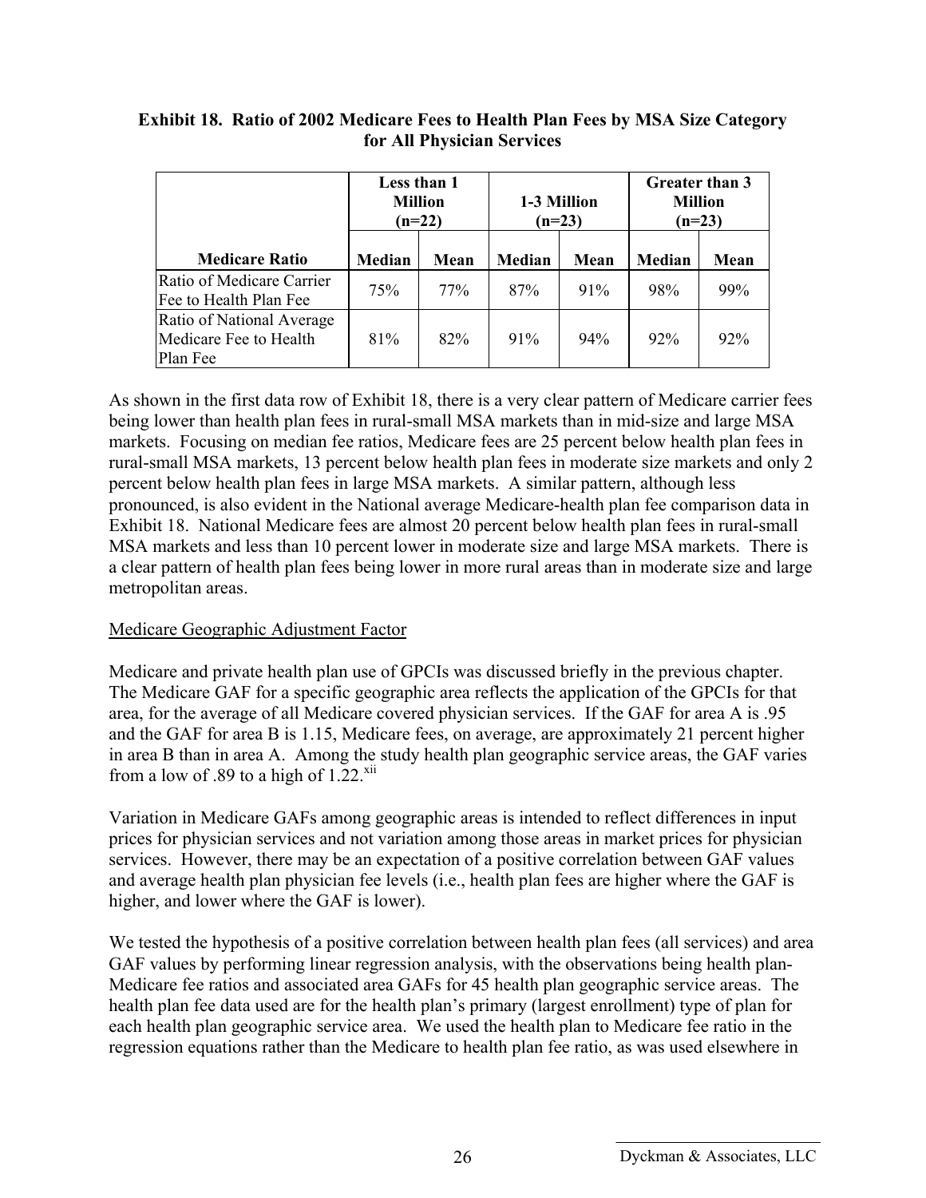**Exhibit 18. Ratio of 2002 Medicare Fees to Health Plan Fees by MSA Size Category for All Physician Services**

| | Less than 1 Million (n=22) | | 1-3 Million (n=23) | | Greater than 3 Million (n=23) | |
|---|---|---|---|---|---|---|
| **Medicare Ratio** | **Median** | **Mean** | **Median** | **Mean** | **Median** | **Mean** |
| Ratio of Medicare Carrier Fee to Health Plan Fee | 75% | 77% | 87% | 91% | 98% | 99% |
| Ratio of National Average Medicare Fee to Health Plan Fee | 81% | 82% | 91% | 94% | 92% | 92% |

As shown in the first data row of Exhibit 18, there is a very clear pattern of Medicare carrier fees being lower than health plan fees in rural-small MSA markets than in mid-size and large MSA markets. Focusing on median fee ratios, Medicare fees are 25 percent below health plan fees in rural-small MSA markets, 13 percent below health plan fees in moderate size markets and only 2 percent below health plan fees in large MSA markets. A similar pattern, although less pronounced, is also evident in the National average Medicare-health plan fee comparison data in Exhibit 18. National Medicare fees are almost 20 percent below health plan fees in rural-small MSA markets and less than 10 percent lower in moderate size and large MSA markets. There is a clear pattern of health plan fees being lower in more rural areas than in moderate size and large metropolitan areas.

Medicare Geographic Adjustment Factor

Medicare and private health plan use of GPCIs was discussed briefly in the previous chapter. The Medicare GAF for a specific geographic area reflects the application of the GPCIs for that area, for the average of all Medicare covered physician services. If the GAF for area A is .95 and the GAF for area B is 1.15, Medicare fees, on average, are approximately 21 percent higher in area B than in area A. Among the study health plan geographic service areas, the GAF varies from a low of .89 to a high of 1.22.[xii]

Variation in Medicare GAFs among geographic areas is intended to reflect differences in input prices for physician services and not variation among those areas in market prices for physician services. However, there may be an expectation of a positive correlation between GAF values and average health plan physician fee levels (i.e., health plan fees are higher where the GAF is higher, and lower where the GAF is lower).

We tested the hypothesis of a positive correlation between health plan fees (all services) and area GAF values by performing linear regression analysis, with the observations being health plan-Medicare fee ratios and associated area GAFs for 45 health plan geographic service areas. The health plan fee data used are for the health plan's primary (largest enrollment) type of plan for each health plan geographic service area. We used the health plan to Medicare fee ratio in the regression equations rather than the Medicare to health plan fee ratio, as was used elsewhere in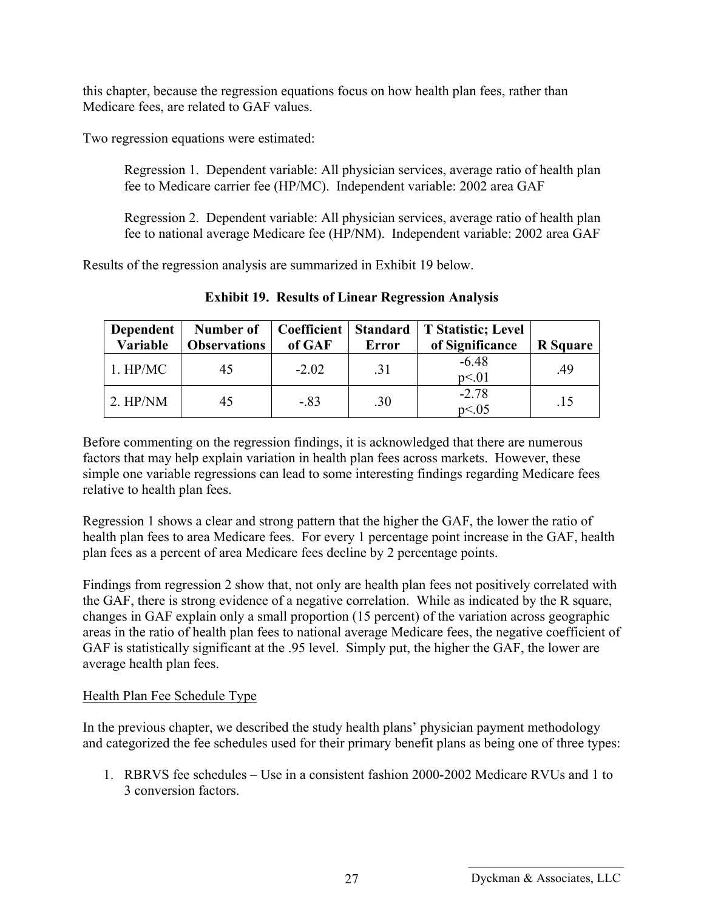this chapter, because the regression equations focus on how health plan fees, rather than Medicare fees, are related to GAF values.

Two regression equations were estimated:

> Regression 1. Dependent variable: All physician services, average ratio of health plan fee to Medicare carrier fee (HP/MC). Independent variable: 2002 area GAF
>
> Regression 2. Dependent variable: All physician services, average ratio of health plan fee to national average Medicare fee (HP/NM). Independent variable: 2002 area GAF

Results of the regression analysis are summarized in Exhibit 19 below.

**Exhibit 19. Results of Linear Regression Analysis**

| Dependent Variable | Number of Observations | Coefficient of GAF | Standard Error | T Statistic; Level of Significance | R Square |
|---|---|---|---|---|---|
| 1. HP/MC | 45 | -2.02 | .31 | -6.48 $p<.01$ | .49 |
| 2. HP/NM | 45 | -.83 | .30 | -2.78 $p<.05$ | .15 |

Before commenting on the regression findings, it is acknowledged that there are numerous factors that may help explain variation in health plan fees across markets. However, these simple one variable regressions can lead to some interesting findings regarding Medicare fees relative to health plan fees.

Regression 1 shows a clear and strong pattern that the higher the GAF, the lower the ratio of health plan fees to area Medicare fees. For every 1 percentage point increase in the GAF, health plan fees as a percent of area Medicare fees decline by 2 percentage points.

Findings from regression 2 show that, not only are health plan fees not positively correlated with the GAF, there is strong evidence of a negative correlation. While as indicated by the R square, changes in GAF explain only a small proportion (15 percent) of the variation across geographic areas in the ratio of health plan fees to national average Medicare fees, the negative coefficient of GAF is statistically significant at the .95 level. Simply put, the higher the GAF, the lower are average health plan fees.

Health Plan Fee Schedule Type

In the previous chapter, we described the study health plans' physician payment methodology and categorized the fee schedules used for their primary benefit plans as being one of three types:

1. RBRVS fee schedules – Use in a consistent fashion 2000-2002 Medicare RVUs and 1 to 3 conversion factors.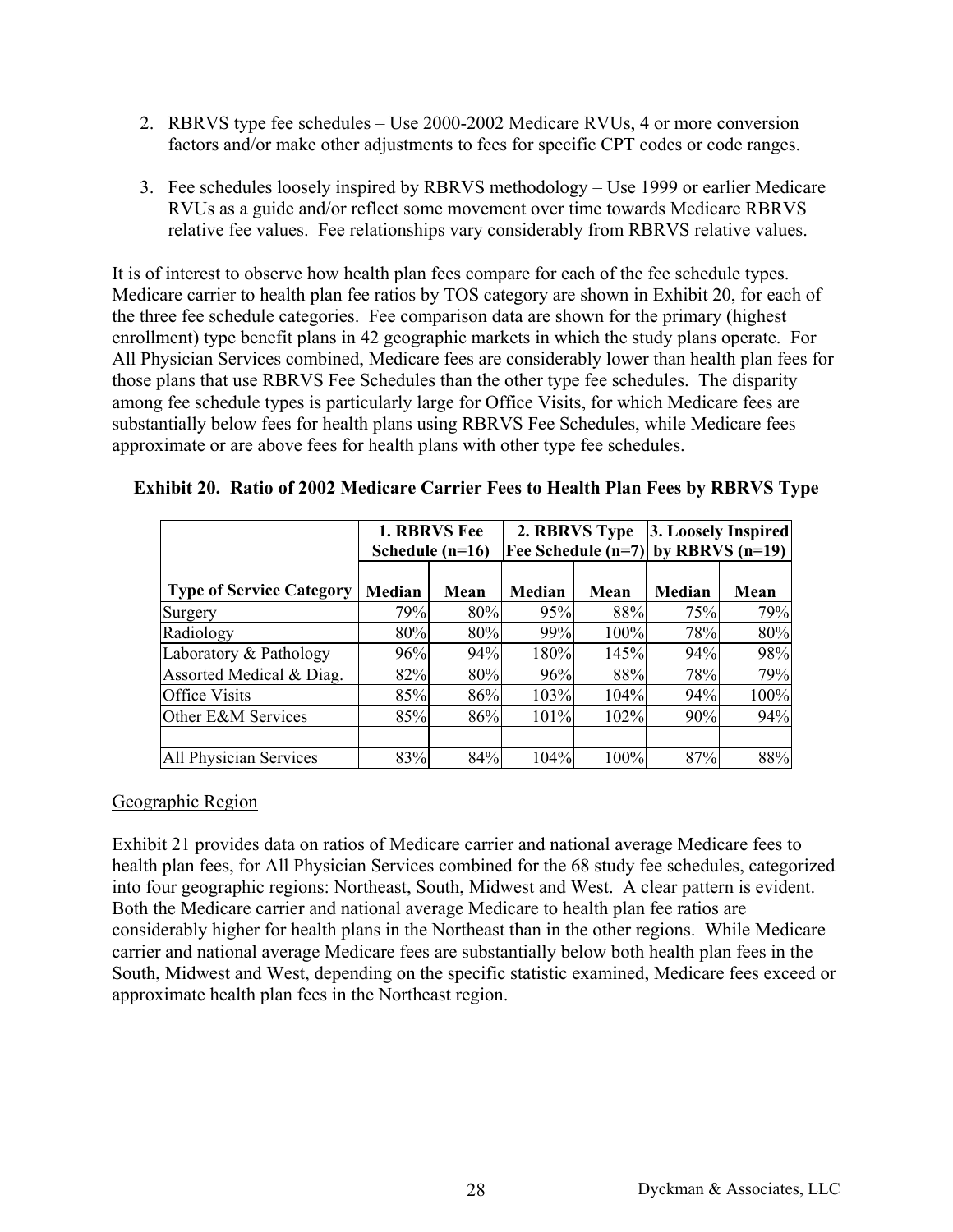2. RBRVS type fee schedules – Use 2000-2002 Medicare RVUs, 4 or more conversion factors and/or make other adjustments to fees for specific CPT codes or code ranges.

3. Fee schedules loosely inspired by RBRVS methodology – Use 1999 or earlier Medicare RVUs as a guide and/or reflect some movement over time towards Medicare RBRVS relative fee values. Fee relationships vary considerably from RBRVS relative values.

It is of interest to observe how health plan fees compare for each of the fee schedule types. Medicare carrier to health plan fee ratios by TOS category are shown in Exhibit 20, for each of the three fee schedule categories. Fee comparison data are shown for the primary (highest enrollment) type benefit plans in 42 geographic markets in which the study plans operate. For All Physician Services combined, Medicare fees are considerably lower than health plan fees for those plans that use RBRVS Fee Schedules than the other type fee schedules. The disparity among fee schedule types is particularly large for Office Visits, for which Medicare fees are substantially below fees for health plans using RBRVS Fee Schedules, while Medicare fees approximate or are above fees for health plans with other type fee schedules.

**Exhibit 20. Ratio of 2002 Medicare Carrier Fees to Health Plan Fees by RBRVS Type**

| | **1. RBRVS Fee Schedule (n=16)** | | **2. RBRVS Type Fee Schedule (n=7)** | | **3. Loosely Inspired by RBRVS (n=19)** | |
|---|---|---|---|---|---|---|
| **Type of Service Category** | **Median** | **Mean** | **Median** | **Mean** | **Median** | **Mean** |
| Surgery | 79% | 80% | 95% | 88% | 75% | 79% |
| Radiology | 80% | 80% | 99% | 100% | 78% | 80% |
| Laboratory & Pathology | 96% | 94% | 180% | 145% | 94% | 98% |
| Assorted Medical & Diag. | 82% | 80% | 96% | 88% | 78% | 79% |
| Office Visits | 85% | 86% | 103% | 104% | 94% | 100% |
| Other E&M Services | 85% | 86% | 101% | 102% | 90% | 94% |
| | | | | | | |
| All Physician Services | 83% | 84% | 104% | 100% | 87% | 88% |

Geographic Region

Exhibit 21 provides data on ratios of Medicare carrier and national average Medicare fees to health plan fees, for All Physician Services combined for the 68 study fee schedules, categorized into four geographic regions: Northeast, South, Midwest and West. A clear pattern is evident. Both the Medicare carrier and national average Medicare to health plan fee ratios are considerably higher for health plans in the Northeast than in the other regions. While Medicare carrier and national average Medicare fees are substantially below both health plan fees in the South, Midwest and West, depending on the specific statistic examined, Medicare fees exceed or approximate health plan fees in the Northeast region.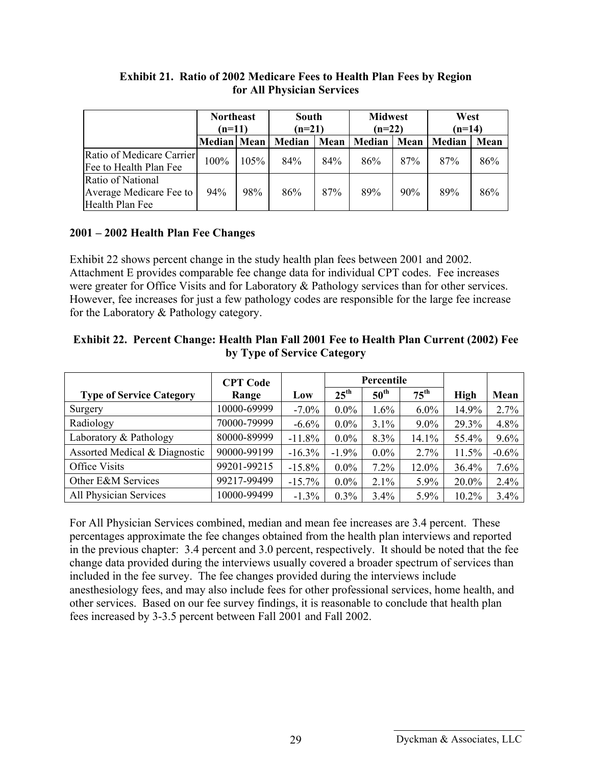**Exhibit 21. Ratio of 2002 Medicare Fees to Health Plan Fees by Region for All Physician Services**

| | Northeast (n=11) | | South (n=21) | | Midwest (n=22) | | West (n=14) | |
|---|---|---|---|---|---|---|---|---|
| | Median | Mean | Median | Mean | Median | Mean | Median | Mean |
| Ratio of Medicare Carrier Fee to Health Plan Fee | 100% | 105% | 84% | 84% | 86% | 87% | 87% | 86% |
| Ratio of National Average Medicare Fee to Health Plan Fee | 94% | 98% | 86% | 87% | 89% | 90% | 89% | 86% |

### 2001 – 2002 Health Plan Fee Changes

Exhibit 22 shows percent change in the study health plan fees between 2001 and 2002. Attachment E provides comparable fee change data for individual CPT codes. Fee increases were greater for Office Visits and for Laboratory & Pathology services than for other services. However, fee increases for just a few pathology codes are responsible for the large fee increase for the Laboratory & Pathology category.

**Exhibit 22. Percent Change: Health Plan Fall 2001 Fee to Health Plan Current (2002) Fee by Type of Service Category**

| Type of Service Category | CPT Code Range | Low | Percentile 25th | Percentile 50th | Percentile 75th | High | Mean |
|---|---|---|---|---|---|---|---|
| Surgery | 10000-69999 | -7.0% | 0.0% | 1.6% | 6.0% | 14.9% | 2.7% |
| Radiology | 70000-79999 | -6.6% | 0.0% | 3.1% | 9.0% | 29.3% | 4.8% |
| Laboratory & Pathology | 80000-89999 | -11.8% | 0.0% | 8.3% | 14.1% | 55.4% | 9.6% |
| Assorted Medical & Diagnostic | 90000-99199 | -16.3% | -1.9% | 0.0% | 2.7% | 11.5% | -0.6% |
| Office Visits | 99201-99215 | -15.8% | 0.0% | 7.2% | 12.0% | 36.4% | 7.6% |
| Other E&M Services | 99217-99499 | -15.7% | 0.0% | 2.1% | 5.9% | 20.0% | 2.4% |
| All Physician Services | 10000-99499 | -1.3% | 0.3% | 3.4% | 5.9% | 10.2% | 3.4% |

For All Physician Services combined, median and mean fee increases are 3.4 percent. These percentages approximate the fee changes obtained from the health plan interviews and reported in the previous chapter: 3.4 percent and 3.0 percent, respectively. It should be noted that the fee change data provided during the interviews usually covered a broader spectrum of services than included in the fee survey. The fee changes provided during the interviews include anesthesiology fees, and may also include fees for other professional services, home health, and other services. Based on our fee survey findings, it is reasonable to conclude that health plan fees increased by 3-3.5 percent between Fall 2001 and Fall 2002.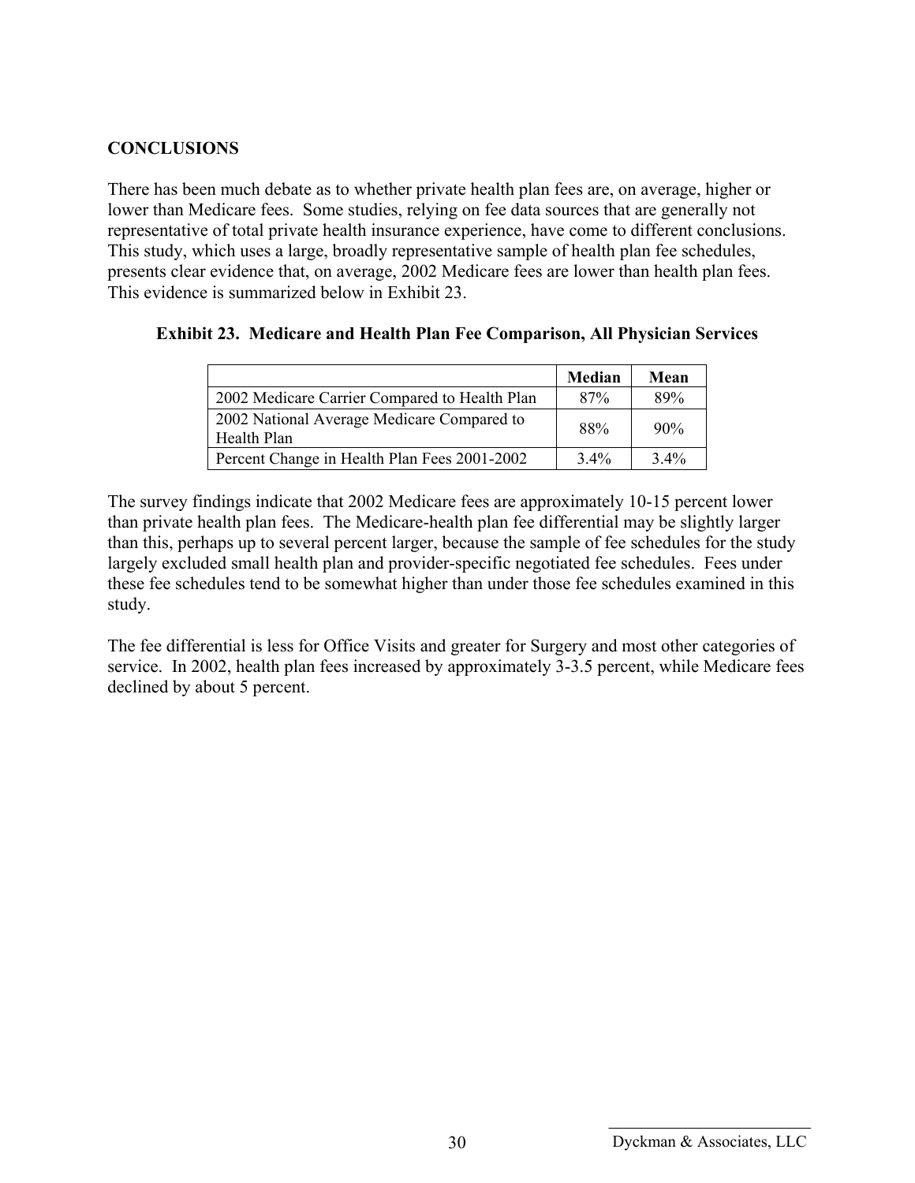## CONCLUSIONS

There has been much debate as to whether private health plan fees are, on average, higher or lower than Medicare fees. Some studies, relying on fee data sources that are generally not representative of total private health insurance experience, have come to different conclusions. This study, which uses a large, broadly representative sample of health plan fee schedules, presents clear evidence that, on average, 2002 Medicare fees are lower than health plan fees. This evidence is summarized below in Exhibit 23.

**Exhibit 23. Medicare and Health Plan Fee Comparison, All Physician Services**

| | Median | Mean |
|---|---|---|
| 2002 Medicare Carrier Compared to Health Plan | 87% | 89% |
| 2002 National Average Medicare Compared to Health Plan | 88% | 90% |
| Percent Change in Health Plan Fees 2001-2002 | 3.4% | 3.4% |

The survey findings indicate that 2002 Medicare fees are approximately 10-15 percent lower than private health plan fees. The Medicare-health plan fee differential may be slightly larger than this, perhaps up to several percent larger, because the sample of fee schedules for the study largely excluded small health plan and provider-specific negotiated fee schedules. Fees under these fee schedules tend to be somewhat higher than under those fee schedules examined in this study.

The fee differential is less for Office Visits and greater for Surgery and most other categories of service. In 2002, health plan fees increased by approximately 3-3.5 percent, while Medicare fees declined by about 5 percent.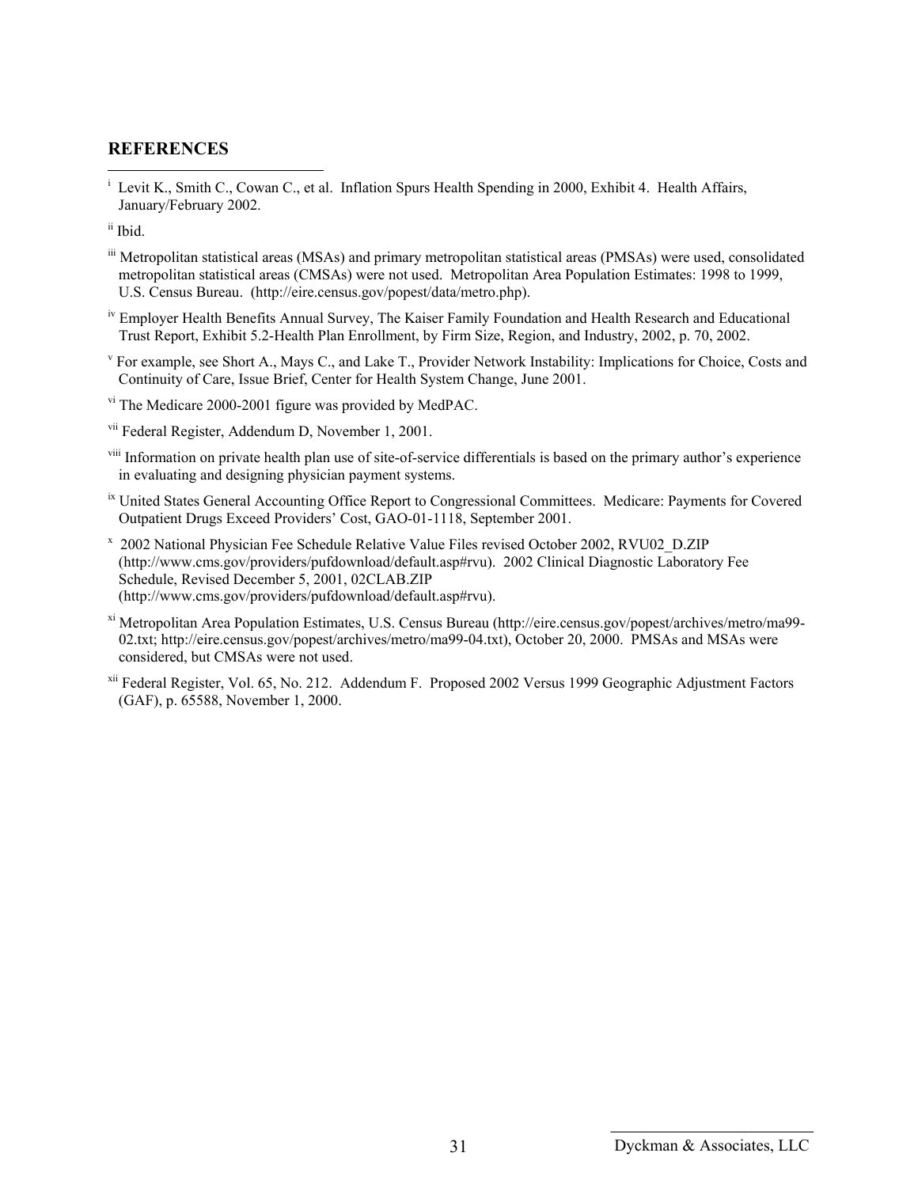## REFERENCES

[i] Levit K., Smith C., Cowan C., et al. Inflation Spurs Health Spending in 2000, Exhibit 4. Health Affairs, January/February 2002.

[ii] Ibid.

[iii] Metropolitan statistical areas (MSAs) and primary metropolitan statistical areas (PMSAs) were used, consolidated metropolitan statistical areas (CMSAs) were not used. Metropolitan Area Population Estimates: 1998 to 1999, U.S. Census Bureau. (http://eire.census.gov/popest/data/metro.php).

[iv] Employer Health Benefits Annual Survey, The Kaiser Family Foundation and Health Research and Educational Trust Report, Exhibit 5.2-Health Plan Enrollment, by Firm Size, Region, and Industry, 2002, p. 70, 2002.

[v] For example, see Short A., Mays C., and Lake T., Provider Network Instability: Implications for Choice, Costs and Continuity of Care, Issue Brief, Center for Health System Change, June 2001.

[vi] The Medicare 2000-2001 figure was provided by MedPAC.

[vii] Federal Register, Addendum D, November 1, 2001.

[viii] Information on private health plan use of site-of-service differentials is based on the primary author's experience in evaluating and designing physician payment systems.

[ix] United States General Accounting Office Report to Congressional Committees. Medicare: Payments for Covered Outpatient Drugs Exceed Providers' Cost, GAO-01-1118, September 2001.

[x] 2002 National Physician Fee Schedule Relative Value Files revised October 2002, RVU02_D.ZIP (http://www.cms.gov/providers/pufdownload/default.asp#rvu). 2002 Clinical Diagnostic Laboratory Fee Schedule, Revised December 5, 2001, 02CLAB.ZIP (http://www.cms.gov/providers/pufdownload/default.asp#rvu).

[xi] Metropolitan Area Population Estimates, U.S. Census Bureau (http://eire.census.gov/popest/archives/metro/ma99-02.txt; http://eire.census.gov/popest/archives/metro/ma99-04.txt), October 20, 2000. PMSAs and MSAs were considered, but CMSAs were not used.

[xii] Federal Register, Vol. 65, No. 212. Addendum F. Proposed 2002 Versus 1999 Geographic Adjustment Factors (GAF), p. 65588, November 1, 2000.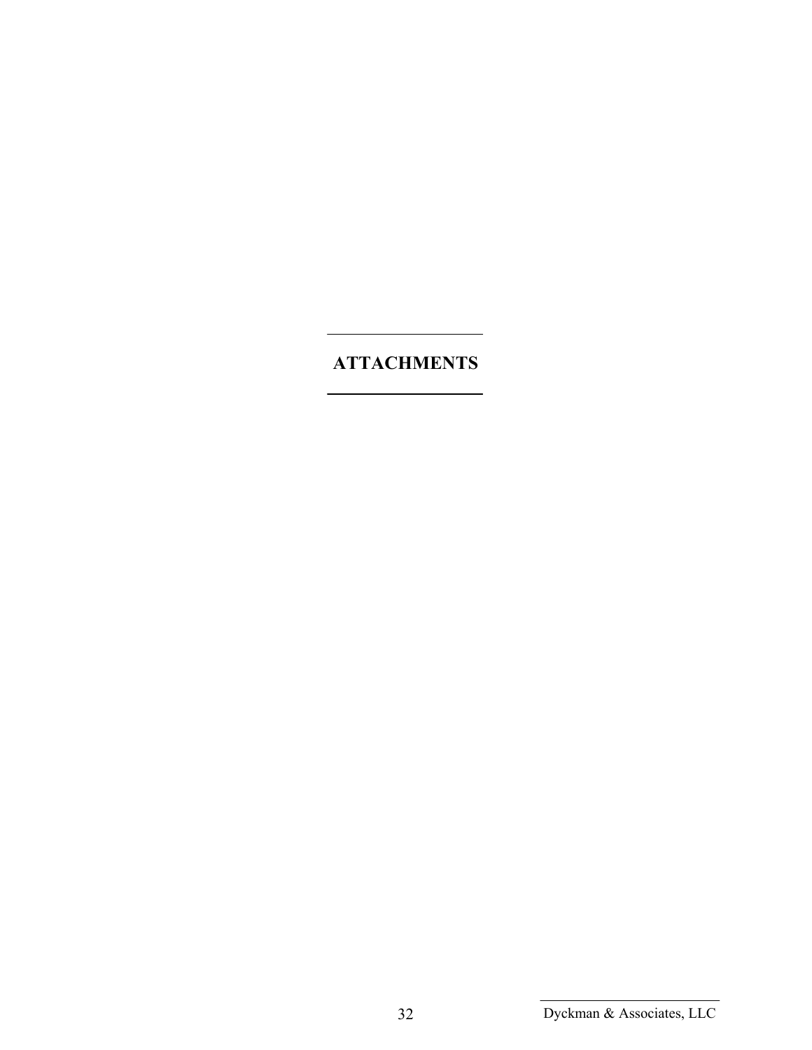# ATTACHMENTS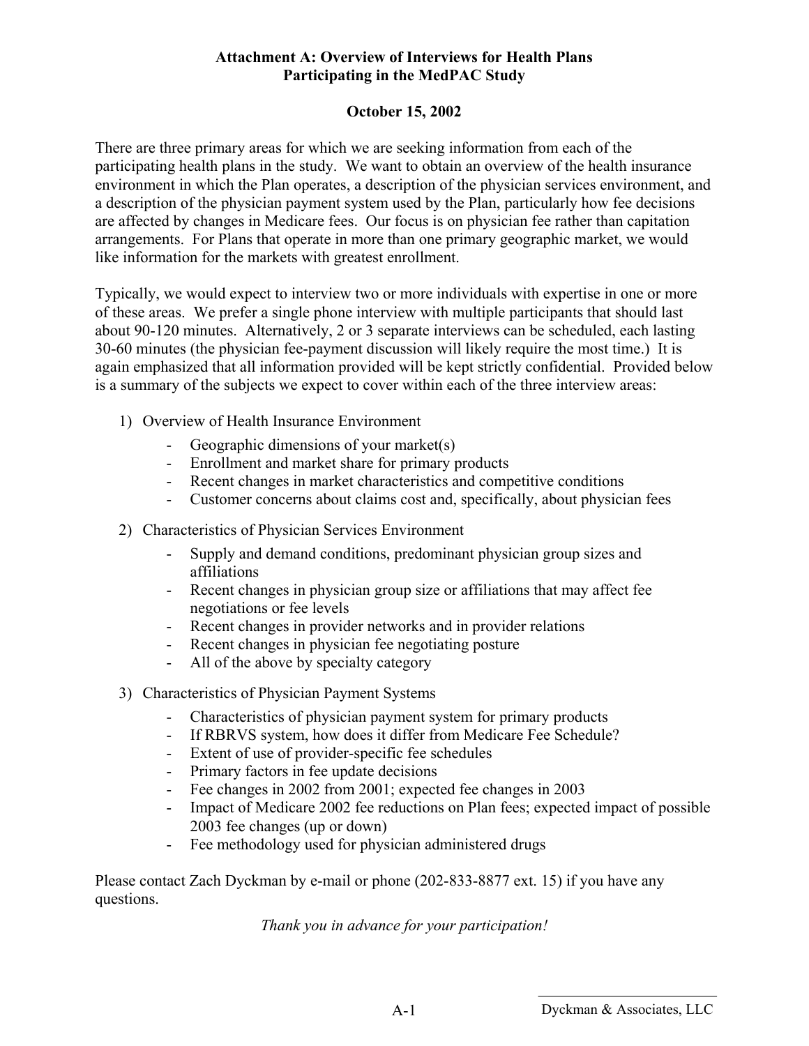**Attachment A: Overview of Interviews for Health Plans Participating in the MedPAC Study**

**October 15, 2002**

There are three primary areas for which we are seeking information from each of the participating health plans in the study. We want to obtain an overview of the health insurance environment in which the Plan operates, a description of the physician services environment, and a description of the physician payment system used by the Plan, particularly how fee decisions are affected by changes in Medicare fees. Our focus is on physician fee rather than capitation arrangements. For Plans that operate in more than one primary geographic market, we would like information for the markets with greatest enrollment.

Typically, we would expect to interview two or more individuals with expertise in one or more of these areas. We prefer a single phone interview with multiple participants that should last about 90-120 minutes. Alternatively, 2 or 3 separate interviews can be scheduled, each lasting 30-60 minutes (the physician fee-payment discussion will likely require the most time.) It is again emphasized that all information provided will be kept strictly confidential. Provided below is a summary of the subjects we expect to cover within each of the three interview areas:

1) Overview of Health Insurance Environment
   - Geographic dimensions of your market(s)
   - Enrollment and market share for primary products
   - Recent changes in market characteristics and competitive conditions
   - Customer concerns about claims cost and, specifically, about physician fees

2) Characteristics of Physician Services Environment
   - Supply and demand conditions, predominant physician group sizes and affiliations
   - Recent changes in physician group size or affiliations that may affect fee negotiations or fee levels
   - Recent changes in provider networks and in provider relations
   - Recent changes in physician fee negotiating posture
   - All of the above by specialty category

3) Characteristics of Physician Payment Systems
   - Characteristics of physician payment system for primary products
   - If RBRVS system, how does it differ from Medicare Fee Schedule?
   - Extent of use of provider-specific fee schedules
   - Primary factors in fee update decisions
   - Fee changes in 2002 from 2001; expected fee changes in 2003
   - Impact of Medicare 2002 fee reductions on Plan fees; expected impact of possible 2003 fee changes (up or down)
   - Fee methodology used for physician administered drugs

Please contact Zach Dyckman by e-mail or phone (202-833-8877 ext. 15) if you have any questions.

*Thank you in advance for your participation!*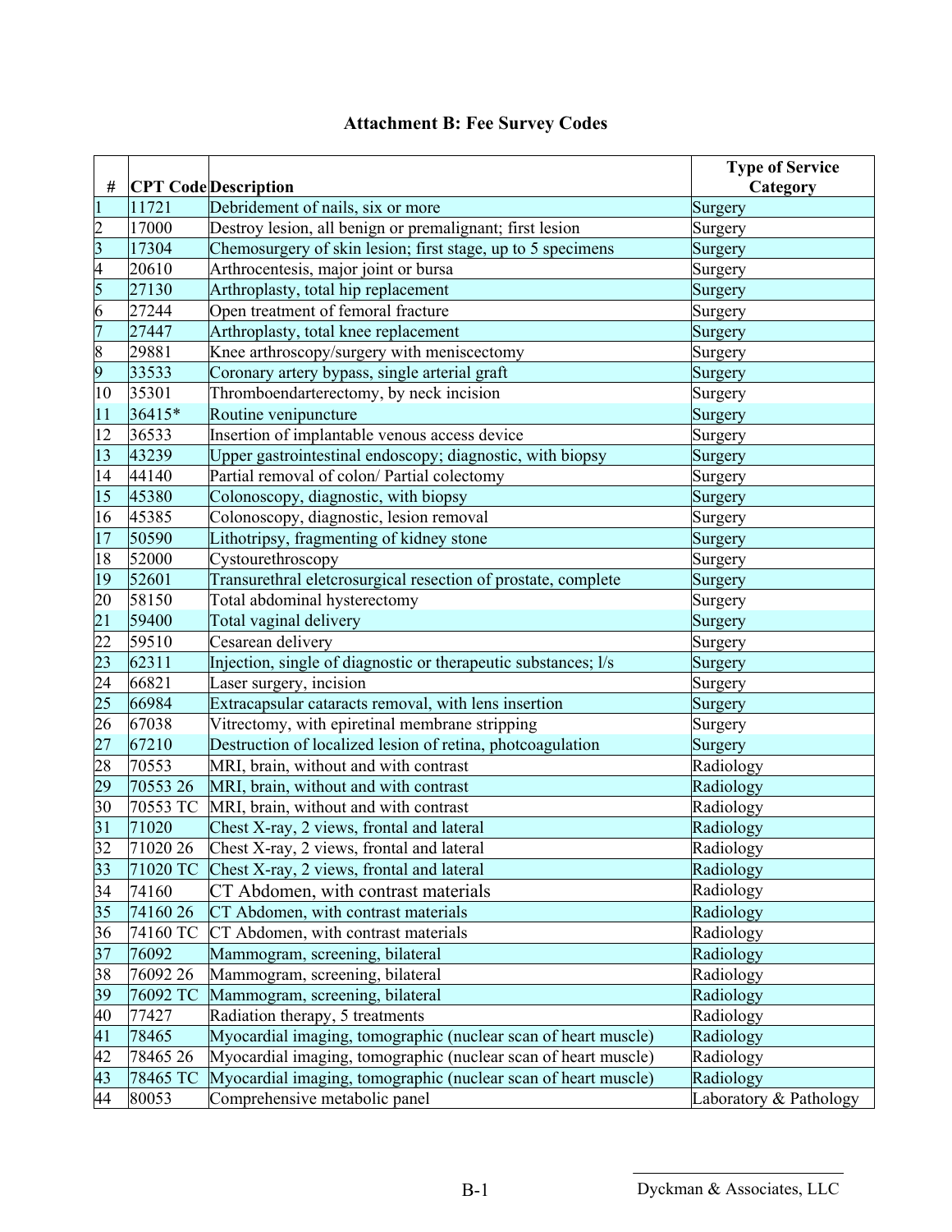# Attachment B: Fee Survey Codes

| # | CPT Code | Description | Type of Service Category |
|---|---|---|---|
| 1 | 11721 | Debridement of nails, six or more | Surgery |
| 2 | 17000 | Destroy lesion, all benign or premalignant; first lesion | Surgery |
| 3 | 17304 | Chemosurgery of skin lesion; first stage, up to 5 specimens | Surgery |
| 4 | 20610 | Arthrocentesis, major joint or bursa | Surgery |
| 5 | 27130 | Arthroplasty, total hip replacement | Surgery |
| 6 | 27244 | Open treatment of femoral fracture | Surgery |
| 7 | 27447 | Arthroplasty, total knee replacement | Surgery |
| 8 | 29881 | Knee arthroscopy/surgery with meniscectomy | Surgery |
| 9 | 33533 | Coronary artery bypass, single arterial graft | Surgery |
| 10 | 35301 | Thromboendarterectomy, by neck incision | Surgery |
| 11 | 36415* | Routine venipuncture | Surgery |
| 12 | 36533 | Insertion of implantable venous access device | Surgery |
| 13 | 43239 | Upper gastrointestinal endoscopy; diagnostic, with biopsy | Surgery |
| 14 | 44140 | Partial removal of colon/ Partial colectomy | Surgery |
| 15 | 45380 | Colonoscopy, diagnostic, with biopsy | Surgery |
| 16 | 45385 | Colonoscopy, diagnostic, lesion removal | Surgery |
| 17 | 50590 | Lithotripsy, fragmenting of kidney stone | Surgery |
| 18 | 52000 | Cystourethroscopy | Surgery |
| 19 | 52601 | Transurethral eletcrosurgical resection of prostate, complete | Surgery |
| 20 | 58150 | Total abdominal hysterectomy | Surgery |
| 21 | 59400 | Total vaginal delivery | Surgery |
| 22 | 59510 | Cesarean delivery | Surgery |
| 23 | 62311 | Injection, single of diagnostic or therapeutic substances; l/s | Surgery |
| 24 | 66821 | Laser surgery, incision | Surgery |
| 25 | 66984 | Extracapsular cataracts removal, with lens insertion | Surgery |
| 26 | 67038 | Vitrectomy, with epiretinal membrane stripping | Surgery |
| 27 | 67210 | Destruction of localized lesion of retina, photcoagulation | Surgery |
| 28 | 70553 | MRI, brain, without and with contrast | Radiology |
| 29 | 70553 26 | MRI, brain, without and with contrast | Radiology |
| 30 | 70553 TC | MRI, brain, without and with contrast | Radiology |
| 31 | 71020 | Chest X-ray, 2 views, frontal and lateral | Radiology |
| 32 | 71020 26 | Chest X-ray, 2 views, frontal and lateral | Radiology |
| 33 | 71020 TC | Chest X-ray, 2 views, frontal and lateral | Radiology |
| 34 | 74160 | CT Abdomen, with contrast materials | Radiology |
| 35 | 74160 26 | CT Abdomen, with contrast materials | Radiology |
| 36 | 74160 TC | CT Abdomen, with contrast materials | Radiology |
| 37 | 76092 | Mammogram, screening, bilateral | Radiology |
| 38 | 76092 26 | Mammogram, screening, bilateral | Radiology |
| 39 | 76092 TC | Mammogram, screening, bilateral | Radiology |
| 40 | 77427 | Radiation therapy, 5 treatments | Radiology |
| 41 | 78465 | Myocardial imaging, tomographic (nuclear scan of heart muscle) | Radiology |
| 42 | 78465 26 | Myocardial imaging, tomographic (nuclear scan of heart muscle) | Radiology |
| 43 | 78465 TC | Myocardial imaging, tomographic (nuclear scan of heart muscle) | Radiology |
| 44 | 80053 | Comprehensive metabolic panel | Laboratory & Pathology |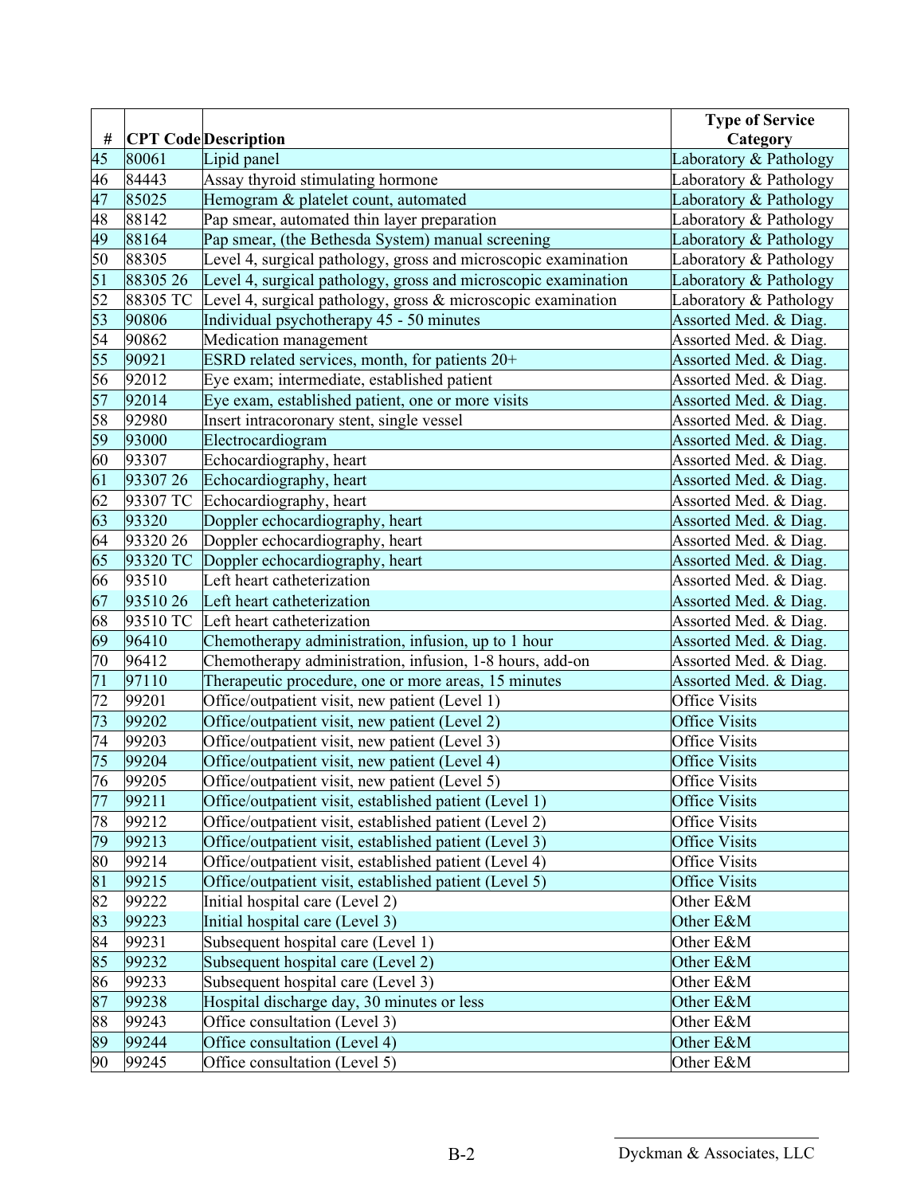| # | CPT Code | Description | Type of Service Category |
|---|---|---|---|
| 45 | 80061 | Lipid panel | Laboratory & Pathology |
| 46 | 84443 | Assay thyroid stimulating hormone | Laboratory & Pathology |
| 47 | 85025 | Hemogram & platelet count, automated | Laboratory & Pathology |
| 48 | 88142 | Pap smear, automated thin layer preparation | Laboratory & Pathology |
| 49 | 88164 | Pap smear, (the Bethesda System) manual screening | Laboratory & Pathology |
| 50 | 88305 | Level 4, surgical pathology, gross and microscopic examination | Laboratory & Pathology |
| 51 | 88305 26 | Level 4, surgical pathology, gross and microscopic examination | Laboratory & Pathology |
| 52 | 88305 TC | Level 4, surgical pathology, gross & microscopic examination | Laboratory & Pathology |
| 53 | 90806 | Individual psychotherapy 45 - 50 minutes | Assorted Med. & Diag. |
| 54 | 90862 | Medication management | Assorted Med. & Diag. |
| 55 | 90921 | ESRD related services, month, for patients 20+ | Assorted Med. & Diag. |
| 56 | 92012 | Eye exam; intermediate, established patient | Assorted Med. & Diag. |
| 57 | 92014 | Eye exam, established patient, one or more visits | Assorted Med. & Diag. |
| 58 | 92980 | Insert intracoronary stent, single vessel | Assorted Med. & Diag. |
| 59 | 93000 | Electrocardiogram | Assorted Med. & Diag. |
| 60 | 93307 | Echocardiography, heart | Assorted Med. & Diag. |
| 61 | 93307 26 | Echocardiography, heart | Assorted Med. & Diag. |
| 62 | 93307 TC | Echocardiography, heart | Assorted Med. & Diag. |
| 63 | 93320 | Doppler echocardiography, heart | Assorted Med. & Diag. |
| 64 | 93320 26 | Doppler echocardiography, heart | Assorted Med. & Diag. |
| 65 | 93320 TC | Doppler echocardiography, heart | Assorted Med. & Diag. |
| 66 | 93510 | Left heart catheterization | Assorted Med. & Diag. |
| 67 | 93510 26 | Left heart catheterization | Assorted Med. & Diag. |
| 68 | 93510 TC | Left heart catheterization | Assorted Med. & Diag. |
| 69 | 96410 | Chemotherapy administration, infusion, up to 1 hour | Assorted Med. & Diag. |
| 70 | 96412 | Chemotherapy administration, infusion, 1-8 hours, add-on | Assorted Med. & Diag. |
| 71 | 97110 | Therapeutic procedure, one or more areas, 15 minutes | Assorted Med. & Diag. |
| 72 | 99201 | Office/outpatient visit, new patient (Level 1) | Office Visits |
| 73 | 99202 | Office/outpatient visit, new patient (Level 2) | Office Visits |
| 74 | 99203 | Office/outpatient visit, new patient (Level 3) | Office Visits |
| 75 | 99204 | Office/outpatient visit, new patient (Level 4) | Office Visits |
| 76 | 99205 | Office/outpatient visit, new patient (Level 5) | Office Visits |
| 77 | 99211 | Office/outpatient visit, established patient (Level 1) | Office Visits |
| 78 | 99212 | Office/outpatient visit, established patient (Level 2) | Office Visits |
| 79 | 99213 | Office/outpatient visit, established patient (Level 3) | Office Visits |
| 80 | 99214 | Office/outpatient visit, established patient (Level 4) | Office Visits |
| 81 | 99215 | Office/outpatient visit, established patient (Level 5) | Office Visits |
| 82 | 99222 | Initial hospital care (Level 2) | Other E&M |
| 83 | 99223 | Initial hospital care (Level 3) | Other E&M |
| 84 | 99231 | Subsequent hospital care (Level 1) | Other E&M |
| 85 | 99232 | Subsequent hospital care (Level 2) | Other E&M |
| 86 | 99233 | Subsequent hospital care (Level 3) | Other E&M |
| 87 | 99238 | Hospital discharge day, 30 minutes or less | Other E&M |
| 88 | 99243 | Office consultation (Level 3) | Other E&M |
| 89 | 99244 | Office consultation (Level 4) | Other E&M |
| 90 | 99245 | Office consultation (Level 5) | Other E&M |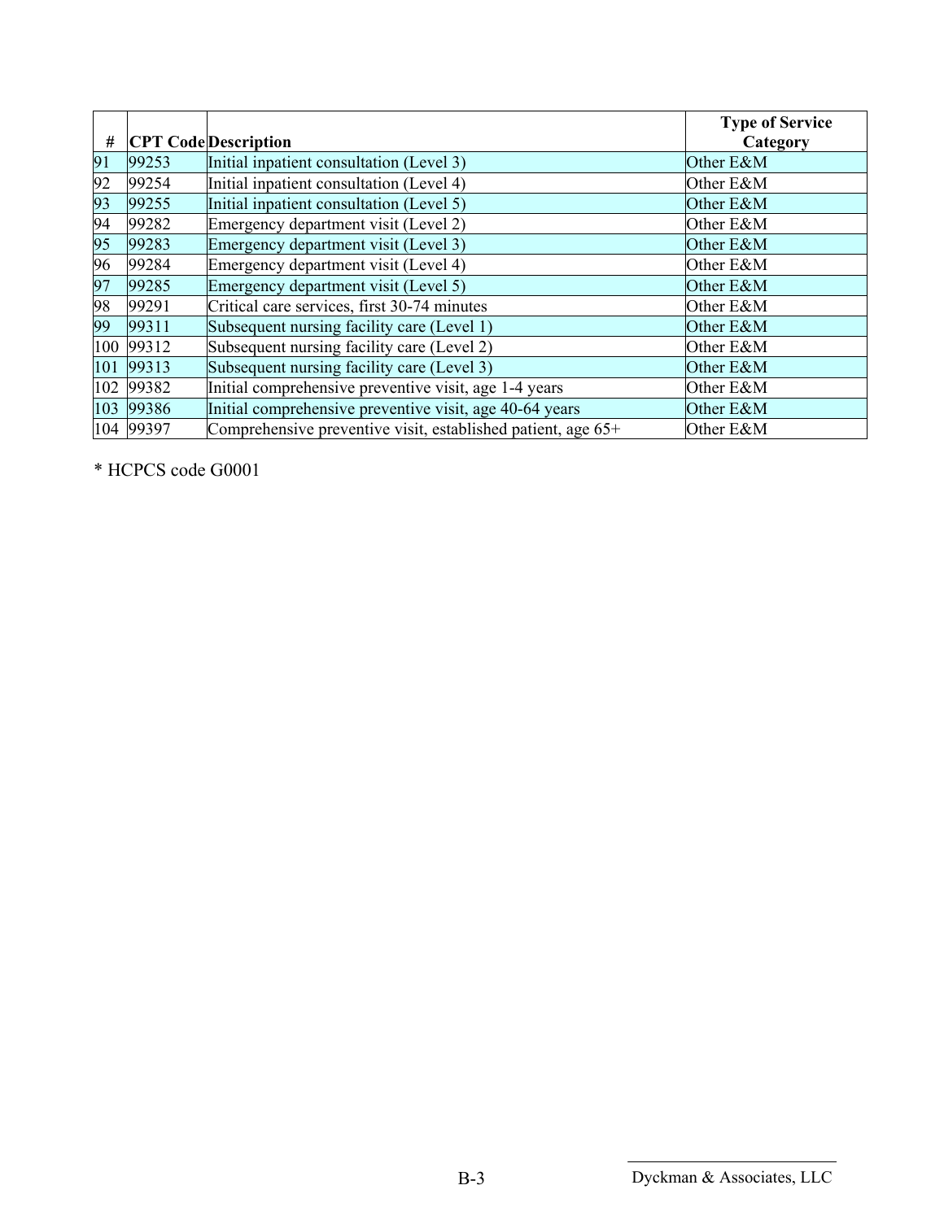| # | CPT Code | Description | Type of Service Category |
|---|---|---|---|
| 91 | 99253 | Initial inpatient consultation (Level 3) | Other E&M |
| 92 | 99254 | Initial inpatient consultation (Level 4) | Other E&M |
| 93 | 99255 | Initial inpatient consultation (Level 5) | Other E&M |
| 94 | 99282 | Emergency department visit (Level 2) | Other E&M |
| 95 | 99283 | Emergency department visit (Level 3) | Other E&M |
| 96 | 99284 | Emergency department visit (Level 4) | Other E&M |
| 97 | 99285 | Emergency department visit (Level 5) | Other E&M |
| 98 | 99291 | Critical care services, first 30-74 minutes | Other E&M |
| 99 | 99311 | Subsequent nursing facility care (Level 1) | Other E&M |
| 100 | 99312 | Subsequent nursing facility care (Level 2) | Other E&M |
| 101 | 99313 | Subsequent nursing facility care (Level 3) | Other E&M |
| 102 | 99382 | Initial comprehensive preventive visit, age 1-4 years | Other E&M |
| 103 | 99386 | Initial comprehensive preventive visit, age 40-64 years | Other E&M |
| 104 | 99397 | Comprehensive preventive visit, established patient, age 65+ | Other E&M |

* HCPCS code G0001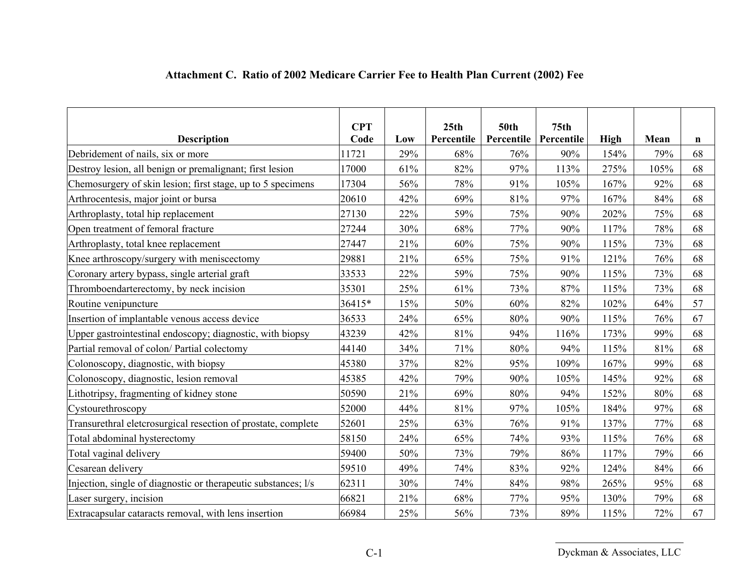### Attachment C. Ratio of 2002 Medicare Carrier Fee to Health Plan Current (2002) Fee

| Description | CPT Code | Low | 25th Percentile | 50th Percentile | 75th Percentile | High | Mean | n |
|---|---|---|---|---|---|---|---|---|
| Debridement of nails, six or more | 11721 | 29% | 68% | 76% | 90% | 154% | 79% | 68 |
| Destroy lesion, all benign or premalignant; first lesion | 17000 | 61% | 82% | 97% | 113% | 275% | 105% | 68 |
| Chemosurgery of skin lesion; first stage, up to 5 specimens | 17304 | 56% | 78% | 91% | 105% | 167% | 92% | 68 |
| Arthrocentesis, major joint or bursa | 20610 | 42% | 69% | 81% | 97% | 167% | 84% | 68 |
| Arthroplasty, total hip replacement | 27130 | 22% | 59% | 75% | 90% | 202% | 75% | 68 |
| Open treatment of femoral fracture | 27244 | 30% | 68% | 77% | 90% | 117% | 78% | 68 |
| Arthroplasty, total knee replacement | 27447 | 21% | 60% | 75% | 90% | 115% | 73% | 68 |
| Knee arthroscopy/surgery with meniscectomy | 29881 | 21% | 65% | 75% | 91% | 121% | 76% | 68 |
| Coronary artery bypass, single arterial graft | 33533 | 22% | 59% | 75% | 90% | 115% | 73% | 68 |
| Thromboendarterectomy, by neck incision | 35301 | 25% | 61% | 73% | 87% | 115% | 73% | 68 |
| Routine venipuncture | 36415* | 15% | 50% | 60% | 82% | 102% | 64% | 57 |
| Insertion of implantable venous access device | 36533 | 24% | 65% | 80% | 90% | 115% | 76% | 67 |
| Upper gastrointestinal endoscopy; diagnostic, with biopsy | 43239 | 42% | 81% | 94% | 116% | 173% | 99% | 68 |
| Partial removal of colon/ Partial colectomy | 44140 | 34% | 71% | 80% | 94% | 115% | 81% | 68 |
| Colonoscopy, diagnostic, with biopsy | 45380 | 37% | 82% | 95% | 109% | 167% | 99% | 68 |
| Colonoscopy, diagnostic, lesion removal | 45385 | 42% | 79% | 90% | 105% | 145% | 92% | 68 |
| Lithotripsy, fragmenting of kidney stone | 50590 | 21% | 69% | 80% | 94% | 152% | 80% | 68 |
| Cystourethroscopy | 52000 | 44% | 81% | 97% | 105% | 184% | 97% | 68 |
| Transurethral eletcrosurgical resection of prostate, complete | 52601 | 25% | 63% | 76% | 91% | 137% | 77% | 68 |
| Total abdominal hysterectomy | 58150 | 24% | 65% | 74% | 93% | 115% | 76% | 68 |
| Total vaginal delivery | 59400 | 50% | 73% | 79% | 86% | 117% | 79% | 66 |
| Cesarean delivery | 59510 | 49% | 74% | 83% | 92% | 124% | 84% | 66 |
| Injection, single of diagnostic or therapeutic substances; l/s | 62311 | 30% | 74% | 84% | 98% | 265% | 95% | 68 |
| Laser surgery, incision | 66821 | 21% | 68% | 77% | 95% | 130% | 79% | 68 |
| Extracapsular cataracts removal, with lens insertion | 66984 | 25% | 56% | 73% | 89% | 115% | 72% | 67 |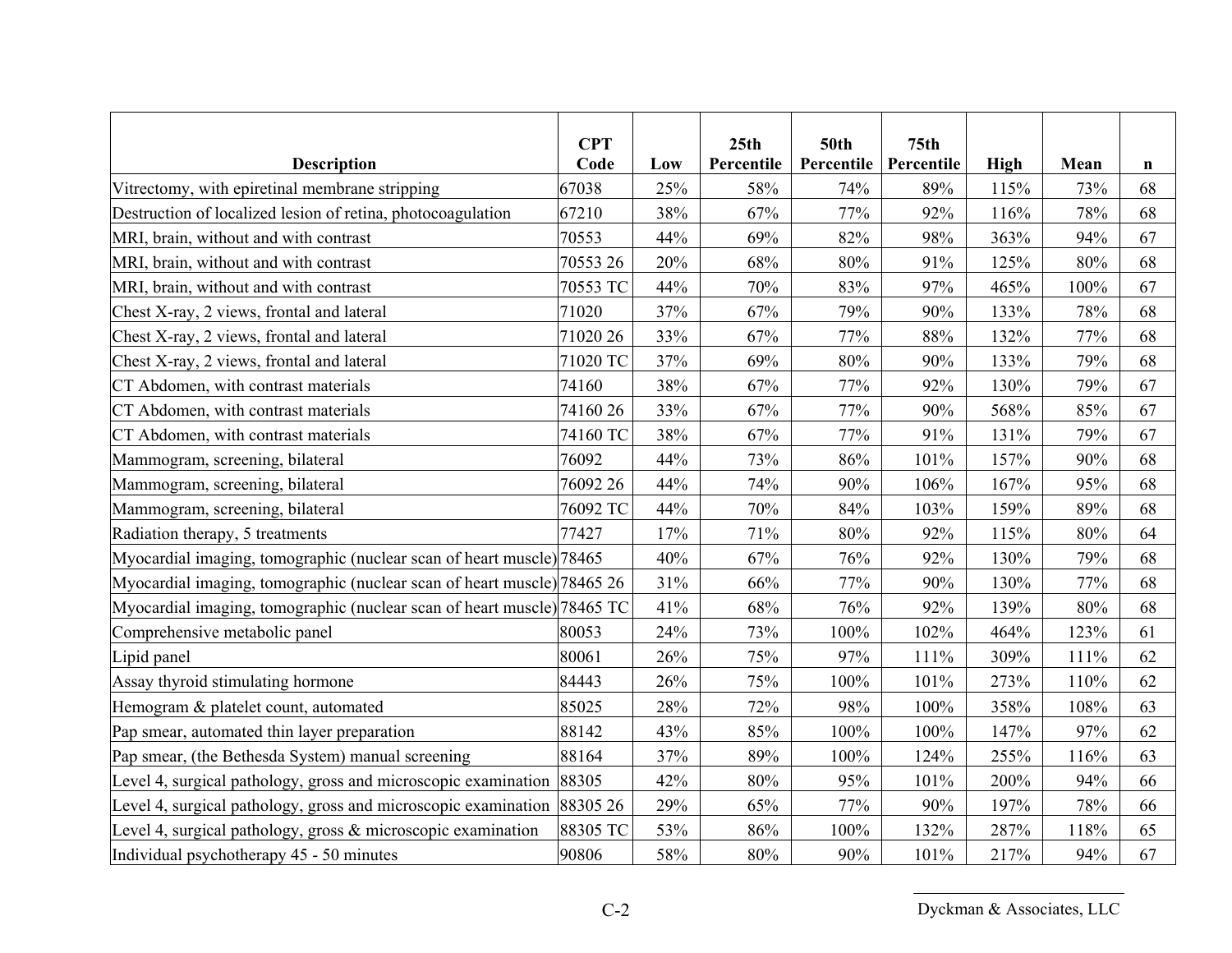| Description | CPT Code | Low | 25th Percentile | 50th Percentile | 75th Percentile | High | Mean | n |
|---|---|---|---|---|---|---|---|---|
| Vitrectomy, with epiretinal membrane stripping | 67038 | 25% | 58% | 74% | 89% | 115% | 73% | 68 |
| Destruction of localized lesion of retina, photocoagulation | 67210 | 38% | 67% | 77% | 92% | 116% | 78% | 68 |
| MRI, brain, without and with contrast | 70553 | 44% | 69% | 82% | 98% | 363% | 94% | 67 |
| MRI, brain, without and with contrast | 70553 26 | 20% | 68% | 80% | 91% | 125% | 80% | 68 |
| MRI, brain, without and with contrast | 70553 TC | 44% | 70% | 83% | 97% | 465% | 100% | 67 |
| Chest X-ray, 2 views, frontal and lateral | 71020 | 37% | 67% | 79% | 90% | 133% | 78% | 68 |
| Chest X-ray, 2 views, frontal and lateral | 71020 26 | 33% | 67% | 77% | 88% | 132% | 77% | 68 |
| Chest X-ray, 2 views, frontal and lateral | 71020 TC | 37% | 69% | 80% | 90% | 133% | 79% | 68 |
| CT Abdomen, with contrast materials | 74160 | 38% | 67% | 77% | 92% | 130% | 79% | 67 |
| CT Abdomen, with contrast materials | 74160 26 | 33% | 67% | 77% | 90% | 568% | 85% | 67 |
| CT Abdomen, with contrast materials | 74160 TC | 38% | 67% | 77% | 91% | 131% | 79% | 67 |
| Mammogram, screening, bilateral | 76092 | 44% | 73% | 86% | 101% | 157% | 90% | 68 |
| Mammogram, screening, bilateral | 76092 26 | 44% | 74% | 90% | 106% | 167% | 95% | 68 |
| Mammogram, screening, bilateral | 76092 TC | 44% | 70% | 84% | 103% | 159% | 89% | 68 |
| Radiation therapy, 5 treatments | 77427 | 17% | 71% | 80% | 92% | 115% | 80% | 64 |
| Myocardial imaging, tomographic (nuclear scan of heart muscle) | 78465 | 40% | 67% | 76% | 92% | 130% | 79% | 68 |
| Myocardial imaging, tomographic (nuclear scan of heart muscle) | 78465 26 | 31% | 66% | 77% | 90% | 130% | 77% | 68 |
| Myocardial imaging, tomographic (nuclear scan of heart muscle) | 78465 TC | 41% | 68% | 76% | 92% | 139% | 80% | 68 |
| Comprehensive metabolic panel | 80053 | 24% | 73% | 100% | 102% | 464% | 123% | 61 |
| Lipid panel | 80061 | 26% | 75% | 97% | 111% | 309% | 111% | 62 |
| Assay thyroid stimulating hormone | 84443 | 26% | 75% | 100% | 101% | 273% | 110% | 62 |
| Hemogram & platelet count, automated | 85025 | 28% | 72% | 98% | 100% | 358% | 108% | 63 |
| Pap smear, automated thin layer preparation | 88142 | 43% | 85% | 100% | 100% | 147% | 97% | 62 |
| Pap smear, (the Bethesda System) manual screening | 88164 | 37% | 89% | 100% | 124% | 255% | 116% | 63 |
| Level 4, surgical pathology, gross and microscopic examination | 88305 | 42% | 80% | 95% | 101% | 200% | 94% | 66 |
| Level 4, surgical pathology, gross and microscopic examination | 88305 26 | 29% | 65% | 77% | 90% | 197% | 78% | 66 |
| Level 4, surgical pathology, gross & microscopic examination | 88305 TC | 53% | 86% | 100% | 132% | 287% | 118% | 65 |
| Individual psychotherapy 45 - 50 minutes | 90806 | 58% | 80% | 90% | 101% | 217% | 94% | 67 |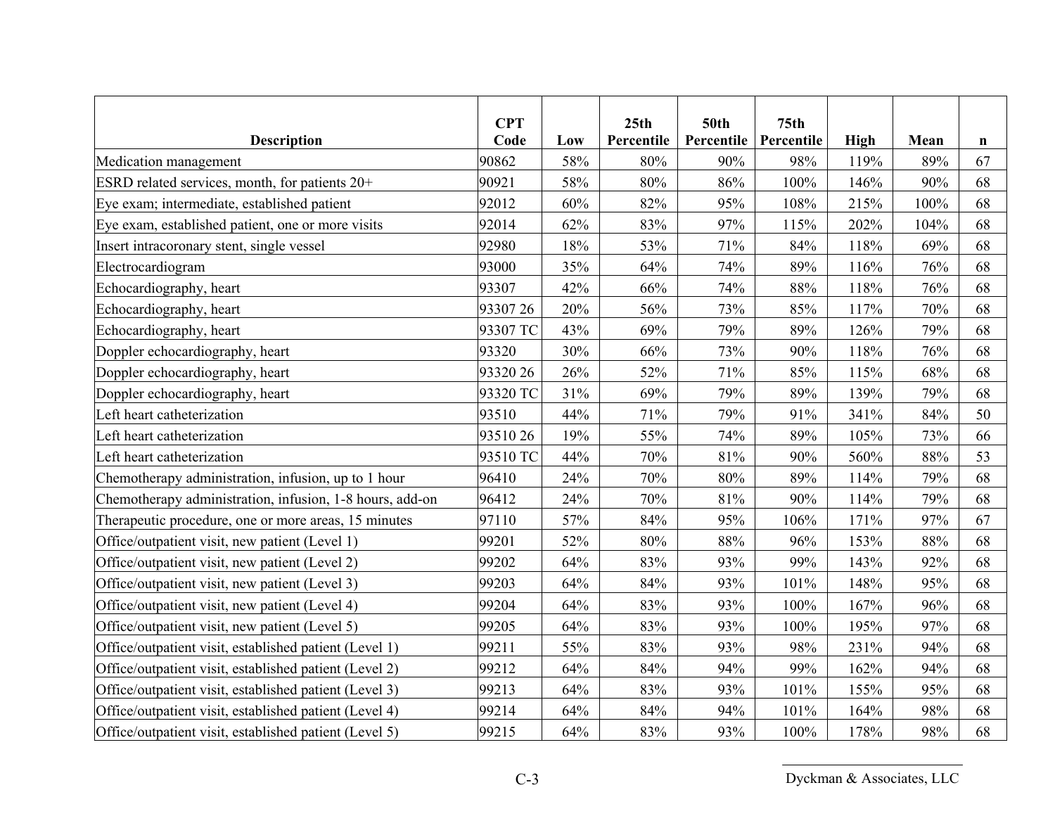| Description | CPT Code | Low | 25th Percentile | 50th Percentile | 75th Percentile | High | Mean | n |
|---|---|---|---|---|---|---|---|---|
| Medication management | 90862 | 58% | 80% | 90% | 98% | 119% | 89% | 67 |
| ESRD related services, month, for patients 20+ | 90921 | 58% | 80% | 86% | 100% | 146% | 90% | 68 |
| Eye exam; intermediate, established patient | 92012 | 60% | 82% | 95% | 108% | 215% | 100% | 68 |
| Eye exam, established patient, one or more visits | 92014 | 62% | 83% | 97% | 115% | 202% | 104% | 68 |
| Insert intracoronary stent, single vessel | 92980 | 18% | 53% | 71% | 84% | 118% | 69% | 68 |
| Electrocardiogram | 93000 | 35% | 64% | 74% | 89% | 116% | 76% | 68 |
| Echocardiography, heart | 93307 | 42% | 66% | 74% | 88% | 118% | 76% | 68 |
| Echocardiography, heart | 93307 26 | 20% | 56% | 73% | 85% | 117% | 70% | 68 |
| Echocardiography, heart | 93307 TC | 43% | 69% | 79% | 89% | 126% | 79% | 68 |
| Doppler echocardiography, heart | 93320 | 30% | 66% | 73% | 90% | 118% | 76% | 68 |
| Doppler echocardiography, heart | 93320 26 | 26% | 52% | 71% | 85% | 115% | 68% | 68 |
| Doppler echocardiography, heart | 93320 TC | 31% | 69% | 79% | 89% | 139% | 79% | 68 |
| Left heart catheterization | 93510 | 44% | 71% | 79% | 91% | 341% | 84% | 50 |
| Left heart catheterization | 93510 26 | 19% | 55% | 74% | 89% | 105% | 73% | 66 |
| Left heart catheterization | 93510 TC | 44% | 70% | 81% | 90% | 560% | 88% | 53 |
| Chemotherapy administration, infusion, up to 1 hour | 96410 | 24% | 70% | 80% | 89% | 114% | 79% | 68 |
| Chemotherapy administration, infusion, 1-8 hours, add-on | 96412 | 24% | 70% | 81% | 90% | 114% | 79% | 68 |
| Therapeutic procedure, one or more areas, 15 minutes | 97110 | 57% | 84% | 95% | 106% | 171% | 97% | 67 |
| Office/outpatient visit, new patient (Level 1) | 99201 | 52% | 80% | 88% | 96% | 153% | 88% | 68 |
| Office/outpatient visit, new patient (Level 2) | 99202 | 64% | 83% | 93% | 99% | 143% | 92% | 68 |
| Office/outpatient visit, new patient (Level 3) | 99203 | 64% | 84% | 93% | 101% | 148% | 95% | 68 |
| Office/outpatient visit, new patient (Level 4) | 99204 | 64% | 83% | 93% | 100% | 167% | 96% | 68 |
| Office/outpatient visit, new patient (Level 5) | 99205 | 64% | 83% | 93% | 100% | 195% | 97% | 68 |
| Office/outpatient visit, established patient (Level 1) | 99211 | 55% | 83% | 93% | 98% | 231% | 94% | 68 |
| Office/outpatient visit, established patient (Level 2) | 99212 | 64% | 84% | 94% | 99% | 162% | 94% | 68 |
| Office/outpatient visit, established patient (Level 3) | 99213 | 64% | 83% | 93% | 101% | 155% | 95% | 68 |
| Office/outpatient visit, established patient (Level 4) | 99214 | 64% | 84% | 94% | 101% | 164% | 98% | 68 |
| Office/outpatient visit, established patient (Level 5) | 99215 | 64% | 83% | 93% | 100% | 178% | 98% | 68 |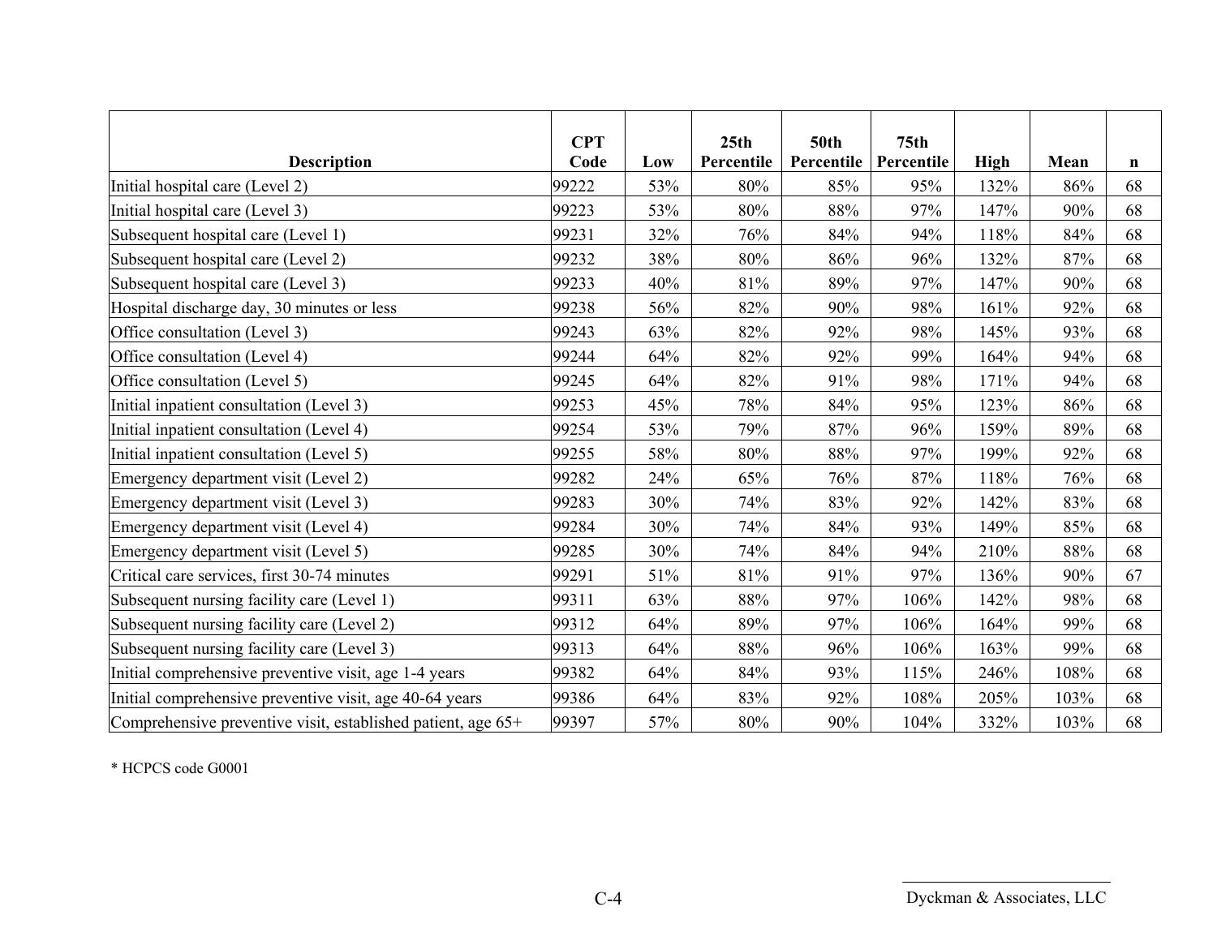| Description | CPT Code | Low | 25th Percentile | 50th Percentile | 75th Percentile | High | Mean | n |
|---|---|---|---|---|---|---|---|---|
| Initial hospital care (Level 2) | 99222 | 53% | 80% | 85% | 95% | 132% | 86% | 68 |
| Initial hospital care (Level 3) | 99223 | 53% | 80% | 88% | 97% | 147% | 90% | 68 |
| Subsequent hospital care (Level 1) | 99231 | 32% | 76% | 84% | 94% | 118% | 84% | 68 |
| Subsequent hospital care (Level 2) | 99232 | 38% | 80% | 86% | 96% | 132% | 87% | 68 |
| Subsequent hospital care (Level 3) | 99233 | 40% | 81% | 89% | 97% | 147% | 90% | 68 |
| Hospital discharge day, 30 minutes or less | 99238 | 56% | 82% | 90% | 98% | 161% | 92% | 68 |
| Office consultation (Level 3) | 99243 | 63% | 82% | 92% | 98% | 145% | 93% | 68 |
| Office consultation (Level 4) | 99244 | 64% | 82% | 92% | 99% | 164% | 94% | 68 |
| Office consultation (Level 5) | 99245 | 64% | 82% | 91% | 98% | 171% | 94% | 68 |
| Initial inpatient consultation (Level 3) | 99253 | 45% | 78% | 84% | 95% | 123% | 86% | 68 |
| Initial inpatient consultation (Level 4) | 99254 | 53% | 79% | 87% | 96% | 159% | 89% | 68 |
| Initial inpatient consultation (Level 5) | 99255 | 58% | 80% | 88% | 97% | 199% | 92% | 68 |
| Emergency department visit (Level 2) | 99282 | 24% | 65% | 76% | 87% | 118% | 76% | 68 |
| Emergency department visit (Level 3) | 99283 | 30% | 74% | 83% | 92% | 142% | 83% | 68 |
| Emergency department visit (Level 4) | 99284 | 30% | 74% | 84% | 93% | 149% | 85% | 68 |
| Emergency department visit (Level 5) | 99285 | 30% | 74% | 84% | 94% | 210% | 88% | 68 |
| Critical care services, first 30-74 minutes | 99291 | 51% | 81% | 91% | 97% | 136% | 90% | 67 |
| Subsequent nursing facility care (Level 1) | 99311 | 63% | 88% | 97% | 106% | 142% | 98% | 68 |
| Subsequent nursing facility care (Level 2) | 99312 | 64% | 89% | 97% | 106% | 164% | 99% | 68 |
| Subsequent nursing facility care (Level 3) | 99313 | 64% | 88% | 96% | 106% | 163% | 99% | 68 |
| Initial comprehensive preventive visit, age 1-4 years | 99382 | 64% | 84% | 93% | 115% | 246% | 108% | 68 |
| Initial comprehensive preventive visit, age 40-64 years | 99386 | 64% | 83% | 92% | 108% | 205% | 103% | 68 |
| Comprehensive preventive visit, established patient, age 65+ | 99397 | 57% | 80% | 90% | 104% | 332% | 103% | 68 |

* HCPCS code G0001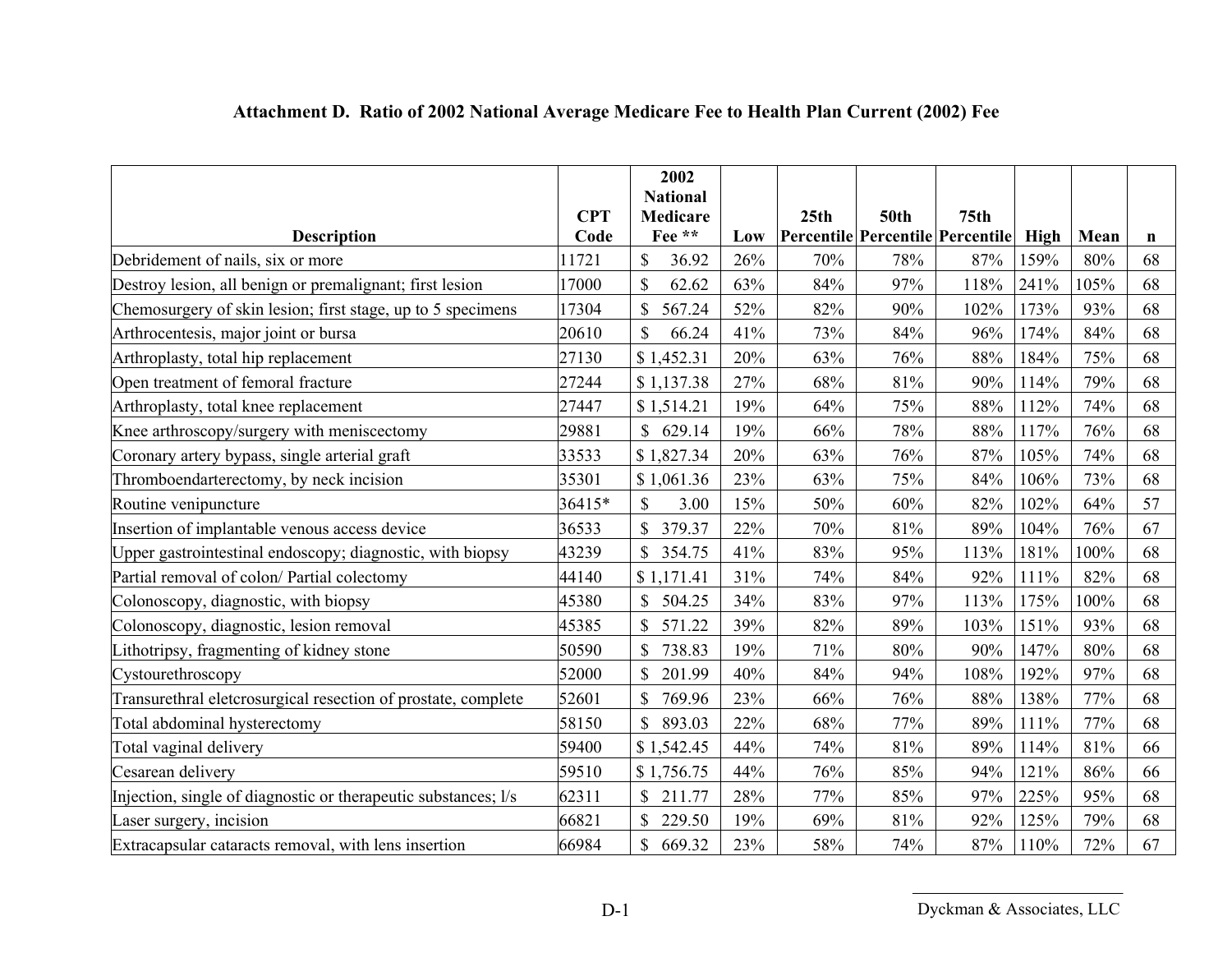### Attachment D. Ratio of 2002 National Average Medicare Fee to Health Plan Current (2002) Fee

| Description | CPT Code | 2002 National Medicare Fee ** | Low | 25th Percentile | 50th Percentile | 75th Percentile | High | Mean | n |
|---|---|---|---|---|---|---|---|---|---|
| Debridement of nails, six or more | 11721 | $ 36.92 | 26% | 70% | 78% | 87% | 159% | 80% | 68 |
| Destroy lesion, all benign or premalignant; first lesion | 17000 | $ 62.62 | 63% | 84% | 97% | 118% | 241% | 105% | 68 |
| Chemosurgery of skin lesion; first stage, up to 5 specimens | 17304 | $ 567.24 | 52% | 82% | 90% | 102% | 173% | 93% | 68 |
| Arthrocentesis, major joint or bursa | 20610 | $ 66.24 | 41% | 73% | 84% | 96% | 174% | 84% | 68 |
| Arthroplasty, total hip replacement | 27130 | $ 1,452.31 | 20% | 63% | 76% | 88% | 184% | 75% | 68 |
| Open treatment of femoral fracture | 27244 | $ 1,137.38 | 27% | 68% | 81% | 90% | 114% | 79% | 68 |
| Arthroplasty, total knee replacement | 27447 | $ 1,514.21 | 19% | 64% | 75% | 88% | 112% | 74% | 68 |
| Knee arthroscopy/surgery with meniscectomy | 29881 | $ 629.14 | 19% | 66% | 78% | 88% | 117% | 76% | 68 |
| Coronary artery bypass, single arterial graft | 33533 | $ 1,827.34 | 20% | 63% | 76% | 87% | 105% | 74% | 68 |
| Thromboendarterectomy, by neck incision | 35301 | $ 1,061.36 | 23% | 63% | 75% | 84% | 106% | 73% | 68 |
| Routine venipuncture | 36415* | $ 3.00 | 15% | 50% | 60% | 82% | 102% | 64% | 57 |
| Insertion of implantable venous access device | 36533 | $ 379.37 | 22% | 70% | 81% | 89% | 104% | 76% | 67 |
| Upper gastrointestinal endoscopy; diagnostic, with biopsy | 43239 | $ 354.75 | 41% | 83% | 95% | 113% | 181% | 100% | 68 |
| Partial removal of colon/ Partial colectomy | 44140 | $ 1,171.41 | 31% | 74% | 84% | 92% | 111% | 82% | 68 |
| Colonoscopy, diagnostic, with biopsy | 45380 | $ 504.25 | 34% | 83% | 97% | 113% | 175% | 100% | 68 |
| Colonoscopy, diagnostic, lesion removal | 45385 | $ 571.22 | 39% | 82% | 89% | 103% | 151% | 93% | 68 |
| Lithotripsy, fragmenting of kidney stone | 50590 | $ 738.83 | 19% | 71% | 80% | 90% | 147% | 80% | 68 |
| Cystourethroscopy | 52000 | $ 201.99 | 40% | 84% | 94% | 108% | 192% | 97% | 68 |
| Transurethral eletcrosurgical resection of prostate, complete | 52601 | $ 769.96 | 23% | 66% | 76% | 88% | 138% | 77% | 68 |
| Total abdominal hysterectomy | 58150 | $ 893.03 | 22% | 68% | 77% | 89% | 111% | 77% | 68 |
| Total vaginal delivery | 59400 | $ 1,542.45 | 44% | 74% | 81% | 89% | 114% | 81% | 66 |
| Cesarean delivery | 59510 | $ 1,756.75 | 44% | 76% | 85% | 94% | 121% | 86% | 66 |
| Injection, single of diagnostic or therapeutic substances; l/s | 62311 | $ 211.77 | 28% | 77% | 85% | 97% | 225% | 95% | 68 |
| Laser surgery, incision | 66821 | $ 229.50 | 19% | 69% | 81% | 92% | 125% | 79% | 68 |
| Extracapsular cataracts removal, with lens insertion | 66984 | $ 669.32 | 23% | 58% | 74% | 87% | 110% | 72% | 67 |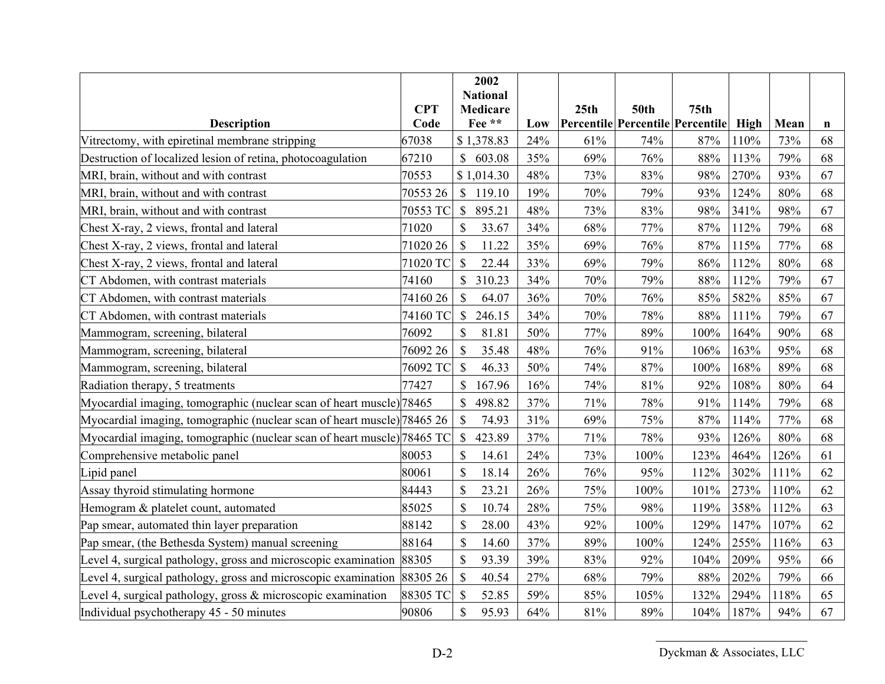| Description | CPT Code | 2002 National Medicare Fee ** | Low | 25th Percentile | 50th Percentile | 75th Percentile | High | Mean | n |
|---|---|---|---|---|---|---|---|---|---|
| Vitrectomy, with epiretinal membrane stripping | 67038 | $ 1,378.83 | 24% | 61% | 74% | 87% | 110% | 73% | 68 |
| Destruction of localized lesion of retina, photocoagulation | 67210 | $ 603.08 | 35% | 69% | 76% | 88% | 113% | 79% | 68 |
| MRI, brain, without and with contrast | 70553 | $ 1,014.30 | 48% | 73% | 83% | 98% | 270% | 93% | 67 |
| MRI, brain, without and with contrast | 70553 26 | $ 119.10 | 19% | 70% | 79% | 93% | 124% | 80% | 68 |
| MRI, brain, without and with contrast | 70553 TC | $ 895.21 | 48% | 73% | 83% | 98% | 341% | 98% | 67 |
| Chest X-ray, 2 views, frontal and lateral | 71020 | $ 33.67 | 34% | 68% | 77% | 87% | 112% | 79% | 68 |
| Chest X-ray, 2 views, frontal and lateral | 71020 26 | $ 11.22 | 35% | 69% | 76% | 87% | 115% | 77% | 68 |
| Chest X-ray, 2 views, frontal and lateral | 71020 TC | $ 22.44 | 33% | 69% | 79% | 86% | 112% | 80% | 68 |
| CT Abdomen, with contrast materials | 74160 | $ 310.23 | 34% | 70% | 79% | 88% | 112% | 79% | 67 |
| CT Abdomen, with contrast materials | 74160 26 | $ 64.07 | 36% | 70% | 76% | 85% | 582% | 85% | 67 |
| CT Abdomen, with contrast materials | 74160 TC | $ 246.15 | 34% | 70% | 78% | 88% | 111% | 79% | 67 |
| Mammogram, screening, bilateral | 76092 | $ 81.81 | 50% | 77% | 89% | 100% | 164% | 90% | 68 |
| Mammogram, screening, bilateral | 76092 26 | $ 35.48 | 48% | 76% | 91% | 106% | 163% | 95% | 68 |
| Mammogram, screening, bilateral | 76092 TC | $ 46.33 | 50% | 74% | 87% | 100% | 168% | 89% | 68 |
| Radiation therapy, 5 treatments | 77427 | $ 167.96 | 16% | 74% | 81% | 92% | 108% | 80% | 64 |
| Myocardial imaging, tomographic (nuclear scan of heart muscle) | 78465 | $ 498.82 | 37% | 71% | 78% | 91% | 114% | 79% | 68 |
| Myocardial imaging, tomographic (nuclear scan of heart muscle) | 78465 26 | $ 74.93 | 31% | 69% | 75% | 87% | 114% | 77% | 68 |
| Myocardial imaging, tomographic (nuclear scan of heart muscle) | 78465 TC | $ 423.89 | 37% | 71% | 78% | 93% | 126% | 80% | 68 |
| Comprehensive metabolic panel | 80053 | $ 14.61 | 24% | 73% | 100% | 123% | 464% | 126% | 61 |
| Lipid panel | 80061 | $ 18.14 | 26% | 76% | 95% | 112% | 302% | 111% | 62 |
| Assay thyroid stimulating hormone | 84443 | $ 23.21 | 26% | 75% | 100% | 101% | 273% | 110% | 62 |
| Hemogram & platelet count, automated | 85025 | $ 10.74 | 28% | 75% | 98% | 119% | 358% | 112% | 63 |
| Pap smear, automated thin layer preparation | 88142 | $ 28.00 | 43% | 92% | 100% | 129% | 147% | 107% | 62 |
| Pap smear, (the Bethesda System) manual screening | 88164 | $ 14.60 | 37% | 89% | 100% | 124% | 255% | 116% | 63 |
| Level 4, surgical pathology, gross and microscopic examination | 88305 | $ 93.39 | 39% | 83% | 92% | 104% | 209% | 95% | 66 |
| Level 4, surgical pathology, gross and microscopic examination | 88305 26 | $ 40.54 | 27% | 68% | 79% | 88% | 202% | 79% | 66 |
| Level 4, surgical pathology, gross & microscopic examination | 88305 TC | $ 52.85 | 59% | 85% | 105% | 132% | 294% | 118% | 65 |
| Individual psychotherapy 45 - 50 minutes | 90806 | $ 95.93 | 64% | 81% | 89% | 104% | 187% | 94% | 67 |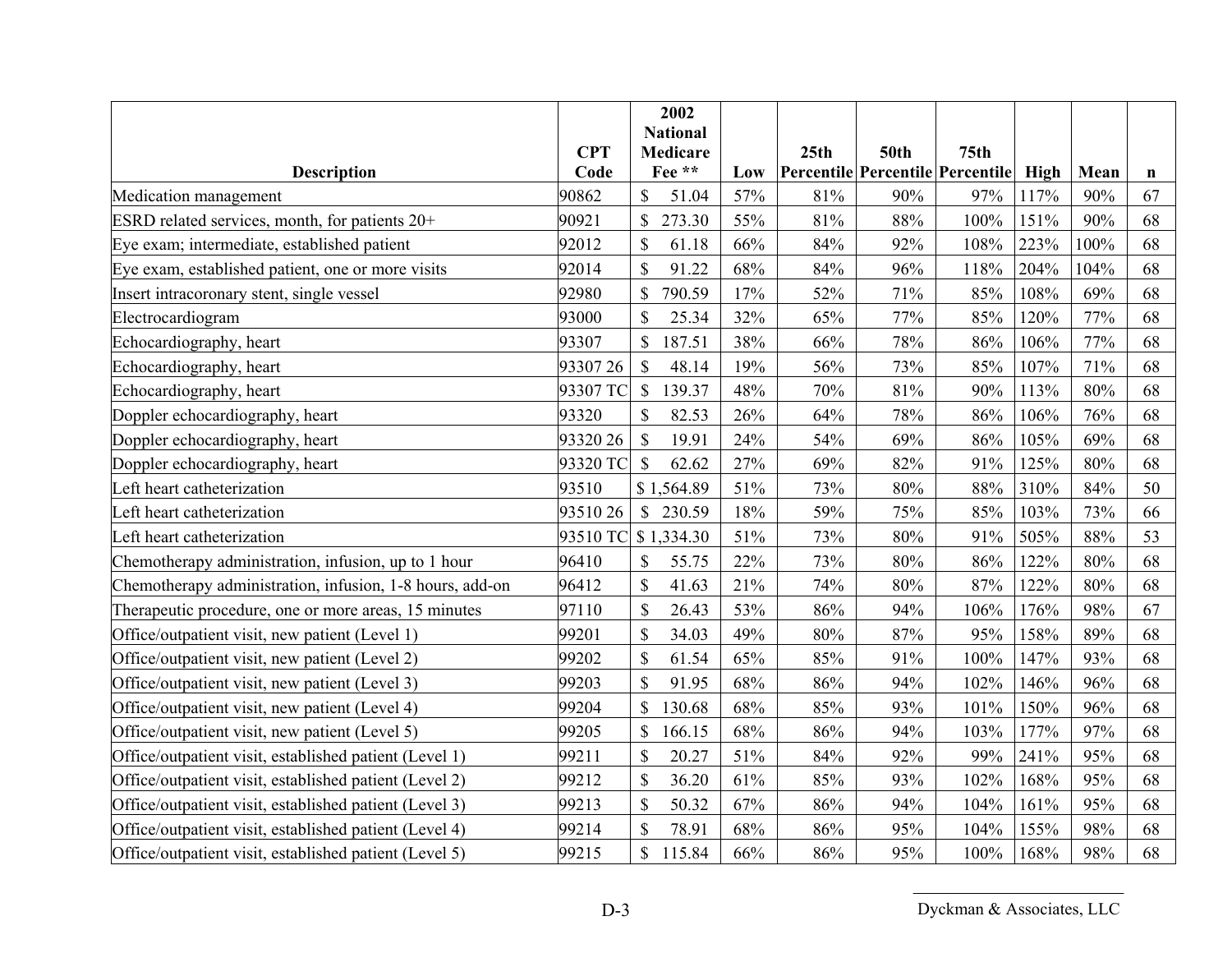| Description | CPT Code | 2002 National Medicare Fee ** | Low | 25th Percentile | 50th Percentile | 75th Percentile | High | Mean | n |
|---|---|---|---|---|---|---|---|---|---|
| Medication management | 90862 | $ 51.04 | 57% | 81% | 90% | 97% | 117% | 90% | 67 |
| ESRD related services, month, for patients 20+ | 90921 | $ 273.30 | 55% | 81% | 88% | 100% | 151% | 90% | 68 |
| Eye exam; intermediate, established patient | 92012 | $ 61.18 | 66% | 84% | 92% | 108% | 223% | 100% | 68 |
| Eye exam, established patient, one or more visits | 92014 | $ 91.22 | 68% | 84% | 96% | 118% | 204% | 104% | 68 |
| Insert intracoronary stent, single vessel | 92980 | $ 790.59 | 17% | 52% | 71% | 85% | 108% | 69% | 68 |
| Electrocardiogram | 93000 | $ 25.34 | 32% | 65% | 77% | 85% | 120% | 77% | 68 |
| Echocardiography, heart | 93307 | $ 187.51 | 38% | 66% | 78% | 86% | 106% | 77% | 68 |
| Echocardiography, heart | 93307 26 | $ 48.14 | 19% | 56% | 73% | 85% | 107% | 71% | 68 |
| Echocardiography, heart | 93307 TC | $ 139.37 | 48% | 70% | 81% | 90% | 113% | 80% | 68 |
| Doppler echocardiography, heart | 93320 | $ 82.53 | 26% | 64% | 78% | 86% | 106% | 76% | 68 |
| Doppler echocardiography, heart | 93320 26 | $ 19.91 | 24% | 54% | 69% | 86% | 105% | 69% | 68 |
| Doppler echocardiography, heart | 93320 TC | $ 62.62 | 27% | 69% | 82% | 91% | 125% | 80% | 68 |
| Left heart catheterization | 93510 | $ 1,564.89 | 51% | 73% | 80% | 88% | 310% | 84% | 50 |
| Left heart catheterization | 93510 26 | $ 230.59 | 18% | 59% | 75% | 85% | 103% | 73% | 66 |
| Left heart catheterization | 93510 TC | $ 1,334.30 | 51% | 73% | 80% | 91% | 505% | 88% | 53 |
| Chemotherapy administration, infusion, up to 1 hour | 96410 | $ 55.75 | 22% | 73% | 80% | 86% | 122% | 80% | 68 |
| Chemotherapy administration, infusion, 1-8 hours, add-on | 96412 | $ 41.63 | 21% | 74% | 80% | 87% | 122% | 80% | 68 |
| Therapeutic procedure, one or more areas, 15 minutes | 97110 | $ 26.43 | 53% | 86% | 94% | 106% | 176% | 98% | 67 |
| Office/outpatient visit, new patient (Level 1) | 99201 | $ 34.03 | 49% | 80% | 87% | 95% | 158% | 89% | 68 |
| Office/outpatient visit, new patient (Level 2) | 99202 | $ 61.54 | 65% | 85% | 91% | 100% | 147% | 93% | 68 |
| Office/outpatient visit, new patient (Level 3) | 99203 | $ 91.95 | 68% | 86% | 94% | 102% | 146% | 96% | 68 |
| Office/outpatient visit, new patient (Level 4) | 99204 | $ 130.68 | 68% | 85% | 93% | 101% | 150% | 96% | 68 |
| Office/outpatient visit, new patient (Level 5) | 99205 | $ 166.15 | 68% | 86% | 94% | 103% | 177% | 97% | 68 |
| Office/outpatient visit, established patient (Level 1) | 99211 | $ 20.27 | 51% | 84% | 92% | 99% | 241% | 95% | 68 |
| Office/outpatient visit, established patient (Level 2) | 99212 | $ 36.20 | 61% | 85% | 93% | 102% | 168% | 95% | 68 |
| Office/outpatient visit, established patient (Level 3) | 99213 | $ 50.32 | 67% | 86% | 94% | 104% | 161% | 95% | 68 |
| Office/outpatient visit, established patient (Level 4) | 99214 | $ 78.91 | 68% | 86% | 95% | 104% | 155% | 98% | 68 |
| Office/outpatient visit, established patient (Level 5) | 99215 | $ 115.84 | 66% | 86% | 95% | 100% | 168% | 98% | 68 |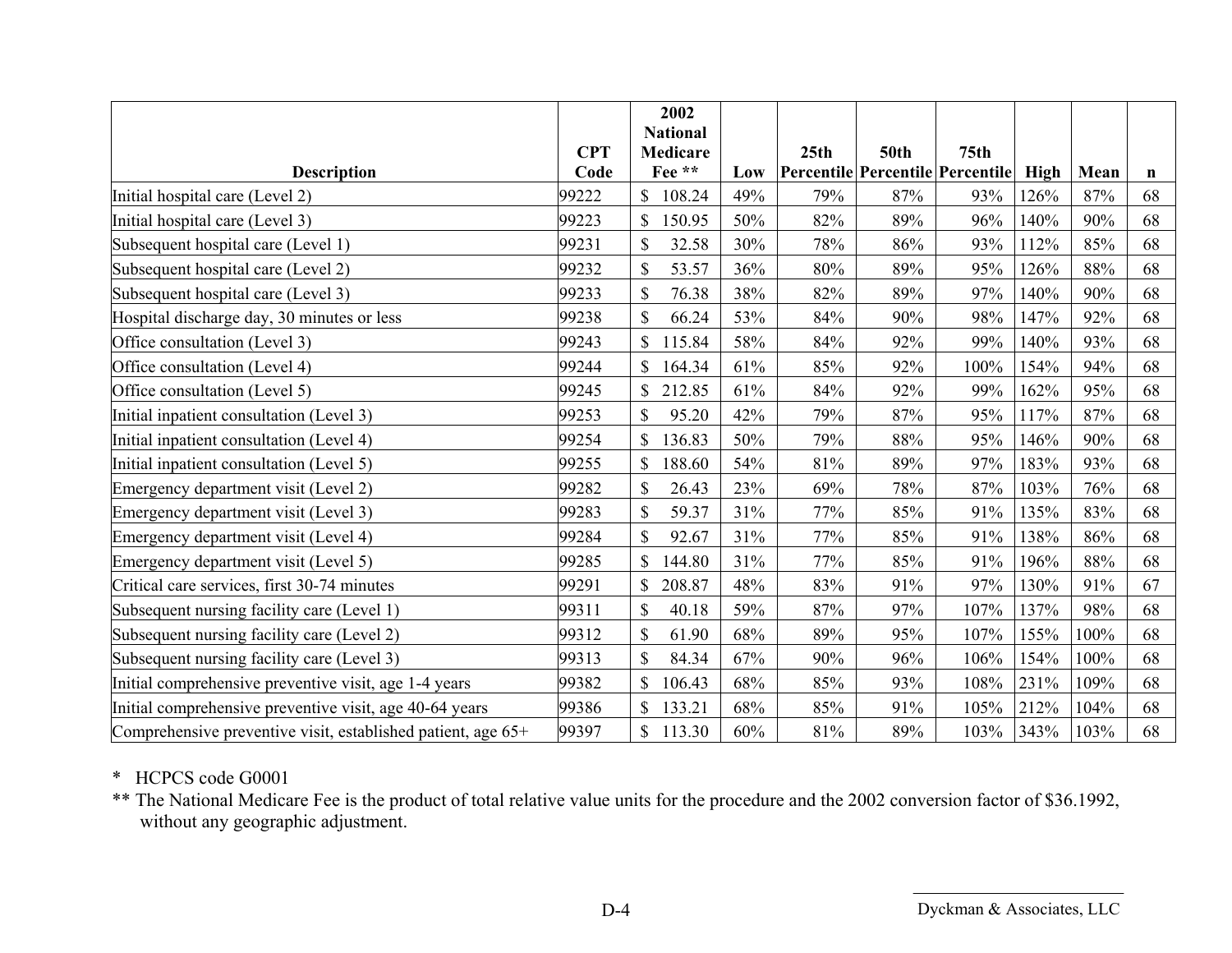| Description | CPT Code | 2002 National Medicare Fee ** | Low | 25th Percentile | 50th Percentile | 75th Percentile | High | Mean | n |
|---|---|---|---|---|---|---|---|---|---|
| Initial hospital care (Level 2) | 99222 | $ 108.24 | 49% | 79% | 87% | 93% | 126% | 87% | 68 |
| Initial hospital care (Level 3) | 99223 | $ 150.95 | 50% | 82% | 89% | 96% | 140% | 90% | 68 |
| Subsequent hospital care (Level 1) | 99231 | $ 32.58 | 30% | 78% | 86% | 93% | 112% | 85% | 68 |
| Subsequent hospital care (Level 2) | 99232 | $ 53.57 | 36% | 80% | 89% | 95% | 126% | 88% | 68 |
| Subsequent hospital care (Level 3) | 99233 | $ 76.38 | 38% | 82% | 89% | 97% | 140% | 90% | 68 |
| Hospital discharge day, 30 minutes or less | 99238 | $ 66.24 | 53% | 84% | 90% | 98% | 147% | 92% | 68 |
| Office consultation (Level 3) | 99243 | $ 115.84 | 58% | 84% | 92% | 99% | 140% | 93% | 68 |
| Office consultation (Level 4) | 99244 | $ 164.34 | 61% | 85% | 92% | 100% | 154% | 94% | 68 |
| Office consultation (Level 5) | 99245 | $ 212.85 | 61% | 84% | 92% | 99% | 162% | 95% | 68 |
| Initial inpatient consultation (Level 3) | 99253 | $ 95.20 | 42% | 79% | 87% | 95% | 117% | 87% | 68 |
| Initial inpatient consultation (Level 4) | 99254 | $ 136.83 | 50% | 79% | 88% | 95% | 146% | 90% | 68 |
| Initial inpatient consultation (Level 5) | 99255 | $ 188.60 | 54% | 81% | 89% | 97% | 183% | 93% | 68 |
| Emergency department visit (Level 2) | 99282 | $ 26.43 | 23% | 69% | 78% | 87% | 103% | 76% | 68 |
| Emergency department visit (Level 3) | 99283 | $ 59.37 | 31% | 77% | 85% | 91% | 135% | 83% | 68 |
| Emergency department visit (Level 4) | 99284 | $ 92.67 | 31% | 77% | 85% | 91% | 138% | 86% | 68 |
| Emergency department visit (Level 5) | 99285 | $ 144.80 | 31% | 77% | 85% | 91% | 196% | 88% | 68 |
| Critical care services, first 30-74 minutes | 99291 | $ 208.87 | 48% | 83% | 91% | 97% | 130% | 91% | 67 |
| Subsequent nursing facility care (Level 1) | 99311 | $ 40.18 | 59% | 87% | 97% | 107% | 137% | 98% | 68 |
| Subsequent nursing facility care (Level 2) | 99312 | $ 61.90 | 68% | 89% | 95% | 107% | 155% | 100% | 68 |
| Subsequent nursing facility care (Level 3) | 99313 | $ 84.34 | 67% | 90% | 96% | 106% | 154% | 100% | 68 |
| Initial comprehensive preventive visit, age 1-4 years | 99382 | $ 106.43 | 68% | 85% | 93% | 108% | 231% | 109% | 68 |
| Initial comprehensive preventive visit, age 40-64 years | 99386 | $ 133.21 | 68% | 85% | 91% | 105% | 212% | 104% | 68 |
| Comprehensive preventive visit, established patient, age 65+ | 99397 | $ 113.30 | 60% | 81% | 89% | 103% | 343% | 103% | 68 |

\* HCPCS code G0001

** The National Medicare Fee is the product of total relative value units for the procedure and the 2002 conversion factor of $36.1992, without any geographic adjustment.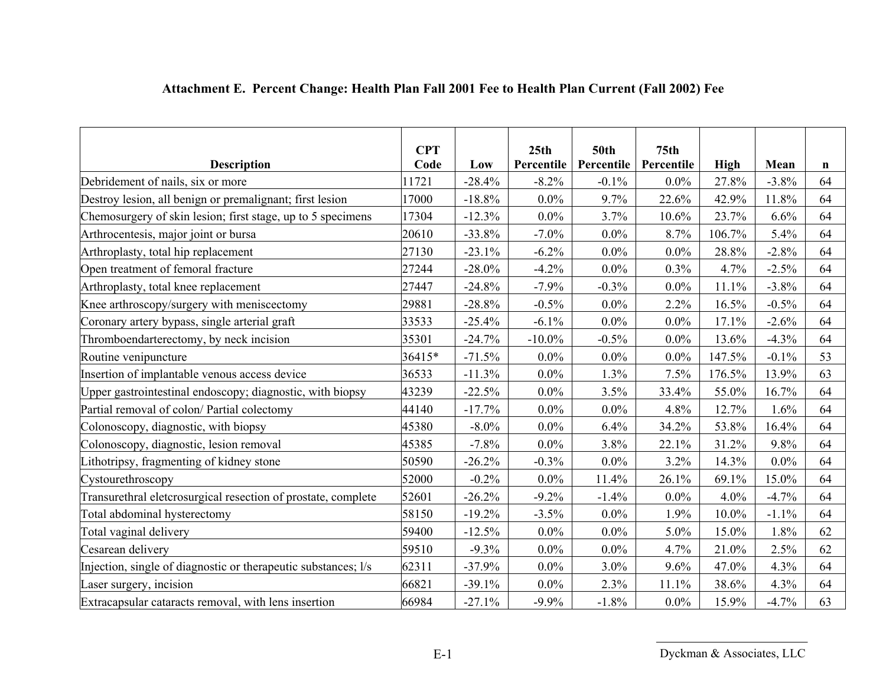## Attachment E. Percent Change: Health Plan Fall 2001 Fee to Health Plan Current (Fall 2002) Fee

| Description | CPT Code | Low | 25th Percentile | 50th Percentile | 75th Percentile | High | Mean | n |
|---|---|---|---|---|---|---|---|---|
| Debridement of nails, six or more | 11721 | -28.4% | -8.2% | -0.1% | 0.0% | 27.8% | -3.8% | 64 |
| Destroy lesion, all benign or premalignant; first lesion | 17000 | -18.8% | 0.0% | 9.7% | 22.6% | 42.9% | 11.8% | 64 |
| Chemosurgery of skin lesion; first stage, up to 5 specimens | 17304 | -12.3% | 0.0% | 3.7% | 10.6% | 23.7% | 6.6% | 64 |
| Arthrocentesis, major joint or bursa | 20610 | -33.8% | -7.0% | 0.0% | 8.7% | 106.7% | 5.4% | 64 |
| Arthroplasty, total hip replacement | 27130 | -23.1% | -6.2% | 0.0% | 0.0% | 28.8% | -2.8% | 64 |
| Open treatment of femoral fracture | 27244 | -28.0% | -4.2% | 0.0% | 0.3% | 4.7% | -2.5% | 64 |
| Arthroplasty, total knee replacement | 27447 | -24.8% | -7.9% | -0.3% | 0.0% | 11.1% | -3.8% | 64 |
| Knee arthroscopy/surgery with meniscectomy | 29881 | -28.8% | -0.5% | 0.0% | 2.2% | 16.5% | -0.5% | 64 |
| Coronary artery bypass, single arterial graft | 33533 | -25.4% | -6.1% | 0.0% | 0.0% | 17.1% | -2.6% | 64 |
| Thromboendarterectomy, by neck incision | 35301 | -24.7% | -10.0% | -0.5% | 0.0% | 13.6% | -4.3% | 64 |
| Routine venipuncture | 36415* | -71.5% | 0.0% | 0.0% | 0.0% | 147.5% | -0.1% | 53 |
| Insertion of implantable venous access device | 36533 | -11.3% | 0.0% | 1.3% | 7.5% | 176.5% | 13.9% | 63 |
| Upper gastrointestinal endoscopy; diagnostic, with biopsy | 43239 | -22.5% | 0.0% | 3.5% | 33.4% | 55.0% | 16.7% | 64 |
| Partial removal of colon/ Partial colectomy | 44140 | -17.7% | 0.0% | 0.0% | 4.8% | 12.7% | 1.6% | 64 |
| Colonoscopy, diagnostic, with biopsy | 45380 | -8.0% | 0.0% | 6.4% | 34.2% | 53.8% | 16.4% | 64 |
| Colonoscopy, diagnostic, lesion removal | 45385 | -7.8% | 0.0% | 3.8% | 22.1% | 31.2% | 9.8% | 64 |
| Lithotripsy, fragmenting of kidney stone | 50590 | -26.2% | -0.3% | 0.0% | 3.2% | 14.3% | 0.0% | 64 |
| Cystourethroscopy | 52000 | -0.2% | 0.0% | 11.4% | 26.1% | 69.1% | 15.0% | 64 |
| Transurethral eletcrosurgical resection of prostate, complete | 52601 | -26.2% | -9.2% | -1.4% | 0.0% | 4.0% | -4.7% | 64 |
| Total abdominal hysterectomy | 58150 | -19.2% | -3.5% | 0.0% | 1.9% | 10.0% | -1.1% | 64 |
| Total vaginal delivery | 59400 | -12.5% | 0.0% | 0.0% | 5.0% | 15.0% | 1.8% | 62 |
| Cesarean delivery | 59510 | -9.3% | 0.0% | 0.0% | 4.7% | 21.0% | 2.5% | 62 |
| Injection, single of diagnostic or therapeutic substances; l/s | 62311 | -37.9% | 0.0% | 3.0% | 9.6% | 47.0% | 4.3% | 64 |
| Laser surgery, incision | 66821 | -39.1% | 0.0% | 2.3% | 11.1% | 38.6% | 4.3% | 64 |
| Extracapsular cataracts removal, with lens insertion | 66984 | -27.1% | -9.9% | -1.8% | 0.0% | 15.9% | -4.7% | 63 |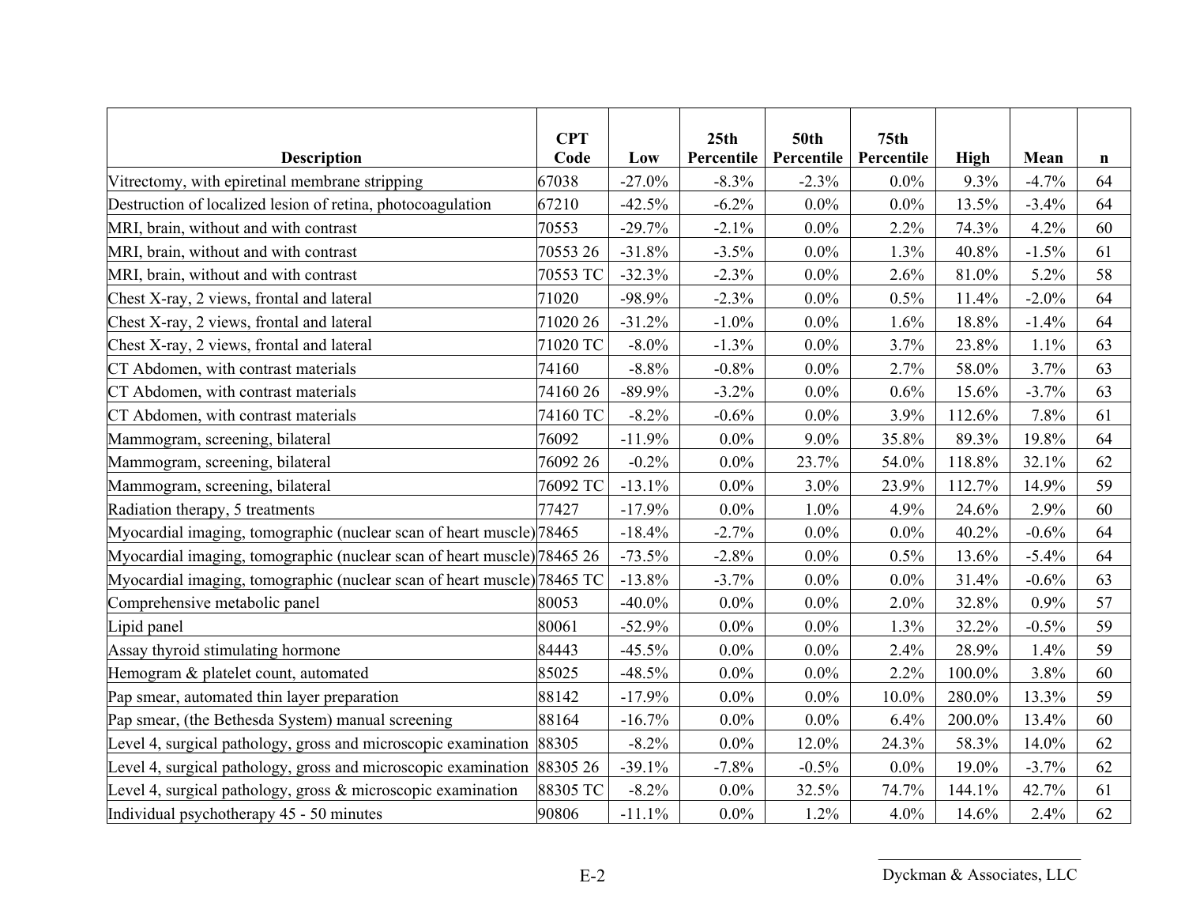| Description | CPT Code | Low | 25th Percentile | 50th Percentile | 75th Percentile | High | Mean | n |
|---|---|---|---|---|---|---|---|---|
| Vitrectomy, with epiretinal membrane stripping | 67038 | -27.0% | -8.3% | -2.3% | 0.0% | 9.3% | -4.7% | 64 |
| Destruction of localized lesion of retina, photocoagulation | 67210 | -42.5% | -6.2% | 0.0% | 0.0% | 13.5% | -3.4% | 64 |
| MRI, brain, without and with contrast | 70553 | -29.7% | -2.1% | 0.0% | 2.2% | 74.3% | 4.2% | 60 |
| MRI, brain, without and with contrast | 70553 26 | -31.8% | -3.5% | 0.0% | 1.3% | 40.8% | -1.5% | 61 |
| MRI, brain, without and with contrast | 70553 TC | -32.3% | -2.3% | 0.0% | 2.6% | 81.0% | 5.2% | 58 |
| Chest X-ray, 2 views, frontal and lateral | 71020 | -98.9% | -2.3% | 0.0% | 0.5% | 11.4% | -2.0% | 64 |
| Chest X-ray, 2 views, frontal and lateral | 71020 26 | -31.2% | -1.0% | 0.0% | 1.6% | 18.8% | -1.4% | 64 |
| Chest X-ray, 2 views, frontal and lateral | 71020 TC | -8.0% | -1.3% | 0.0% | 3.7% | 23.8% | 1.1% | 63 |
| CT Abdomen, with contrast materials | 74160 | -8.8% | -0.8% | 0.0% | 2.7% | 58.0% | 3.7% | 63 |
| CT Abdomen, with contrast materials | 74160 26 | -89.9% | -3.2% | 0.0% | 0.6% | 15.6% | -3.7% | 63 |
| CT Abdomen, with contrast materials | 74160 TC | -8.2% | -0.6% | 0.0% | 3.9% | 112.6% | 7.8% | 61 |
| Mammogram, screening, bilateral | 76092 | -11.9% | 0.0% | 9.0% | 35.8% | 89.3% | 19.8% | 64 |
| Mammogram, screening, bilateral | 76092 26 | -0.2% | 0.0% | 23.7% | 54.0% | 118.8% | 32.1% | 62 |
| Mammogram, screening, bilateral | 76092 TC | -13.1% | 0.0% | 3.0% | 23.9% | 112.7% | 14.9% | 59 |
| Radiation therapy, 5 treatments | 77427 | -17.9% | 0.0% | 1.0% | 4.9% | 24.6% | 2.9% | 60 |
| Myocardial imaging, tomographic (nuclear scan of heart muscle) | 78465 | -18.4% | -2.7% | 0.0% | 0.0% | 40.2% | -0.6% | 64 |
| Myocardial imaging, tomographic (nuclear scan of heart muscle) | 78465 26 | -73.5% | -2.8% | 0.0% | 0.5% | 13.6% | -5.4% | 64 |
| Myocardial imaging, tomographic (nuclear scan of heart muscle) | 78465 TC | -13.8% | -3.7% | 0.0% | 0.0% | 31.4% | -0.6% | 63 |
| Comprehensive metabolic panel | 80053 | -40.0% | 0.0% | 0.0% | 2.0% | 32.8% | 0.9% | 57 |
| Lipid panel | 80061 | -52.9% | 0.0% | 0.0% | 1.3% | 32.2% | -0.5% | 59 |
| Assay thyroid stimulating hormone | 84443 | -45.5% | 0.0% | 0.0% | 2.4% | 28.9% | 1.4% | 59 |
| Hemogram & platelet count, automated | 85025 | -48.5% | 0.0% | 0.0% | 2.2% | 100.0% | 3.8% | 60 |
| Pap smear, automated thin layer preparation | 88142 | -17.9% | 0.0% | 0.0% | 10.0% | 280.0% | 13.3% | 59 |
| Pap smear, (the Bethesda System) manual screening | 88164 | -16.7% | 0.0% | 0.0% | 6.4% | 200.0% | 13.4% | 60 |
| Level 4, surgical pathology, gross and microscopic examination | 88305 | -8.2% | 0.0% | 12.0% | 24.3% | 58.3% | 14.0% | 62 |
| Level 4, surgical pathology, gross and microscopic examination | 88305 26 | -39.1% | -7.8% | -0.5% | 0.0% | 19.0% | -3.7% | 62 |
| Level 4, surgical pathology, gross & microscopic examination | 88305 TC | -8.2% | 0.0% | 32.5% | 74.7% | 144.1% | 42.7% | 61 |
| Individual psychotherapy 45 - 50 minutes | 90806 | -11.1% | 0.0% | 1.2% | 4.0% | 14.6% | 2.4% | 62 |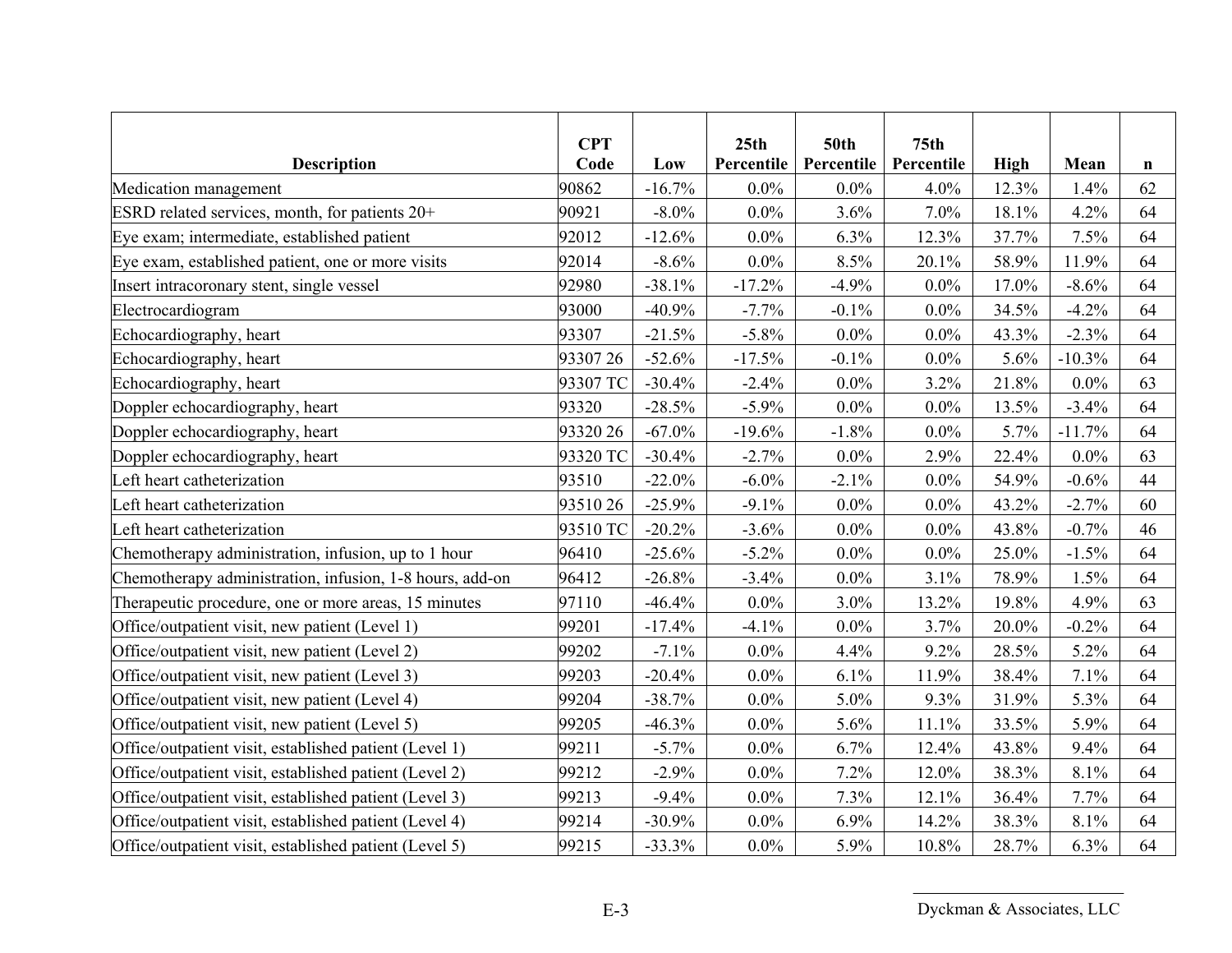| Description | CPT Code | Low | 25th Percentile | 50th Percentile | 75th Percentile | High | Mean | n |
|---|---|---|---|---|---|---|---|---|
| Medication management | 90862 | -16.7% | 0.0% | 0.0% | 4.0% | 12.3% | 1.4% | 62 |
| ESRD related services, month, for patients 20+ | 90921 | -8.0% | 0.0% | 3.6% | 7.0% | 18.1% | 4.2% | 64 |
| Eye exam; intermediate, established patient | 92012 | -12.6% | 0.0% | 6.3% | 12.3% | 37.7% | 7.5% | 64 |
| Eye exam, established patient, one or more visits | 92014 | -8.6% | 0.0% | 8.5% | 20.1% | 58.9% | 11.9% | 64 |
| Insert intracoronary stent, single vessel | 92980 | -38.1% | -17.2% | -4.9% | 0.0% | 17.0% | -8.6% | 64 |
| Electrocardiogram | 93000 | -40.9% | -7.7% | -0.1% | 0.0% | 34.5% | -4.2% | 64 |
| Echocardiography, heart | 93307 | -21.5% | -5.8% | 0.0% | 0.0% | 43.3% | -2.3% | 64 |
| Echocardiography, heart | 93307 26 | -52.6% | -17.5% | -0.1% | 0.0% | 5.6% | -10.3% | 64 |
| Echocardiography, heart | 93307 TC | -30.4% | -2.4% | 0.0% | 3.2% | 21.8% | 0.0% | 63 |
| Doppler echocardiography, heart | 93320 | -28.5% | -5.9% | 0.0% | 0.0% | 13.5% | -3.4% | 64 |
| Doppler echocardiography, heart | 93320 26 | -67.0% | -19.6% | -1.8% | 0.0% | 5.7% | -11.7% | 64 |
| Doppler echocardiography, heart | 93320 TC | -30.4% | -2.7% | 0.0% | 2.9% | 22.4% | 0.0% | 63 |
| Left heart catheterization | 93510 | -22.0% | -6.0% | -2.1% | 0.0% | 54.9% | -0.6% | 44 |
| Left heart catheterization | 93510 26 | -25.9% | -9.1% | 0.0% | 0.0% | 43.2% | -2.7% | 60 |
| Left heart catheterization | 93510 TC | -20.2% | -3.6% | 0.0% | 0.0% | 43.8% | -0.7% | 46 |
| Chemotherapy administration, infusion, up to 1 hour | 96410 | -25.6% | -5.2% | 0.0% | 0.0% | 25.0% | -1.5% | 64 |
| Chemotherapy administration, infusion, 1-8 hours, add-on | 96412 | -26.8% | -3.4% | 0.0% | 3.1% | 78.9% | 1.5% | 64 |
| Therapeutic procedure, one or more areas, 15 minutes | 97110 | -46.4% | 0.0% | 3.0% | 13.2% | 19.8% | 4.9% | 63 |
| Office/outpatient visit, new patient (Level 1) | 99201 | -17.4% | -4.1% | 0.0% | 3.7% | 20.0% | -0.2% | 64 |
| Office/outpatient visit, new patient (Level 2) | 99202 | -7.1% | 0.0% | 4.4% | 9.2% | 28.5% | 5.2% | 64 |
| Office/outpatient visit, new patient (Level 3) | 99203 | -20.4% | 0.0% | 6.1% | 11.9% | 38.4% | 7.1% | 64 |
| Office/outpatient visit, new patient (Level 4) | 99204 | -38.7% | 0.0% | 5.0% | 9.3% | 31.9% | 5.3% | 64 |
| Office/outpatient visit, new patient (Level 5) | 99205 | -46.3% | 0.0% | 5.6% | 11.1% | 33.5% | 5.9% | 64 |
| Office/outpatient visit, established patient (Level 1) | 99211 | -5.7% | 0.0% | 6.7% | 12.4% | 43.8% | 9.4% | 64 |
| Office/outpatient visit, established patient (Level 2) | 99212 | -2.9% | 0.0% | 7.2% | 12.0% | 38.3% | 8.1% | 64 |
| Office/outpatient visit, established patient (Level 3) | 99213 | -9.4% | 0.0% | 7.3% | 12.1% | 36.4% | 7.7% | 64 |
| Office/outpatient visit, established patient (Level 4) | 99214 | -30.9% | 0.0% | 6.9% | 14.2% | 38.3% | 8.1% | 64 |
| Office/outpatient visit, established patient (Level 5) | 99215 | -33.3% | 0.0% | 5.9% | 10.8% | 28.7% | 6.3% | 64 |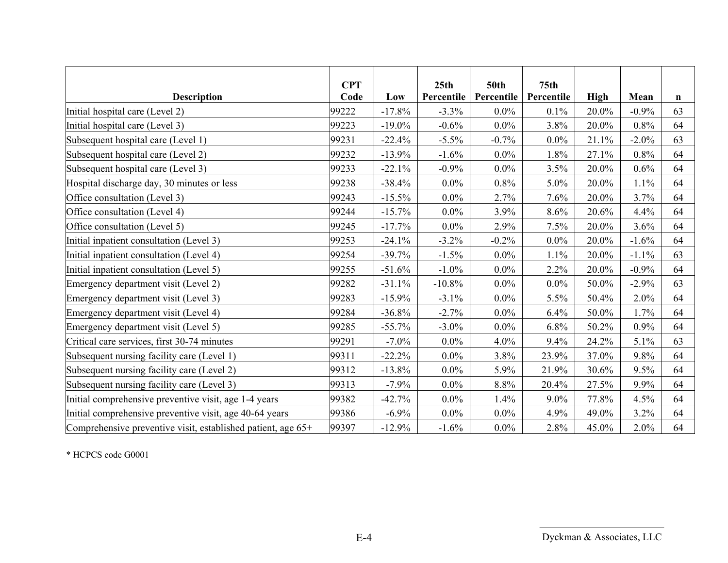| Description | CPT Code | Low | 25th Percentile | 50th Percentile | 75th Percentile | High | Mean | n |
|---|---|---|---|---|---|---|---|---|
| Initial hospital care (Level 2) | 99222 | -17.8% | -3.3% | 0.0% | 0.1% | 20.0% | -0.9% | 63 |
| Initial hospital care (Level 3) | 99223 | -19.0% | -0.6% | 0.0% | 3.8% | 20.0% | 0.8% | 64 |
| Subsequent hospital care (Level 1) | 99231 | -22.4% | -5.5% | -0.7% | 0.0% | 21.1% | -2.0% | 63 |
| Subsequent hospital care (Level 2) | 99232 | -13.9% | -1.6% | 0.0% | 1.8% | 27.1% | 0.8% | 64 |
| Subsequent hospital care (Level 3) | 99233 | -22.1% | -0.9% | 0.0% | 3.5% | 20.0% | 0.6% | 64 |
| Hospital discharge day, 30 minutes or less | 99238 | -38.4% | 0.0% | 0.8% | 5.0% | 20.0% | 1.1% | 64 |
| Office consultation (Level 3) | 99243 | -15.5% | 0.0% | 2.7% | 7.6% | 20.0% | 3.7% | 64 |
| Office consultation (Level 4) | 99244 | -15.7% | 0.0% | 3.9% | 8.6% | 20.6% | 4.4% | 64 |
| Office consultation (Level 5) | 99245 | -17.7% | 0.0% | 2.9% | 7.5% | 20.0% | 3.6% | 64 |
| Initial inpatient consultation (Level 3) | 99253 | -24.1% | -3.2% | -0.2% | 0.0% | 20.0% | -1.6% | 64 |
| Initial inpatient consultation (Level 4) | 99254 | -39.7% | -1.5% | 0.0% | 1.1% | 20.0% | -1.1% | 63 |
| Initial inpatient consultation (Level 5) | 99255 | -51.6% | -1.0% | 0.0% | 2.2% | 20.0% | -0.9% | 64 |
| Emergency department visit (Level 2) | 99282 | -31.1% | -10.8% | 0.0% | 0.0% | 50.0% | -2.9% | 63 |
| Emergency department visit (Level 3) | 99283 | -15.9% | -3.1% | 0.0% | 5.5% | 50.4% | 2.0% | 64 |
| Emergency department visit (Level 4) | 99284 | -36.8% | -2.7% | 0.0% | 6.4% | 50.0% | 1.7% | 64 |
| Emergency department visit (Level 5) | 99285 | -55.7% | -3.0% | 0.0% | 6.8% | 50.2% | 0.9% | 64 |
| Critical care services, first 30-74 minutes | 99291 | -7.0% | 0.0% | 4.0% | 9.4% | 24.2% | 5.1% | 63 |
| Subsequent nursing facility care (Level 1) | 99311 | -22.2% | 0.0% | 3.8% | 23.9% | 37.0% | 9.8% | 64 |
| Subsequent nursing facility care (Level 2) | 99312 | -13.8% | 0.0% | 5.9% | 21.9% | 30.6% | 9.5% | 64 |
| Subsequent nursing facility care (Level 3) | 99313 | -7.9% | 0.0% | 8.8% | 20.4% | 27.5% | 9.9% | 64 |
| Initial comprehensive preventive visit, age 1-4 years | 99382 | -42.7% | 0.0% | 1.4% | 9.0% | 77.8% | 4.5% | 64 |
| Initial comprehensive preventive visit, age 40-64 years | 99386 | -6.9% | 0.0% | 0.0% | 4.9% | 49.0% | 3.2% | 64 |
| Comprehensive preventive visit, established patient, age 65+ | 99397 | -12.9% | -1.6% | 0.0% | 2.8% | 45.0% | 2.0% | 64 |

* HCPCS code G0001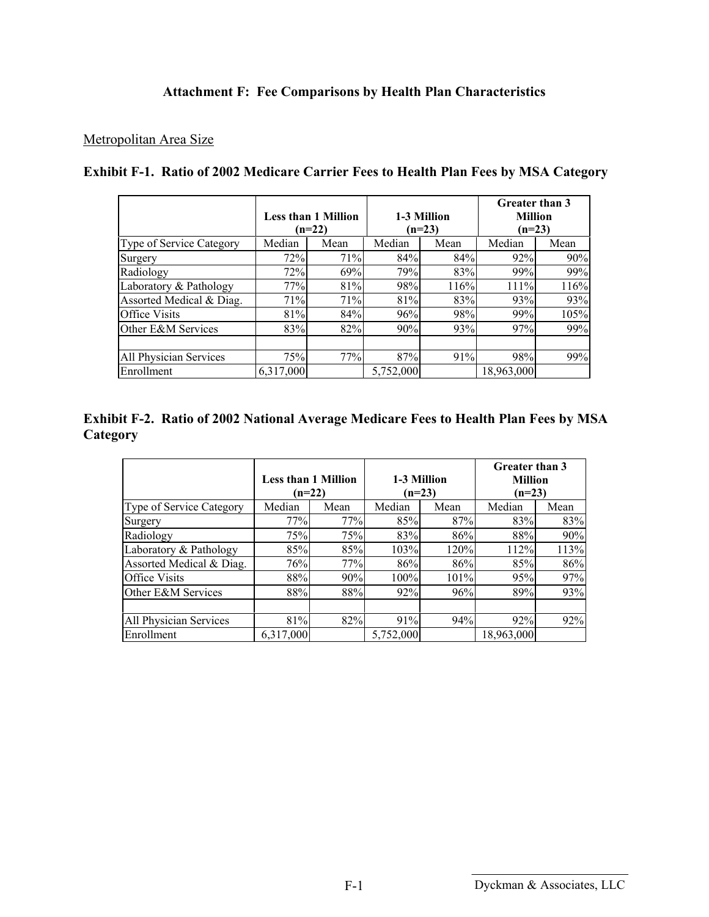# Attachment F: Fee Comparisons by Health Plan Characteristics

Metropolitan Area Size

### Exhibit F-1. Ratio of 2002 Medicare Carrier Fees to Health Plan Fees by MSA Category

| | Less than 1 Million (n=22) | | 1-3 Million (n=23) | | Greater than 3 Million (n=23) | |
|---|---|---|---|---|---|---|
| Type of Service Category | Median | Mean | Median | Mean | Median | Mean |
| Surgery | 72% | 71% | 84% | 84% | 92% | 90% |
| Radiology | 72% | 69% | 79% | 83% | 99% | 99% |
| Laboratory & Pathology | 77% | 81% | 98% | 116% | 111% | 116% |
| Assorted Medical & Diag. | 71% | 71% | 81% | 83% | 93% | 93% |
| Office Visits | 81% | 84% | 96% | 98% | 99% | 105% |
| Other E&M Services | 83% | 82% | 90% | 93% | 97% | 99% |
| | | | | | | |
| All Physician Services | 75% | 77% | 87% | 91% | 98% | 99% |
| Enrollment | 6,317,000 | | 5,752,000 | | 18,963,000 | |

### Exhibit F-2. Ratio of 2002 National Average Medicare Fees to Health Plan Fees by MSA Category

| | Less than 1 Million (n=22) | | 1-3 Million (n=23) | | Greater than 3 Million (n=23) | |
|---|---|---|---|---|---|---|
| Type of Service Category | Median | Mean | Median | Mean | Median | Mean |
| Surgery | 77% | 77% | 85% | 87% | 83% | 83% |
| Radiology | 75% | 75% | 83% | 86% | 88% | 90% |
| Laboratory & Pathology | 85% | 85% | 103% | 120% | 112% | 113% |
| Assorted Medical & Diag. | 76% | 77% | 86% | 86% | 85% | 86% |
| Office Visits | 88% | 90% | 100% | 101% | 95% | 97% |
| Other E&M Services | 88% | 88% | 92% | 96% | 89% | 93% |
| | | | | | | |
| All Physician Services | 81% | 82% | 91% | 94% | 92% | 92% |
| Enrollment | 6,317,000 | | 5,752,000 | | 18,963,000 | |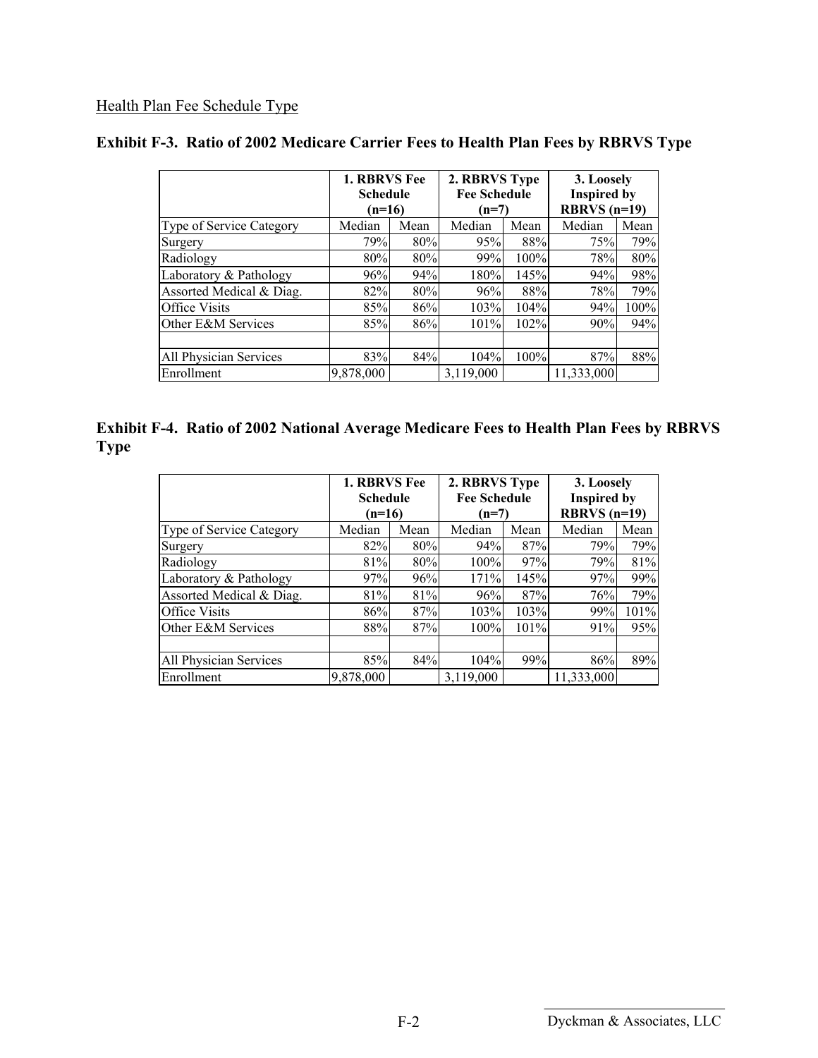Health Plan Fee Schedule Type

### Exhibit F-3. Ratio of 2002 Medicare Carrier Fees to Health Plan Fees by RBRVS Type

| | 1. RBRVS Fee Schedule (n=16) | | 2. RBRVS Type Fee Schedule (n=7) | | 3. Loosely Inspired by RBRVS (n=19) | |
|---|---|---|---|---|---|---|
| Type of Service Category | Median | Mean | Median | Mean | Median | Mean |
| Surgery | 79% | 80% | 95% | 88% | 75% | 79% |
| Radiology | 80% | 80% | 99% | 100% | 78% | 80% |
| Laboratory & Pathology | 96% | 94% | 180% | 145% | 94% | 98% |
| Assorted Medical & Diag. | 82% | 80% | 96% | 88% | 78% | 79% |
| Office Visits | 85% | 86% | 103% | 104% | 94% | 100% |
| Other E&M Services | 85% | 86% | 101% | 102% | 90% | 94% |
| | | | | | | |
| All Physician Services | 83% | 84% | 104% | 100% | 87% | 88% |
| Enrollment | 9,878,000 | | 3,119,000 | | 11,333,000 | |

### Exhibit F-4. Ratio of 2002 National Average Medicare Fees to Health Plan Fees by RBRVS Type

| | 1. RBRVS Fee Schedule (n=16) | | 2. RBRVS Type Fee Schedule (n=7) | | 3. Loosely Inspired by RBRVS (n=19) | |
|---|---|---|---|---|---|---|
| Type of Service Category | Median | Mean | Median | Mean | Median | Mean |
| Surgery | 82% | 80% | 94% | 87% | 79% | 79% |
| Radiology | 81% | 80% | 100% | 97% | 79% | 81% |
| Laboratory & Pathology | 97% | 96% | 171% | 145% | 97% | 99% |
| Assorted Medical & Diag. | 81% | 81% | 96% | 87% | 76% | 79% |
| Office Visits | 86% | 87% | 103% | 103% | 99% | 101% |
| Other E&M Services | 88% | 87% | 100% | 101% | 91% | 95% |
| | | | | | | |
| All Physician Services | 85% | 84% | 104% | 99% | 86% | 89% |
| Enrollment | 9,878,000 | | 3,119,000 | | 11,333,000 | |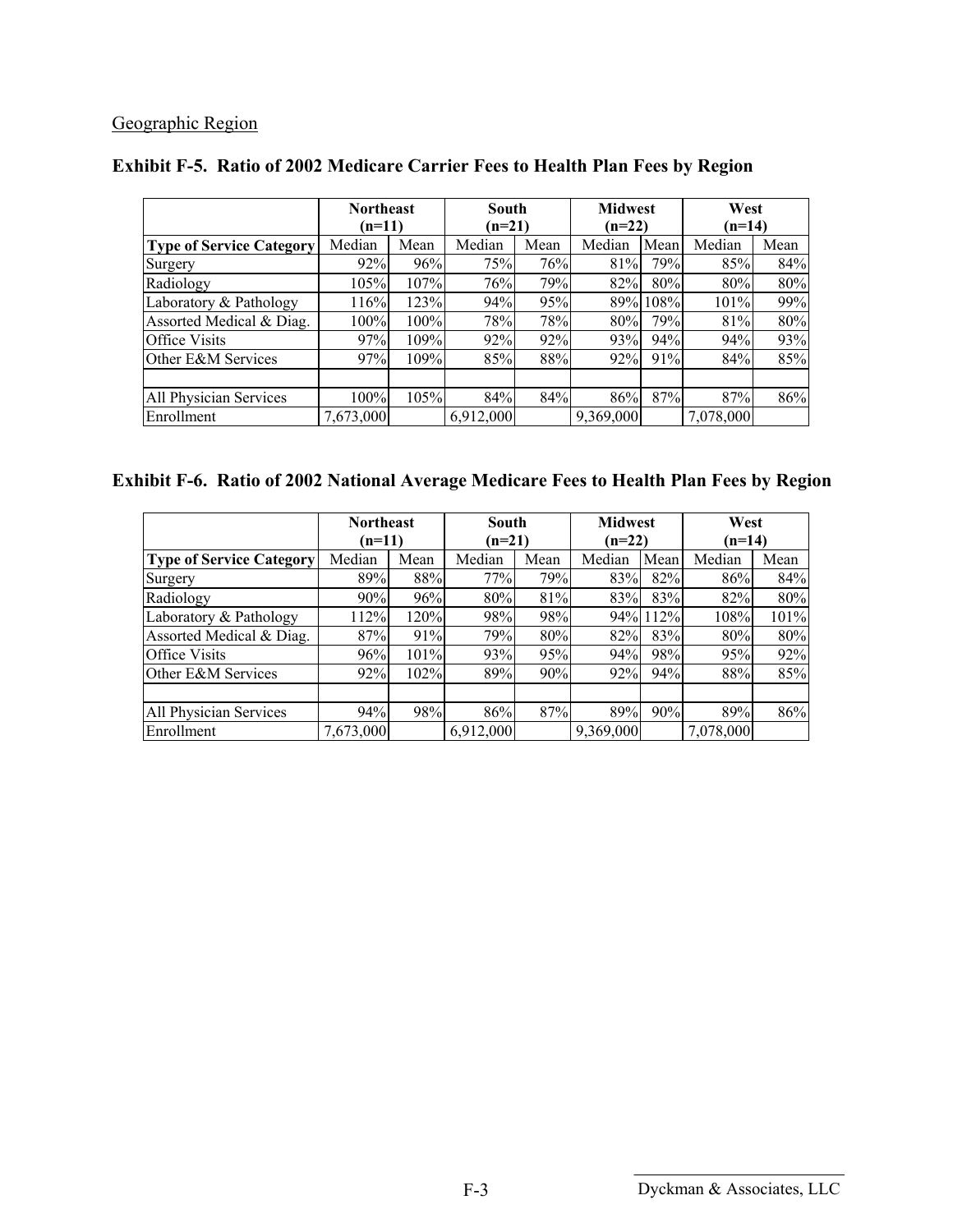Geographic Region

### Exhibit F-5. Ratio of 2002 Medicare Carrier Fees to Health Plan Fees by Region

| | Northeast (n=11) | | South (n=21) | | Midwest (n=22) | | West (n=14) | |
|---|---|---|---|---|---|---|---|---|
| **Type of Service Category** | Median | Mean | Median | Mean | Median | Mean | Median | Mean |
| Surgery | 92% | 96% | 75% | 76% | 81% | 79% | 85% | 84% |
| Radiology | 105% | 107% | 76% | 79% | 82% | 80% | 80% | 80% |
| Laboratory & Pathology | 116% | 123% | 94% | 95% | 89% | 108% | 101% | 99% |
| Assorted Medical & Diag. | 100% | 100% | 78% | 78% | 80% | 79% | 81% | 80% |
| Office Visits | 97% | 109% | 92% | 92% | 93% | 94% | 94% | 93% |
| Other E&M Services | 97% | 109% | 85% | 88% | 92% | 91% | 84% | 85% |
| | | | | | | | | |
| All Physician Services | 100% | 105% | 84% | 84% | 86% | 87% | 87% | 86% |
| Enrollment | 7,673,000 | | 6,912,000 | | 9,369,000 | | 7,078,000 | |

### Exhibit F-6. Ratio of 2002 National Average Medicare Fees to Health Plan Fees by Region

| | Northeast (n=11) | | South (n=21) | | Midwest (n=22) | | West (n=14) | |
|---|---|---|---|---|---|---|---|---|
| **Type of Service Category** | Median | Mean | Median | Mean | Median | Mean | Median | Mean |
| Surgery | 89% | 88% | 77% | 79% | 83% | 82% | 86% | 84% |
| Radiology | 90% | 96% | 80% | 81% | 83% | 83% | 82% | 80% |
| Laboratory & Pathology | 112% | 120% | 98% | 98% | 94% | 112% | 108% | 101% |
| Assorted Medical & Diag. | 87% | 91% | 79% | 80% | 82% | 83% | 80% | 80% |
| Office Visits | 96% | 101% | 93% | 95% | 94% | 98% | 95% | 92% |
| Other E&M Services | 92% | 102% | 89% | 90% | 92% | 94% | 88% | 85% |
| | | | | | | | | |
| All Physician Services | 94% | 98% | 86% | 87% | 89% | 90% | 89% | 86% |
| Enrollment | 7,673,000 | | 6,912,000 | | 9,369,000 | | 7,078,000 | |